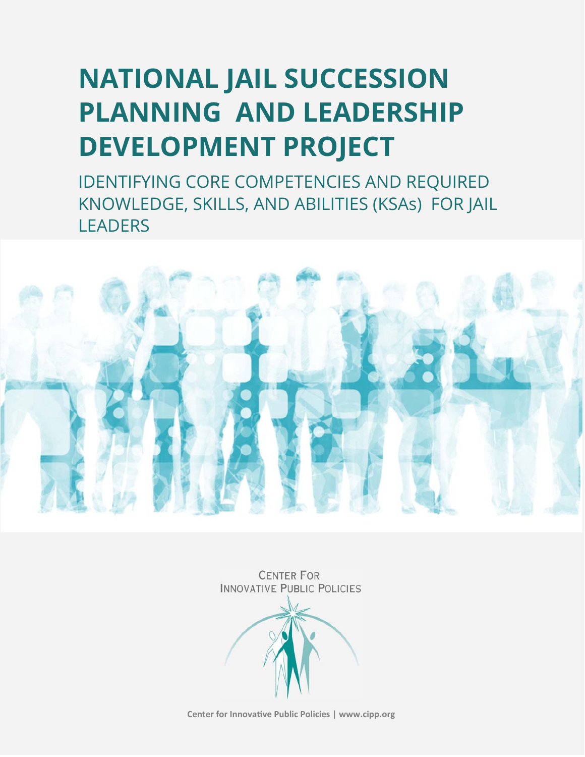# NATIONAL JAIL SUCCESSION PLANNING AND LEADERSHIP DEVELOPMENT PROJECT

## IDENTIFYING CORE COMPETENCIES AND REQUIRED KNOWLEDGE, SKILLS, AND ABILITIES (KSAs) FOR JAIL LEADERS

CENTER FOR
INNOVATIVE PUBLIC POLICIES

**Center for Innovative Public Policies | www.cipp.org**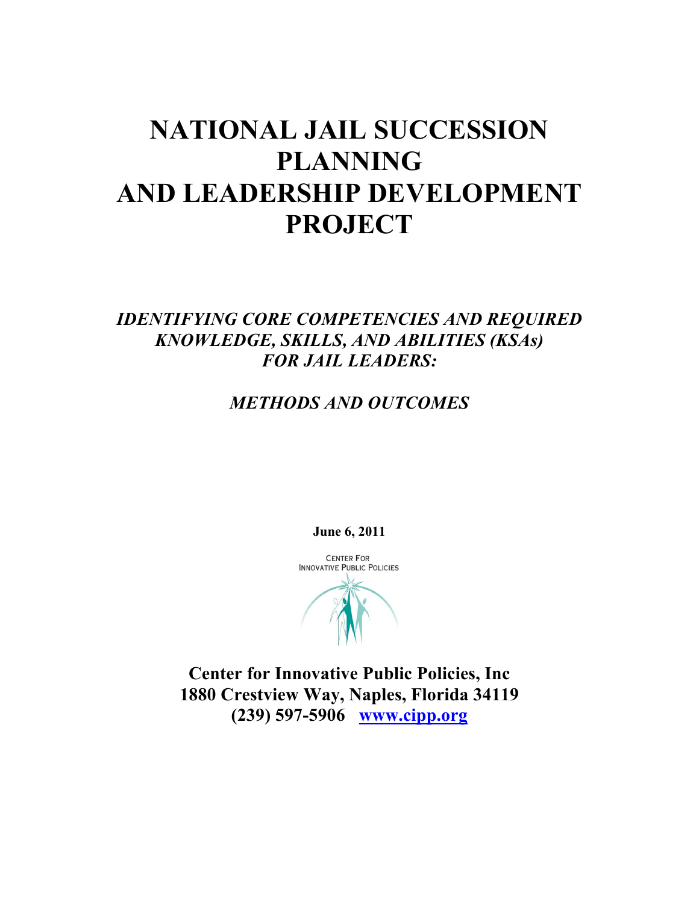# NATIONAL JAIL SUCCESSION PLANNING AND LEADERSHIP DEVELOPMENT PROJECT

## *IDENTIFYING CORE COMPETENCIES AND REQUIRED KNOWLEDGE, SKILLS, AND ABILITIES (KSAs) FOR JAIL LEADERS:*

## *METHODS AND OUTCOMES*

**June 6, 2011**

CENTER FOR INNOVATIVE PUBLIC POLICIES

**Center for Innovative Public Policies, Inc**
**1880 Crestview Way, Naples, Florida 34119**
**(239) 597-5906 www.cipp.org**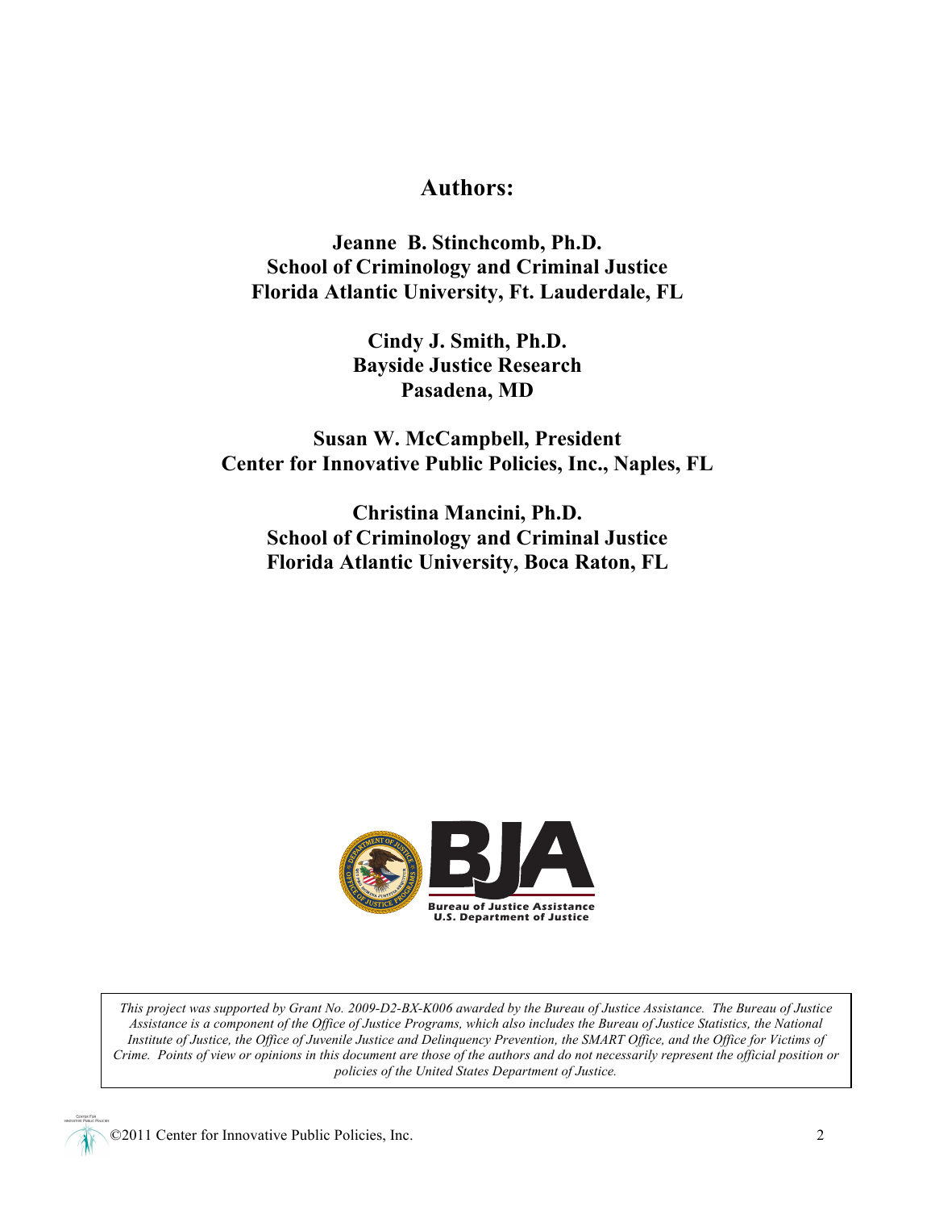# Authors:

**Jeanne B. Stinchcomb, Ph.D.**
**School of Criminology and Criminal Justice**
**Florida Atlantic University, Ft. Lauderdale, FL**

**Cindy J. Smith, Ph.D.**
**Bayside Justice Research**
**Pasadena, MD**

**Susan W. McCampbell, President**
**Center for Innovative Public Policies, Inc., Naples, FL**

**Christina Mancini, Ph.D.**
**School of Criminology and Criminal Justice**
**Florida Atlantic University, Boca Raton, FL**

Bureau of Justice Assistance
U.S. Department of Justice

*This project was supported by Grant No. 2009-D2-BX-K006 awarded by the Bureau of Justice Assistance. The Bureau of Justice Assistance is a component of the Office of Justice Programs, which also includes the Bureau of Justice Statistics, the National Institute of Justice, the Office of Juvenile Justice and Delinquency Prevention, the SMART Office, and the Office for Victims of Crime. Points of view or opinions in this document are those of the authors and do not necessarily represent the official position or policies of the United States Department of Justice.*

©2011 Center for Innovative Public Policies, Inc.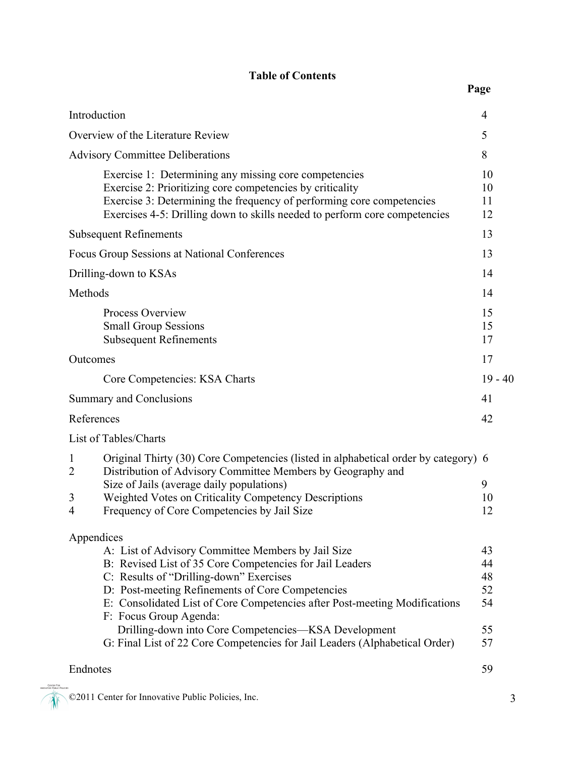# Table of Contents

| | Page |
|---|---|
| Introduction | 4 |
| Overview of the Literature Review | 5 |
| Advisory Committee Deliberations | 8 |
| Exercise 1: Determining any missing core competencies | 10 |
| Exercise 2: Prioritizing core competencies by criticality | 10 |
| Exercise 3: Determining the frequency of performing core competencies | 11 |
| Exercises 4-5: Drilling down to skills needed to perform core competencies | 12 |
| Subsequent Refinements | 13 |
| Focus Group Sessions at National Conferences | 13 |
| Drilling-down to KSAs | 14 |
| Methods | 14 |
| Process Overview | 15 |
| Small Group Sessions | 15 |
| Subsequent Refinements | 17 |
| Outcomes | 17 |
| Core Competencies: KSA Charts | 19 - 40 |
| Summary and Conclusions | 41 |
| References | 42 |

List of Tables/Charts

| | | |
|---|---|---|
| 1 | Original Thirty (30) Core Competencies (listed in alphabetical order by category) | 6 |
| 2 | Distribution of Advisory Committee Members by Geography and Size of Jails (average daily populations) | 9 |
| 3 | Weighted Votes on Criticality Competency Descriptions | 10 |
| 4 | Frequency of Core Competencies by Jail Size | 12 |

Appendices

| | |
|---|---|
| A: List of Advisory Committee Members by Jail Size | 43 |
| B: Revised List of 35 Core Competencies for Jail Leaders | 44 |
| C: Results of "Drilling-down" Exercises | 48 |
| D: Post-meeting Refinements of Core Competencies | 52 |
| E: Consolidated List of Core Competencies after Post-meeting Modifications | 54 |
| F: Focus Group Agenda: Drilling-down into Core Competencies—KSA Development | 55 |
| G: Final List of 22 Core Competencies for Jail Leaders (Alphabetical Order) | 57 |

Endnotes 59

©2011 Center for Innovative Public Policies, Inc.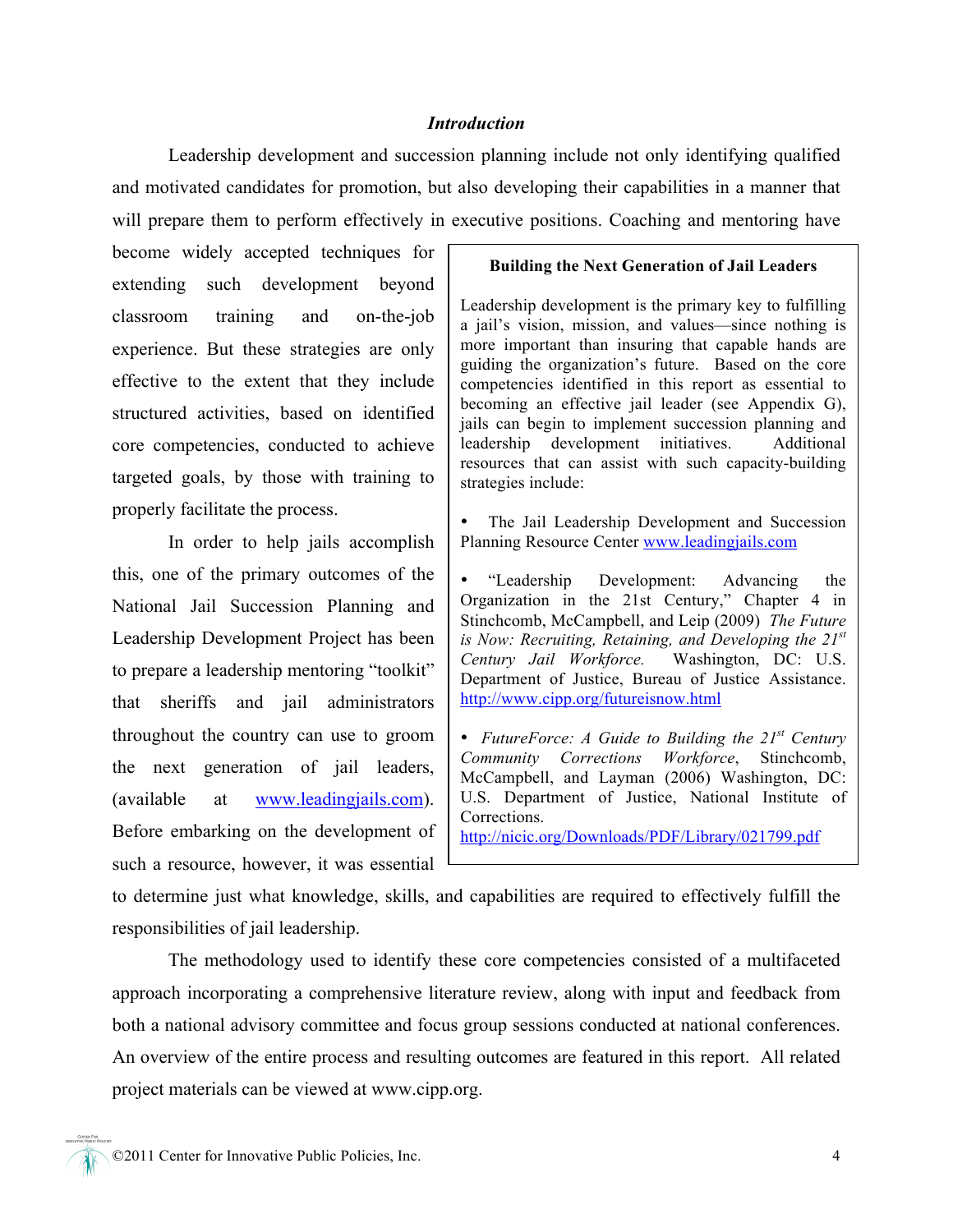## *Introduction*

Leadership development and succession planning include not only identifying qualified and motivated candidates for promotion, but also developing their capabilities in a manner that will prepare them to perform effectively in executive positions. Coaching and mentoring have become widely accepted techniques for extending such development beyond classroom training and on-the-job experience. But these strategies are only effective to the extent that they include structured activities, based on identified core competencies, conducted to achieve targeted goals, by those with training to properly facilitate the process.

In order to help jails accomplish this, one of the primary outcomes of the National Jail Succession Planning and Leadership Development Project has been to prepare a leadership mentoring "toolkit" that sheriffs and jail administrators throughout the country can use to groom the next generation of jail leaders, (available at www.leadingjails.com). Before embarking on the development of such a resource, however, it was essential to determine just what knowledge, skills, and capabilities are required to effectively fulfill the responsibilities of jail leadership.

> **Building the Next Generation of Jail Leaders**
>
> Leadership development is the primary key to fulfilling a jail's vision, mission, and values—since nothing is more important than insuring that capable hands are guiding the organization's future. Based on the core competencies identified in this report as essential to becoming an effective jail leader (see Appendix G), jails can begin to implement succession planning and leadership development initiatives. Additional resources that can assist with such capacity-building strategies include:
>
> - The Jail Leadership Development and Succession Planning Resource Center www.leadingjails.com
> - "Leadership Development: Advancing the Organization in the 21st Century," Chapter 4 in Stinchcomb, McCampbell, and Leip (2009) *The Future is Now: Recruiting, Retaining, and Developing the 21st Century Jail Workforce.* Washington, DC: U.S. Department of Justice, Bureau of Justice Assistance. http://www.cipp.org/futureisnow.html
> - *FutureForce: A Guide to Building the 21st Century Community Corrections Workforce*, Stinchcomb, McCampbell, and Layman (2006) Washington, DC: U.S. Department of Justice, National Institute of Corrections. http://nicic.org/Downloads/PDF/Library/021799.pdf

The methodology used to identify these core competencies consisted of a multifaceted approach incorporating a comprehensive literature review, along with input and feedback from both a national advisory committee and focus group sessions conducted at national conferences. An overview of the entire process and resulting outcomes are featured in this report. All related project materials can be viewed at www.cipp.org.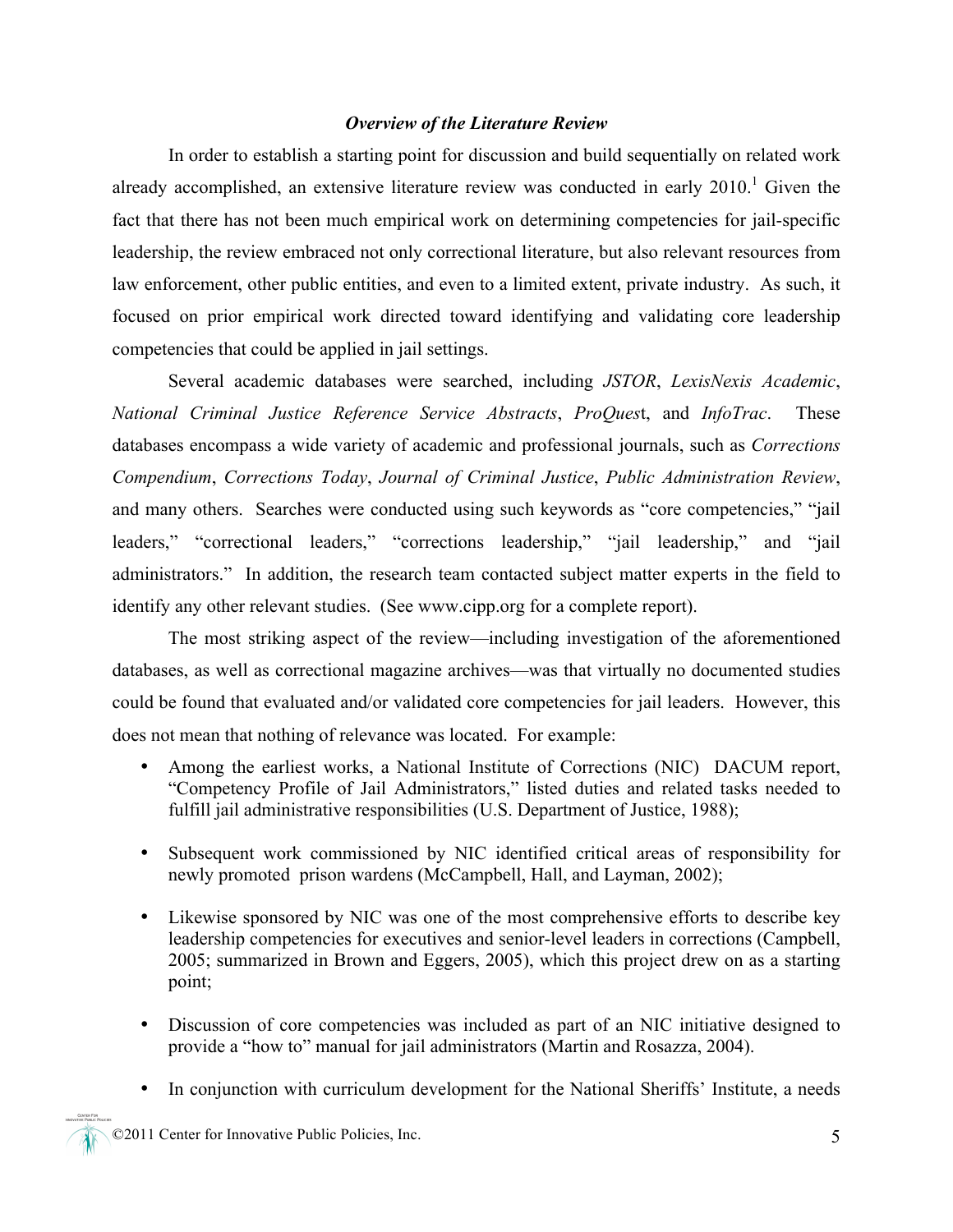### *Overview of the Literature Review*

In order to establish a starting point for discussion and build sequentially on related work already accomplished, an extensive literature review was conducted in early 2010.[1] Given the fact that there has not been much empirical work on determining competencies for jail-specific leadership, the review embraced not only correctional literature, but also relevant resources from law enforcement, other public entities, and even to a limited extent, private industry. As such, it focused on prior empirical work directed toward identifying and validating core leadership competencies that could be applied in jail settings.

Several academic databases were searched, including *JSTOR*, *LexisNexis Academic*, *National Criminal Justice Reference Service Abstracts*, *ProQues*t, and *InfoTrac*. These databases encompass a wide variety of academic and professional journals, such as *Corrections Compendium*, *Corrections Today*, *Journal of Criminal Justice*, *Public Administration Review*, and many others. Searches were conducted using such keywords as "core competencies," "jail leaders," "correctional leaders," "corrections leadership," "jail leadership," and "jail administrators." In addition, the research team contacted subject matter experts in the field to identify any other relevant studies. (See www.cipp.org for a complete report).

The most striking aspect of the review—including investigation of the aforementioned databases, as well as correctional magazine archives—was that virtually no documented studies could be found that evaluated and/or validated core competencies for jail leaders. However, this does not mean that nothing of relevance was located. For example:

- Among the earliest works, a National Institute of Corrections (NIC) DACUM report, "Competency Profile of Jail Administrators," listed duties and related tasks needed to fulfill jail administrative responsibilities (U.S. Department of Justice, 1988);

- Subsequent work commissioned by NIC identified critical areas of responsibility for newly promoted prison wardens (McCampbell, Hall, and Layman, 2002);

- Likewise sponsored by NIC was one of the most comprehensive efforts to describe key leadership competencies for executives and senior-level leaders in corrections (Campbell, 2005; summarized in Brown and Eggers, 2005), which this project drew on as a starting point;

- Discussion of core competencies was included as part of an NIC initiative designed to provide a "how to" manual for jail administrators (Martin and Rosazza, 2004).

- In conjunction with curriculum development for the National Sheriffs' Institute, a needs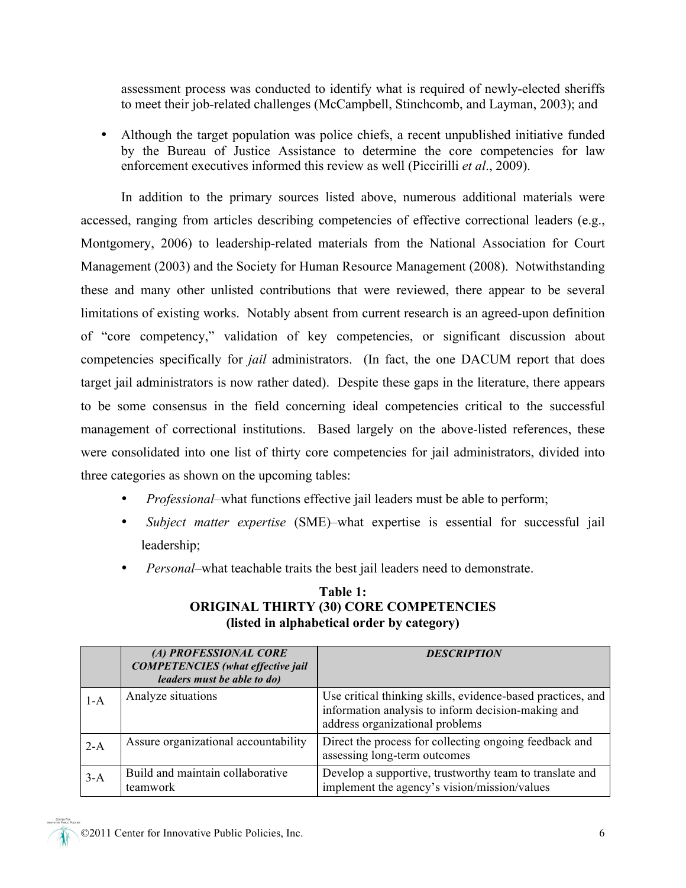assessment process was conducted to identify what is required of newly-elected sheriffs to meet their job-related challenges (McCampbell, Stinchcomb, and Layman, 2003); and

- Although the target population was police chiefs, a recent unpublished initiative funded by the Bureau of Justice Assistance to determine the core competencies for law enforcement executives informed this review as well (Piccirilli *et al*., 2009).

In addition to the primary sources listed above, numerous additional materials were accessed, ranging from articles describing competencies of effective correctional leaders (e.g., Montgomery, 2006) to leadership-related materials from the National Association for Court Management (2003) and the Society for Human Resource Management (2008). Notwithstanding these and many other unlisted contributions that were reviewed, there appear to be several limitations of existing works. Notably absent from current research is an agreed-upon definition of "core competency," validation of key competencies, or significant discussion about competencies specifically for *jail* administrators. (In fact, the one DACUM report that does target jail administrators is now rather dated). Despite these gaps in the literature, there appears to be some consensus in the field concerning ideal competencies critical to the successful management of correctional institutions. Based largely on the above-listed references, these were consolidated into one list of thirty core competencies for jail administrators, divided into three categories as shown on the upcoming tables:

- *Professional*–what functions effective jail leaders must be able to perform;
- *Subject matter expertise* (SME)–what expertise is essential for successful jail leadership;
- *Personal*–what teachable traits the best jail leaders need to demonstrate.

**Table 1:**
**ORIGINAL THIRTY (30) CORE COMPETENCIES**
**(listed in alphabetical order by category)**

| | ***(A) PROFESSIONAL CORE COMPETENCIES (what effective jail leaders must be able to do)*** | ***DESCRIPTION*** |
|---|---|---|
| 1-A | Analyze situations | Use critical thinking skills, evidence-based practices, and information analysis to inform decision-making and address organizational problems |
| 2-A | Assure organizational accountability | Direct the process for collecting ongoing feedback and assessing long-term outcomes |
| 3-A | Build and maintain collaborative teamwork | Develop a supportive, trustworthy team to translate and implement the agency's vision/mission/values |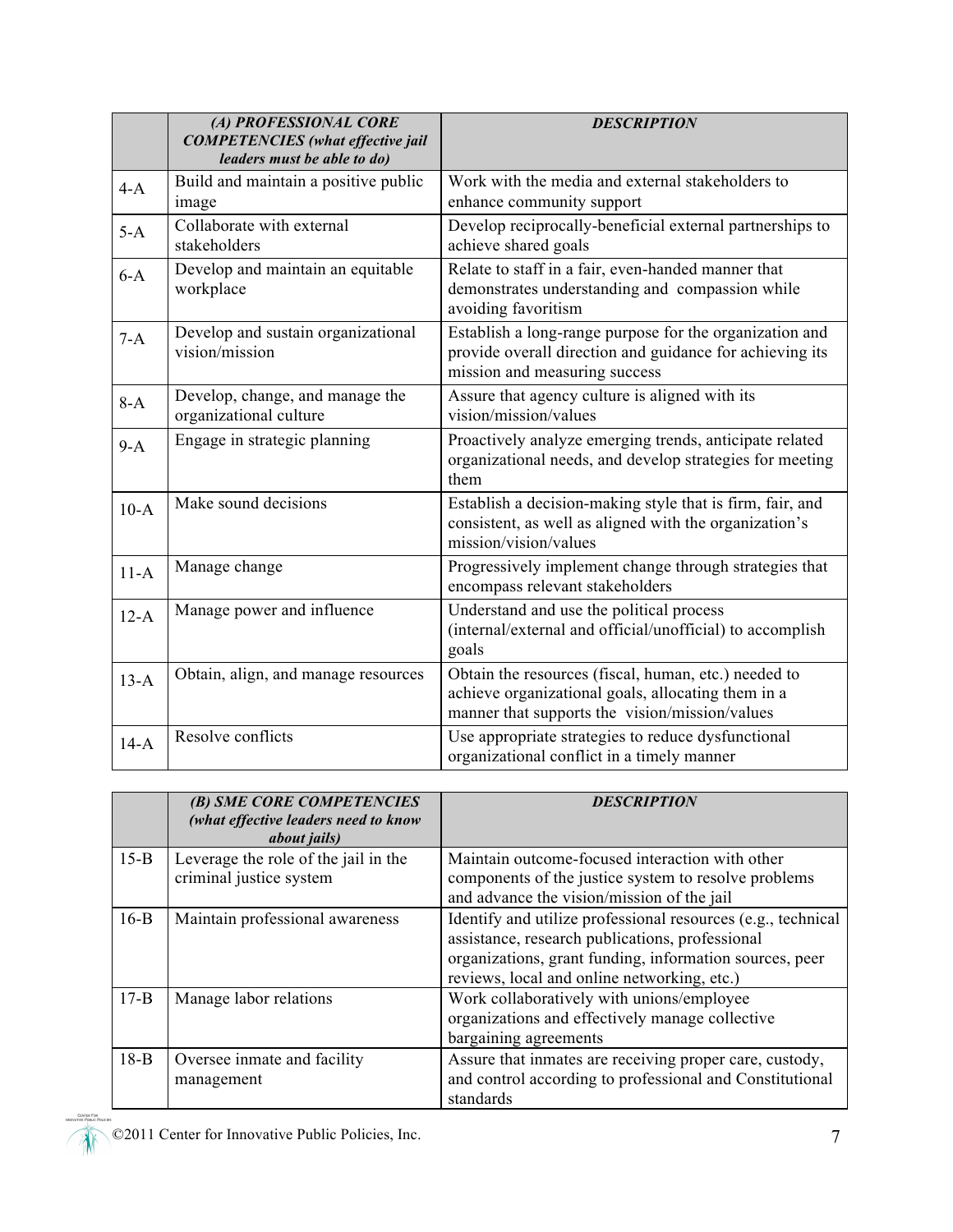| | *(A) PROFESSIONAL CORE COMPETENCIES (what effective jail leaders must be able to do)* | *DESCRIPTION* |
|---|---|---|
| 4-A | Build and maintain a positive public image | Work with the media and external stakeholders to enhance community support |
| 5-A | Collaborate with external stakeholders | Develop reciprocally-beneficial external partnerships to achieve shared goals |
| 6-A | Develop and maintain an equitable workplace | Relate to staff in a fair, even-handed manner that demonstrates understanding and compassion while avoiding favoritism |
| 7-A | Develop and sustain organizational vision/mission | Establish a long-range purpose for the organization and provide overall direction and guidance for achieving its mission and measuring success |
| 8-A | Develop, change, and manage the organizational culture | Assure that agency culture is aligned with its vision/mission/values |
| 9-A | Engage in strategic planning | Proactively analyze emerging trends, anticipate related organizational needs, and develop strategies for meeting them |
| 10-A | Make sound decisions | Establish a decision-making style that is firm, fair, and consistent, as well as aligned with the organization's mission/vision/values |
| 11-A | Manage change | Progressively implement change through strategies that encompass relevant stakeholders |
| 12-A | Manage power and influence | Understand and use the political process (internal/external and official/unofficial) to accomplish goals |
| 13-A | Obtain, align, and manage resources | Obtain the resources (fiscal, human, etc.) needed to achieve organizational goals, allocating them in a manner that supports the vision/mission/values |
| 14-A | Resolve conflicts | Use appropriate strategies to reduce dysfunctional organizational conflict in a timely manner |

| | *(B) SME CORE COMPETENCIES (what effective leaders need to know about jails)* | *DESCRIPTION* |
|---|---|---|
| 15-B | Leverage the role of the jail in the criminal justice system | Maintain outcome-focused interaction with other components of the justice system to resolve problems and advance the vision/mission of the jail |
| 16-B | Maintain professional awareness | Identify and utilize professional resources (e.g., technical assistance, research publications, professional organizations, grant funding, information sources, peer reviews, local and online networking, etc.) |
| 17-B | Manage labor relations | Work collaboratively with unions/employee organizations and effectively manage collective bargaining agreements |
| 18-B | Oversee inmate and facility management | Assure that inmates are receiving proper care, custody, and control according to professional and Constitutional standards |

©2011 Center for Innovative Public Policies, Inc.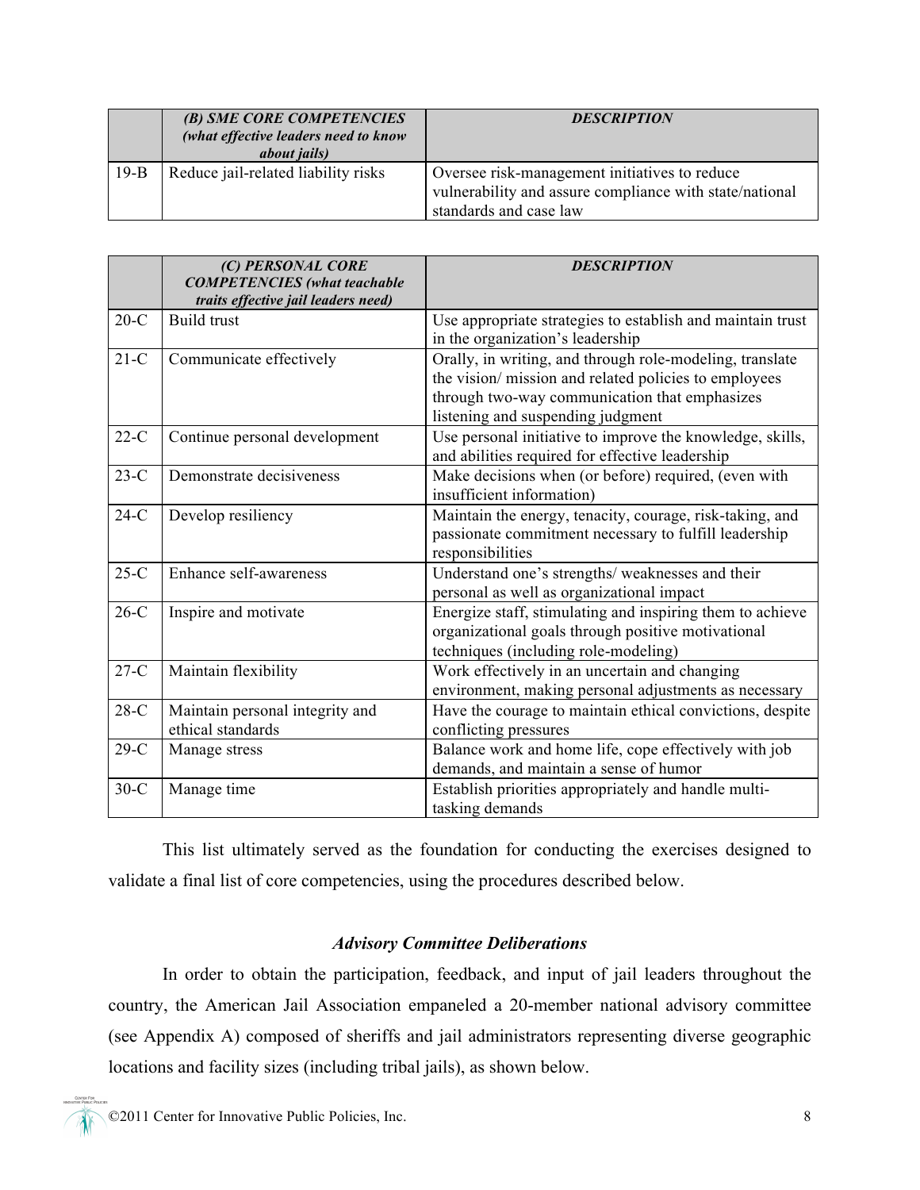| | *(B) SME CORE COMPETENCIES (what effective leaders need to know about jails)* | *DESCRIPTION* |
|---|---|---|
| 19-B | Reduce jail-related liability risks | Oversee risk-management initiatives to reduce vulnerability and assure compliance with state/national standards and case law |

| | *(C) PERSONAL CORE COMPETENCIES (what teachable traits effective jail leaders need)* | *DESCRIPTION* |
|---|---|---|
| 20-C | Build trust | Use appropriate strategies to establish and maintain trust in the organization's leadership |
| 21-C | Communicate effectively | Orally, in writing, and through role-modeling, translate the vision/ mission and related policies to employees through two-way communication that emphasizes listening and suspending judgment |
| 22-C | Continue personal development | Use personal initiative to improve the knowledge, skills, and abilities required for effective leadership |
| 23-C | Demonstrate decisiveness | Make decisions when (or before) required, (even with insufficient information) |
| 24-C | Develop resiliency | Maintain the energy, tenacity, courage, risk-taking, and passionate commitment necessary to fulfill leadership responsibilities |
| 25-C | Enhance self-awareness | Understand one's strengths/ weaknesses and their personal as well as organizational impact |
| 26-C | Inspire and motivate | Energize staff, stimulating and inspiring them to achieve organizational goals through positive motivational techniques (including role-modeling) |
| 27-C | Maintain flexibility | Work effectively in an uncertain and changing environment, making personal adjustments as necessary |
| 28-C | Maintain personal integrity and ethical standards | Have the courage to maintain ethical convictions, despite conflicting pressures |
| 29-C | Manage stress | Balance work and home life, cope effectively with job demands, and maintain a sense of humor |
| 30-C | Manage time | Establish priorities appropriately and handle multi-tasking demands |

This list ultimately served as the foundation for conducting the exercises designed to validate a final list of core competencies, using the procedures described below.

### *Advisory Committee Deliberations*

In order to obtain the participation, feedback, and input of jail leaders throughout the country, the American Jail Association empaneled a 20-member national advisory committee (see Appendix A) composed of sheriffs and jail administrators representing diverse geographic locations and facility sizes (including tribal jails), as shown below.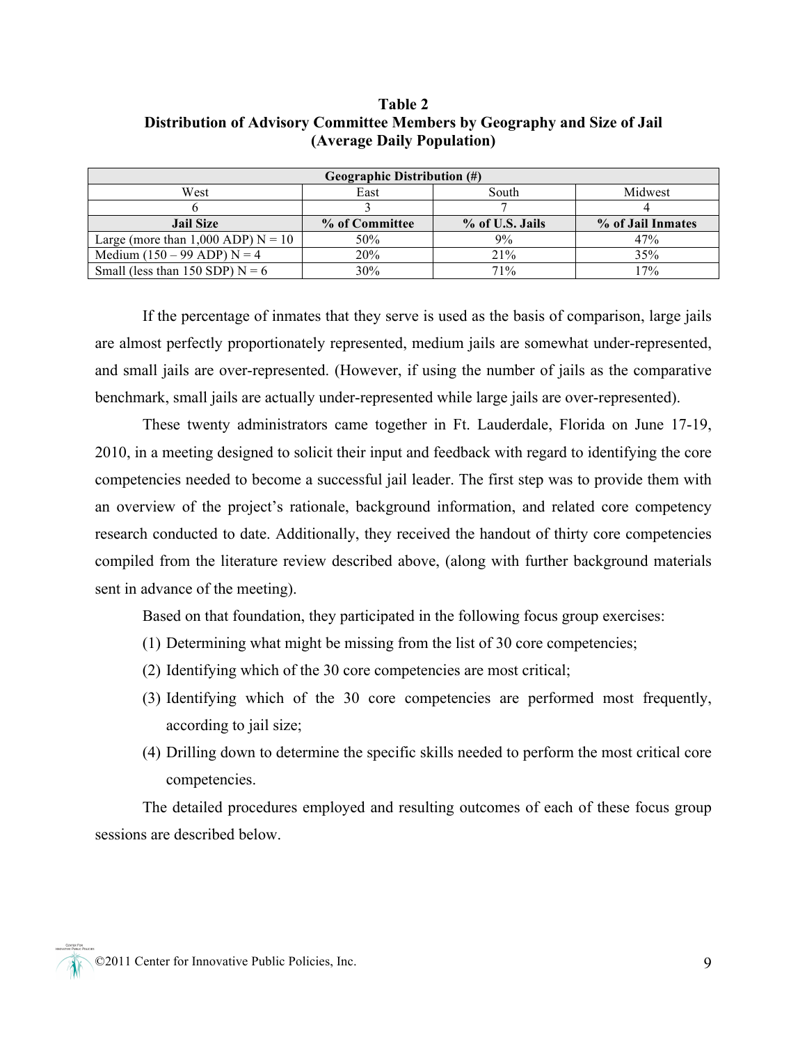**Table 2**
**Distribution of Advisory Committee Members by Geography and Size of Jail (Average Daily Population)**

| Geographic Distribution (#) | | | |
|---|---|---|---|
| West | East | South | Midwest |
| 6 | 3 | 7 | 4 |
| **Jail Size** | **% of Committee** | **% of U.S. Jails** | **% of Jail Inmates** |
| Large (more than 1,000 ADP) N = 10 | 50% | 9% | 47% |
| Medium (150 – 99 ADP) N = 4 | 20% | 21% | 35% |
| Small (less than 150 SDP) N = 6 | 30% | 71% | 17% |

If the percentage of inmates that they serve is used as the basis of comparison, large jails are almost perfectly proportionately represented, medium jails are somewhat under-represented, and small jails are over-represented. (However, if using the number of jails as the comparative benchmark, small jails are actually under-represented while large jails are over-represented).

These twenty administrators came together in Ft. Lauderdale, Florida on June 17-19, 2010, in a meeting designed to solicit their input and feedback with regard to identifying the core competencies needed to become a successful jail leader. The first step was to provide them with an overview of the project's rationale, background information, and related core competency research conducted to date. Additionally, they received the handout of thirty core competencies compiled from the literature review described above, (along with further background materials sent in advance of the meeting).

Based on that foundation, they participated in the following focus group exercises:

(1) Determining what might be missing from the list of 30 core competencies;
(2) Identifying which of the 30 core competencies are most critical;
(3) Identifying which of the 30 core competencies are performed most frequently, according to jail size;
(4) Drilling down to determine the specific skills needed to perform the most critical core competencies.

The detailed procedures employed and resulting outcomes of each of these focus group sessions are described below.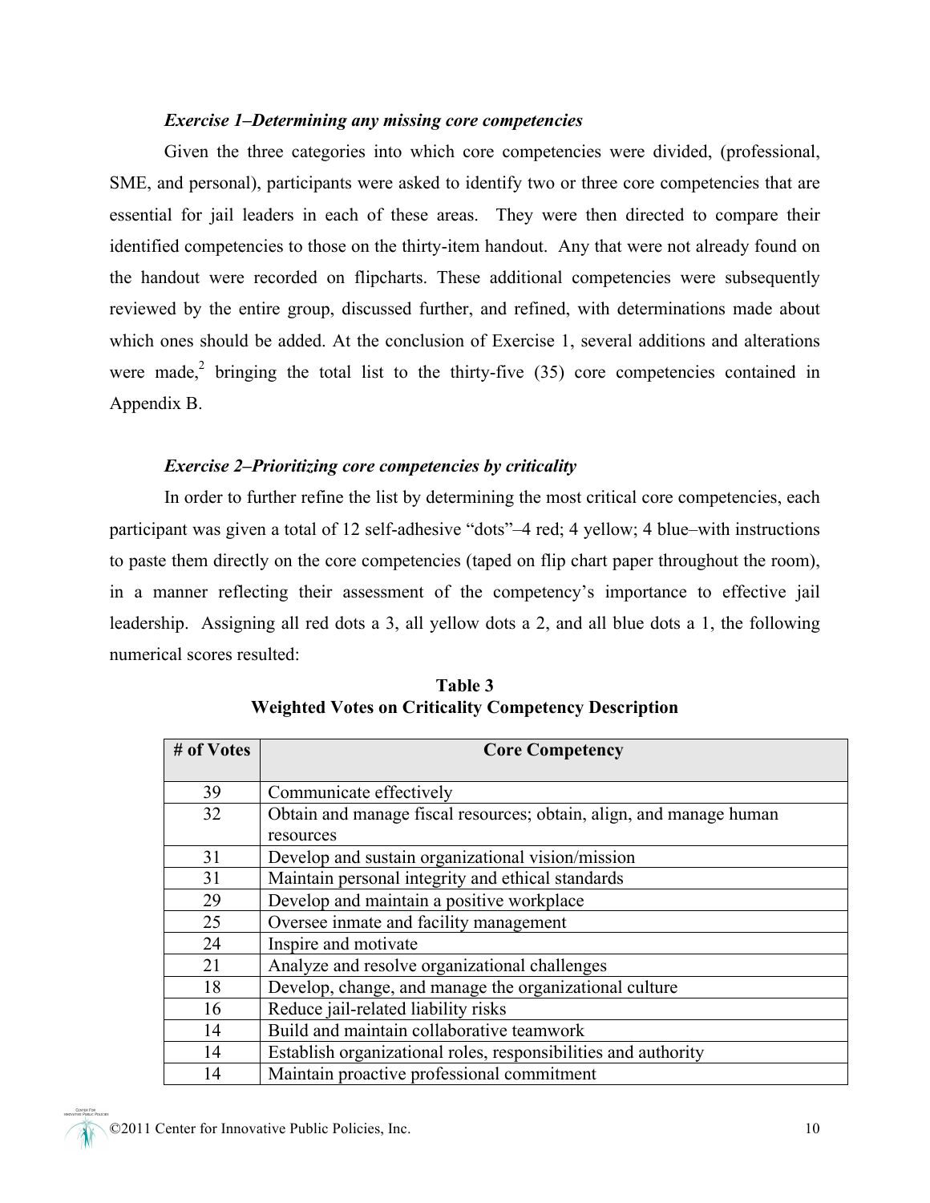*Exercise 1–Determining any missing core competencies*

Given the three categories into which core competencies were divided, (professional, SME, and personal), participants were asked to identify two or three core competencies that are essential for jail leaders in each of these areas. They were then directed to compare their identified competencies to those on the thirty-item handout. Any that were not already found on the handout were recorded on flipcharts. These additional competencies were subsequently reviewed by the entire group, discussed further, and refined, with determinations made about which ones should be added. At the conclusion of Exercise 1, several additions and alterations were made,[2] bringing the total list to the thirty-five (35) core competencies contained in Appendix B.

*Exercise 2–Prioritizing core competencies by criticality*

In order to further refine the list by determining the most critical core competencies, each participant was given a total of 12 self-adhesive "dots"–4 red; 4 yellow; 4 blue–with instructions to paste them directly on the core competencies (taped on flip chart paper throughout the room), in a manner reflecting their assessment of the competency's importance to effective jail leadership. Assigning all red dots a 3, all yellow dots a 2, and all blue dots a 1, the following numerical scores resulted:

**Table 3**
**Weighted Votes on Criticality Competency Description**

| # of Votes | Core Competency |
|---|---|
| 39 | Communicate effectively |
| 32 | Obtain and manage fiscal resources; obtain, align, and manage human resources |
| 31 | Develop and sustain organizational vision/mission |
| 31 | Maintain personal integrity and ethical standards |
| 29 | Develop and maintain a positive workplace |
| 25 | Oversee inmate and facility management |
| 24 | Inspire and motivate |
| 21 | Analyze and resolve organizational challenges |
| 18 | Develop, change, and manage the organizational culture |
| 16 | Reduce jail-related liability risks |
| 14 | Build and maintain collaborative teamwork |
| 14 | Establish organizational roles, responsibilities and authority |
| 14 | Maintain proactive professional commitment |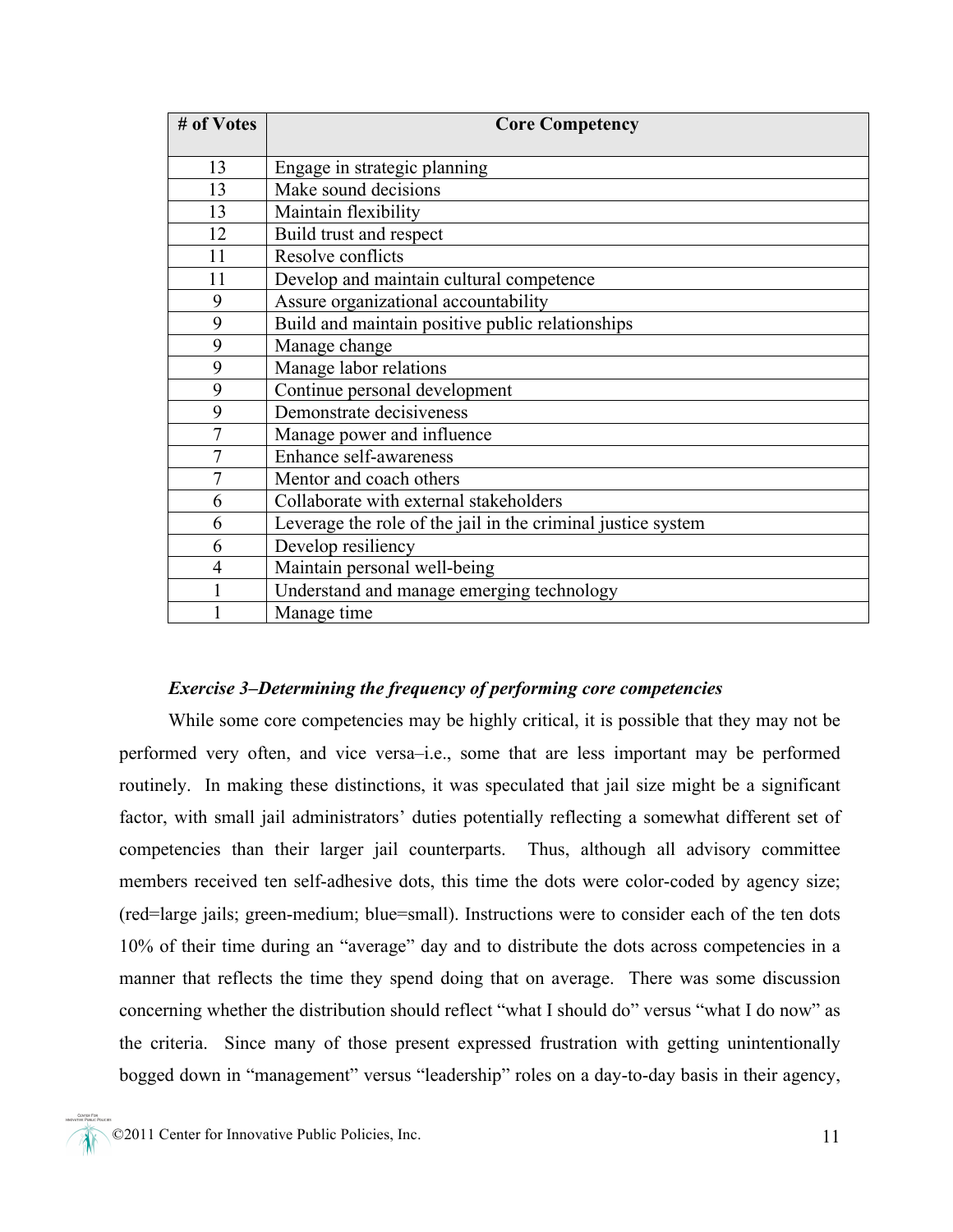| # of Votes | Core Competency |
|---|---|
| 13 | Engage in strategic planning |
| 13 | Make sound decisions |
| 13 | Maintain flexibility |
| 12 | Build trust and respect |
| 11 | Resolve conflicts |
| 11 | Develop and maintain cultural competence |
| 9 | Assure organizational accountability |
| 9 | Build and maintain positive public relationships |
| 9 | Manage change |
| 9 | Manage labor relations |
| 9 | Continue personal development |
| 9 | Demonstrate decisiveness |
| 7 | Manage power and influence |
| 7 | Enhance self-awareness |
| 7 | Mentor and coach others |
| 6 | Collaborate with external stakeholders |
| 6 | Leverage the role of the jail in the criminal justice system |
| 6 | Develop resiliency |
| 4 | Maintain personal well-being |
| 1 | Understand and manage emerging technology |
| 1 | Manage time |

***Exercise 3–Determining the frequency of performing core competencies***

While some core competencies may be highly critical, it is possible that they may not be performed very often, and vice versa–i.e., some that are less important may be performed routinely. In making these distinctions, it was speculated that jail size might be a significant factor, with small jail administrators' duties potentially reflecting a somewhat different set of competencies than their larger jail counterparts. Thus, although all advisory committee members received ten self-adhesive dots, this time the dots were color-coded by agency size; (red=large jails; green-medium; blue=small). Instructions were to consider each of the ten dots 10% of their time during an "average" day and to distribute the dots across competencies in a manner that reflects the time they spend doing that on average. There was some discussion concerning whether the distribution should reflect "what I should do" versus "what I do now" as the criteria. Since many of those present expressed frustration with getting unintentionally bogged down in "management" versus "leadership" roles on a day-to-day basis in their agency,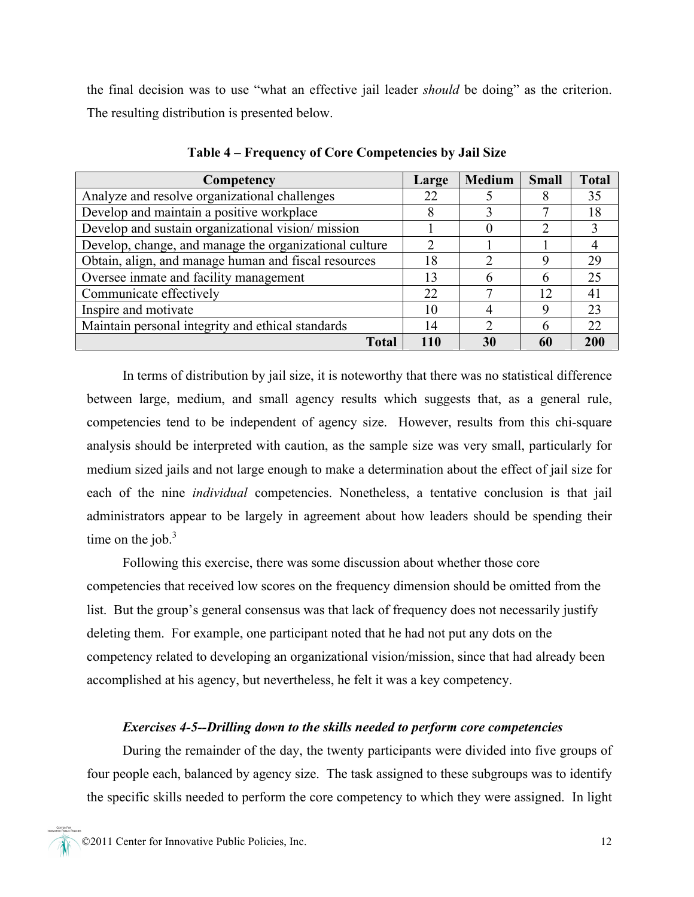the final decision was to use "what an effective jail leader *should* be doing" as the criterion. The resulting distribution is presented below.

**Table 4 – Frequency of Core Competencies by Jail Size**

| Competency | Large | Medium | Small | Total |
|---|---|---|---|---|
| Analyze and resolve organizational challenges | 22 | 5 | 8 | 35 |
| Develop and maintain a positive workplace | 8 | 3 | 7 | 18 |
| Develop and sustain organizational vision/ mission | 1 | 0 | 2 | 3 |
| Develop, change, and manage the organizational culture | 2 | 1 | 1 | 4 |
| Obtain, align, and manage human and fiscal resources | 18 | 2 | 9 | 29 |
| Oversee inmate and facility management | 13 | 6 | 6 | 25 |
| Communicate effectively | 22 | 7 | 12 | 41 |
| Inspire and motivate | 10 | 4 | 9 | 23 |
| Maintain personal integrity and ethical standards | 14 | 2 | 6 | 22 |
| **Total** | **110** | **30** | **60** | **200** |

In terms of distribution by jail size, it is noteworthy that there was no statistical difference between large, medium, and small agency results which suggests that, as a general rule, competencies tend to be independent of agency size. However, results from this chi-square analysis should be interpreted with caution, as the sample size was very small, particularly for medium sized jails and not large enough to make a determination about the effect of jail size for each of the nine *individual* competencies. Nonetheless, a tentative conclusion is that jail administrators appear to be largely in agreement about how leaders should be spending their time on the job.[3]

Following this exercise, there was some discussion about whether those core competencies that received low scores on the frequency dimension should be omitted from the list. But the group's general consensus was that lack of frequency does not necessarily justify deleting them. For example, one participant noted that he had not put any dots on the competency related to developing an organizational vision/mission, since that had already been accomplished at his agency, but nevertheless, he felt it was a key competency.

***Exercises 4-5--Drilling down to the skills needed to perform core competencies***

During the remainder of the day, the twenty participants were divided into five groups of four people each, balanced by agency size. The task assigned to these subgroups was to identify the specific skills needed to perform the core competency to which they were assigned. In light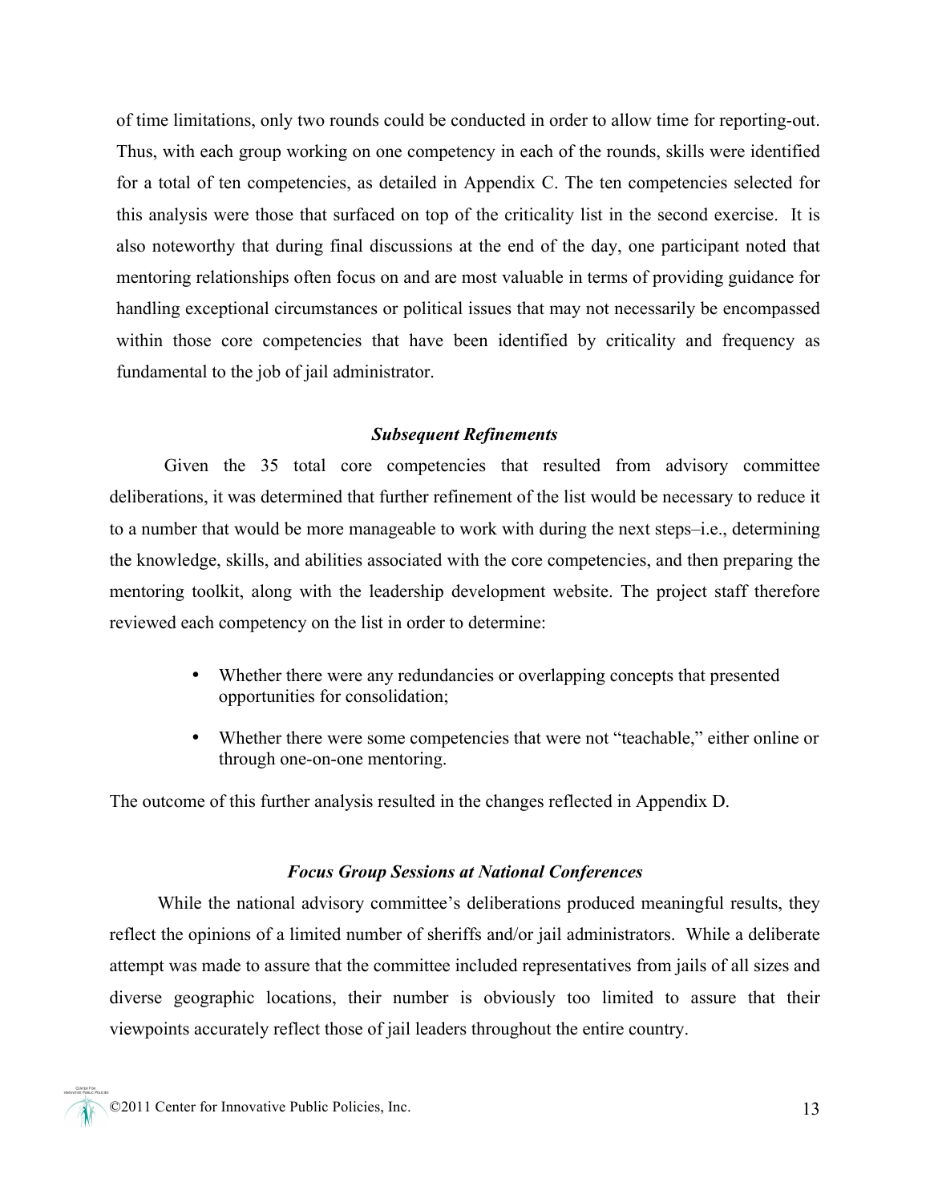of time limitations, only two rounds could be conducted in order to allow time for reporting-out. Thus, with each group working on one competency in each of the rounds, skills were identified for a total of ten competencies, as detailed in Appendix C. The ten competencies selected for this analysis were those that surfaced on top of the criticality list in the second exercise. It is also noteworthy that during final discussions at the end of the day, one participant noted that mentoring relationships often focus on and are most valuable in terms of providing guidance for handling exceptional circumstances or political issues that may not necessarily be encompassed within those core competencies that have been identified by criticality and frequency as fundamental to the job of jail administrator.

### *Subsequent Refinements*

Given the 35 total core competencies that resulted from advisory committee deliberations, it was determined that further refinement of the list would be necessary to reduce it to a number that would be more manageable to work with during the next steps–i.e., determining the knowledge, skills, and abilities associated with the core competencies, and then preparing the mentoring toolkit, along with the leadership development website. The project staff therefore reviewed each competency on the list in order to determine:

- Whether there were any redundancies or overlapping concepts that presented opportunities for consolidation;
- Whether there were some competencies that were not "teachable," either online or through one-on-one mentoring.

The outcome of this further analysis resulted in the changes reflected in Appendix D.

### *Focus Group Sessions at National Conferences*

While the national advisory committee's deliberations produced meaningful results, they reflect the opinions of a limited number of sheriffs and/or jail administrators. While a deliberate attempt was made to assure that the committee included representatives from jails of all sizes and diverse geographic locations, their number is obviously too limited to assure that their viewpoints accurately reflect those of jail leaders throughout the entire country.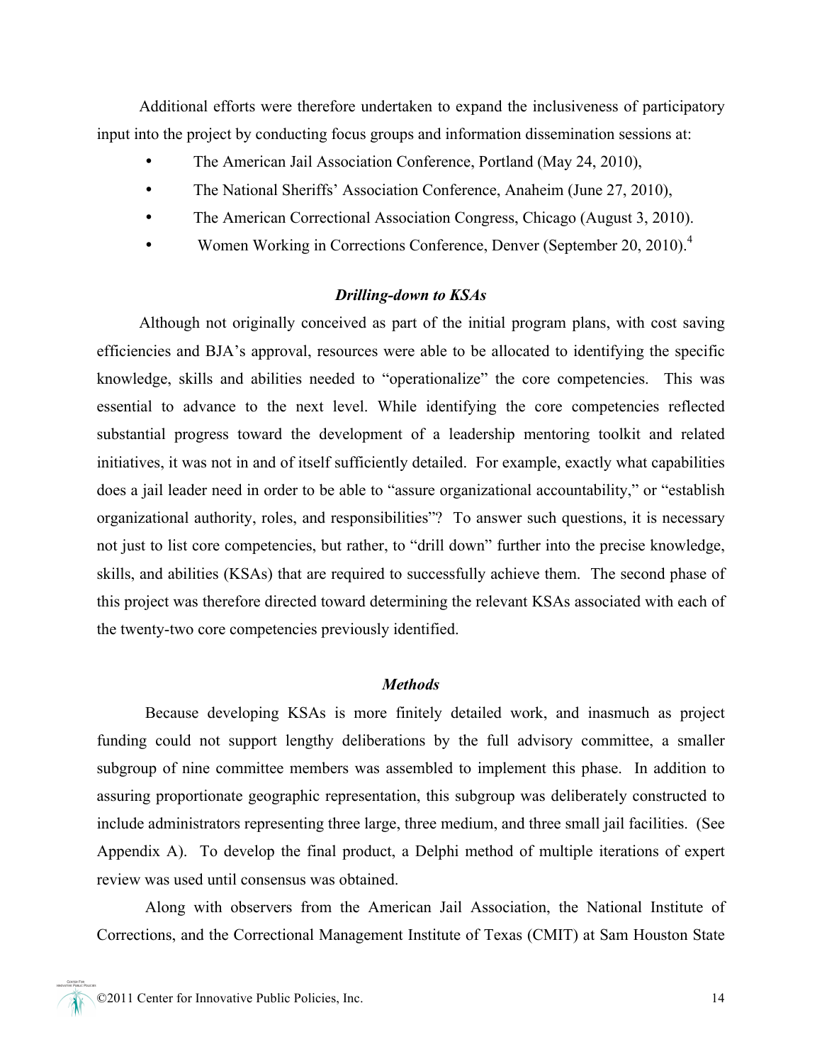Additional efforts were therefore undertaken to expand the inclusiveness of participatory input into the project by conducting focus groups and information dissemination sessions at:

- The American Jail Association Conference, Portland (May 24, 2010),
- The National Sheriffs' Association Conference, Anaheim (June 27, 2010),
- The American Correctional Association Congress, Chicago (August 3, 2010).
- Women Working in Corrections Conference, Denver (September 20, 2010).[4]

### *Drilling-down to KSAs*

Although not originally conceived as part of the initial program plans, with cost saving efficiencies and BJA's approval, resources were able to be allocated to identifying the specific knowledge, skills and abilities needed to "operationalize" the core competencies. This was essential to advance to the next level. While identifying the core competencies reflected substantial progress toward the development of a leadership mentoring toolkit and related initiatives, it was not in and of itself sufficiently detailed. For example, exactly what capabilities does a jail leader need in order to be able to "assure organizational accountability," or "establish organizational authority, roles, and responsibilities"? To answer such questions, it is necessary not just to list core competencies, but rather, to "drill down" further into the precise knowledge, skills, and abilities (KSAs) that are required to successfully achieve them. The second phase of this project was therefore directed toward determining the relevant KSAs associated with each of the twenty-two core competencies previously identified.

### *Methods*

Because developing KSAs is more finitely detailed work, and inasmuch as project funding could not support lengthy deliberations by the full advisory committee, a smaller subgroup of nine committee members was assembled to implement this phase. In addition to assuring proportionate geographic representation, this subgroup was deliberately constructed to include administrators representing three large, three medium, and three small jail facilities. (See Appendix A). To develop the final product, a Delphi method of multiple iterations of expert review was used until consensus was obtained.

Along with observers from the American Jail Association, the National Institute of Corrections, and the Correctional Management Institute of Texas (CMIT) at Sam Houston State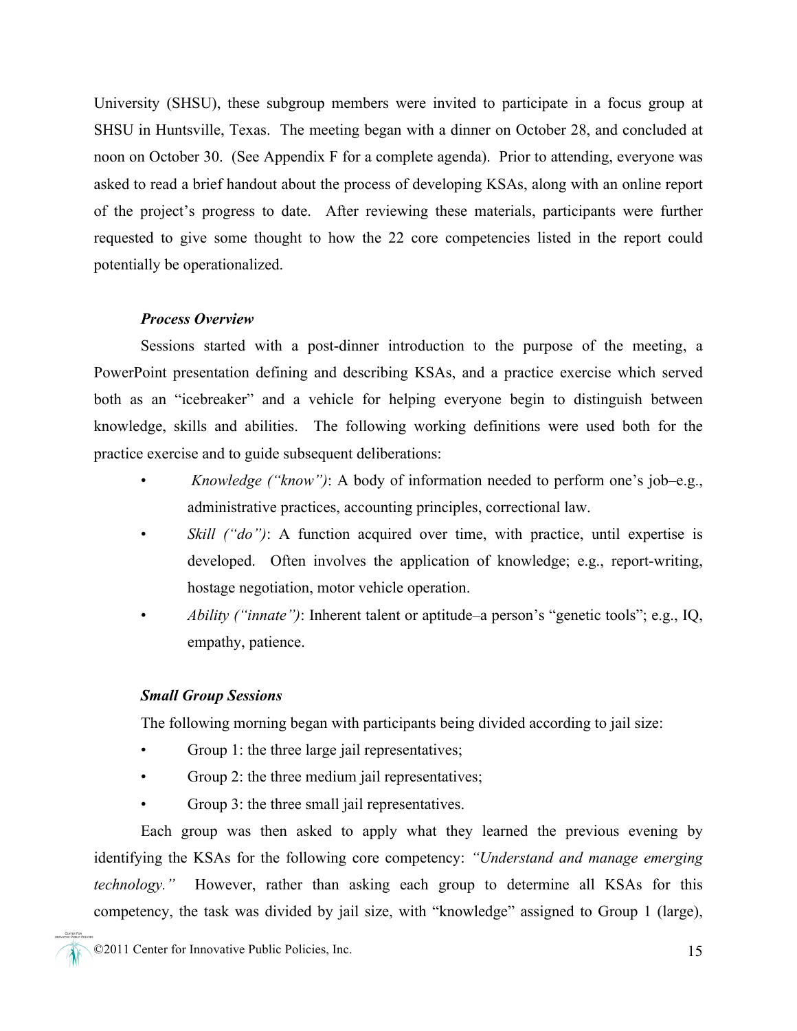University (SHSU), these subgroup members were invited to participate in a focus group at SHSU in Huntsville, Texas. The meeting began with a dinner on October 28, and concluded at noon on October 30. (See Appendix F for a complete agenda). Prior to attending, everyone was asked to read a brief handout about the process of developing KSAs, along with an online report of the project's progress to date. After reviewing these materials, participants were further requested to give some thought to how the 22 core competencies listed in the report could potentially be operationalized.

***Process Overview***

Sessions started with a post-dinner introduction to the purpose of the meeting, a PowerPoint presentation defining and describing KSAs, and a practice exercise which served both as an "icebreaker" and a vehicle for helping everyone begin to distinguish between knowledge, skills and abilities. The following working definitions were used both for the practice exercise and to guide subsequent deliberations:

- *Knowledge ("know")*: A body of information needed to perform one's job–e.g., administrative practices, accounting principles, correctional law.
- *Skill ("do")*: A function acquired over time, with practice, until expertise is developed. Often involves the application of knowledge; e.g., report-writing, hostage negotiation, motor vehicle operation.
- *Ability ("innate")*: Inherent talent or aptitude–a person's "genetic tools"; e.g., IQ, empathy, patience.

***Small Group Sessions***

The following morning began with participants being divided according to jail size:

- Group 1: the three large jail representatives;
- Group 2: the three medium jail representatives;
- Group 3: the three small jail representatives.

Each group was then asked to apply what they learned the previous evening by identifying the KSAs for the following core competency: *"Understand and manage emerging technology."* However, rather than asking each group to determine all KSAs for this competency, the task was divided by jail size, with "knowledge" assigned to Group 1 (large),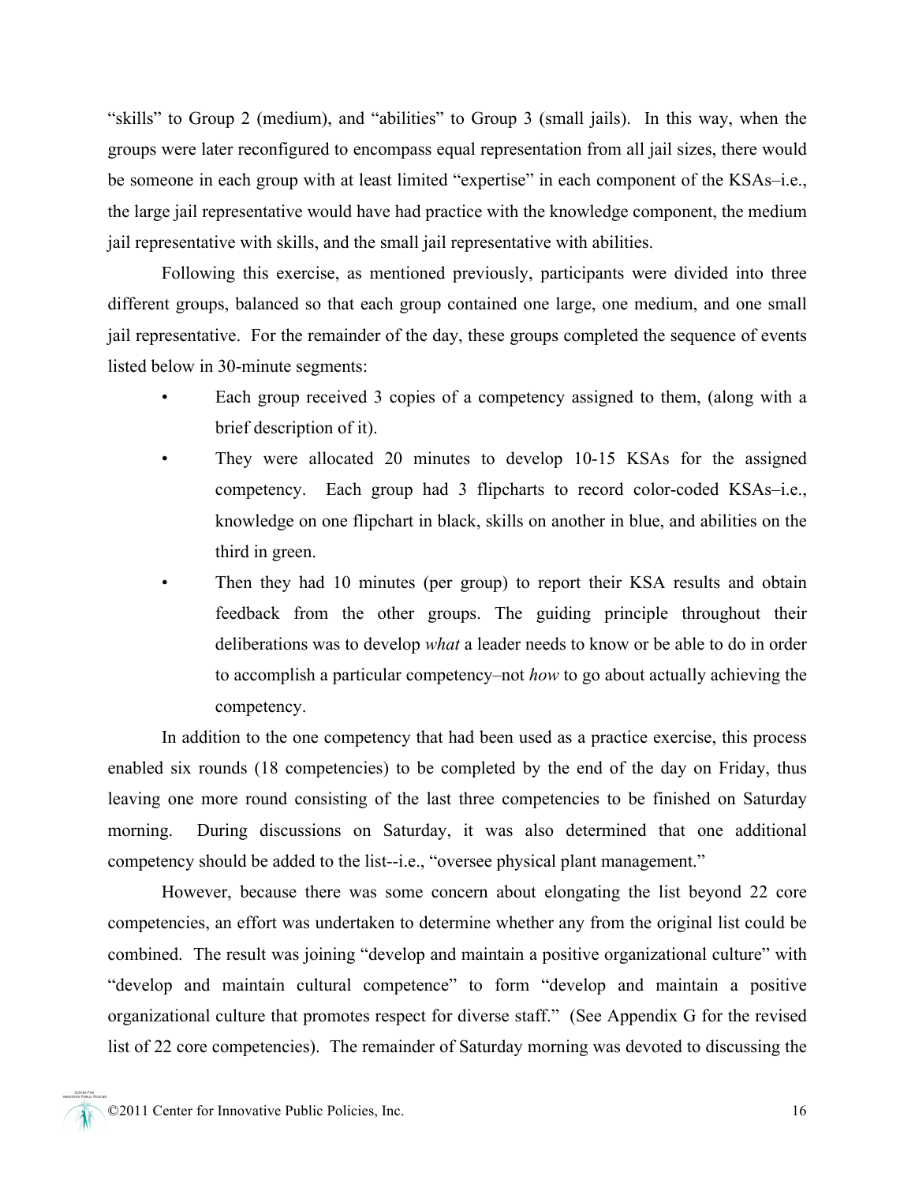"skills" to Group 2 (medium), and "abilities" to Group 3 (small jails). In this way, when the groups were later reconfigured to encompass equal representation from all jail sizes, there would be someone in each group with at least limited "expertise" in each component of the KSAs–i.e., the large jail representative would have had practice with the knowledge component, the medium jail representative with skills, and the small jail representative with abilities.

Following this exercise, as mentioned previously, participants were divided into three different groups, balanced so that each group contained one large, one medium, and one small jail representative. For the remainder of the day, these groups completed the sequence of events listed below in 30-minute segments:

- Each group received 3 copies of a competency assigned to them, (along with a brief description of it).
- They were allocated 20 minutes to develop 10-15 KSAs for the assigned competency. Each group had 3 flipcharts to record color-coded KSAs–i.e., knowledge on one flipchart in black, skills on another in blue, and abilities on the third in green.
- Then they had 10 minutes (per group) to report their KSA results and obtain feedback from the other groups. The guiding principle throughout their deliberations was to develop *what* a leader needs to know or be able to do in order to accomplish a particular competency–not *how* to go about actually achieving the competency.

In addition to the one competency that had been used as a practice exercise, this process enabled six rounds (18 competencies) to be completed by the end of the day on Friday, thus leaving one more round consisting of the last three competencies to be finished on Saturday morning. During discussions on Saturday, it was also determined that one additional competency should be added to the list--i.e., "oversee physical plant management."

However, because there was some concern about elongating the list beyond 22 core competencies, an effort was undertaken to determine whether any from the original list could be combined. The result was joining "develop and maintain a positive organizational culture" with "develop and maintain cultural competence" to form "develop and maintain a positive organizational culture that promotes respect for diverse staff." (See Appendix G for the revised list of 22 core competencies). The remainder of Saturday morning was devoted to discussing the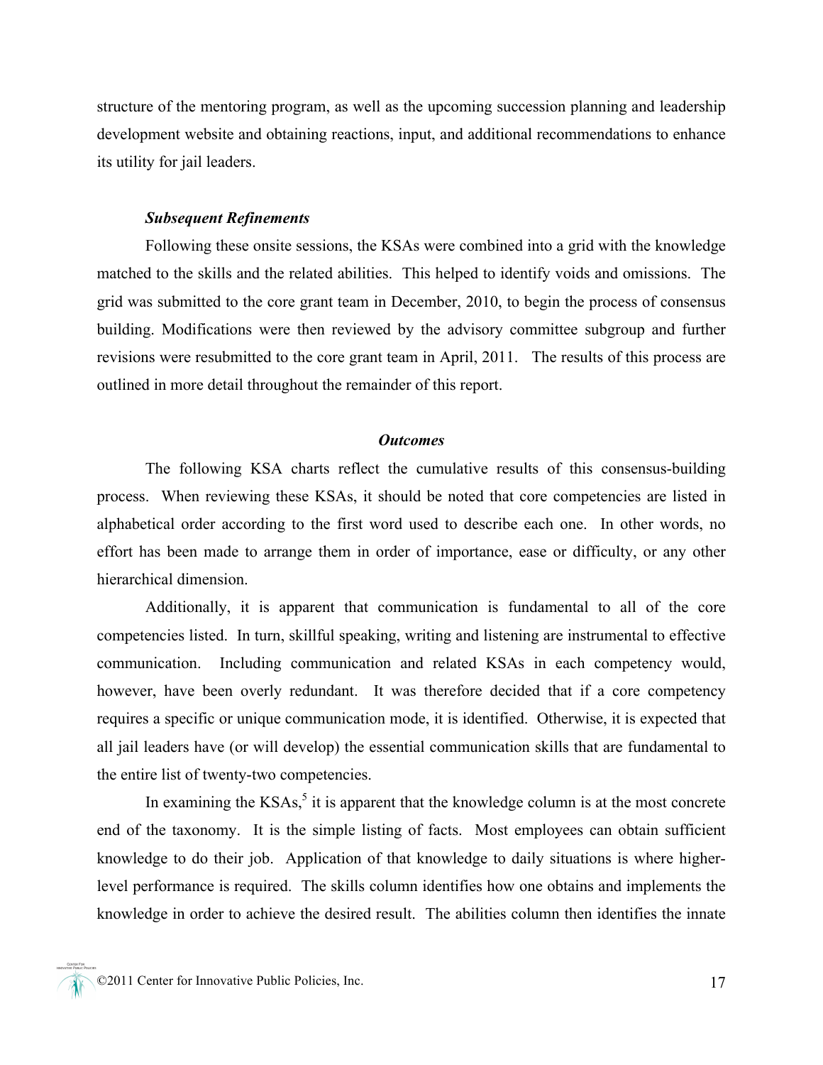structure of the mentoring program, as well as the upcoming succession planning and leadership development website and obtaining reactions, input, and additional recommendations to enhance its utility for jail leaders.

### *Subsequent Refinements*

Following these onsite sessions, the KSAs were combined into a grid with the knowledge matched to the skills and the related abilities. This helped to identify voids and omissions. The grid was submitted to the core grant team in December, 2010, to begin the process of consensus building. Modifications were then reviewed by the advisory committee subgroup and further revisions were resubmitted to the core grant team in April, 2011. The results of this process are outlined in more detail throughout the remainder of this report.

## *Outcomes*

The following KSA charts reflect the cumulative results of this consensus-building process. When reviewing these KSAs, it should be noted that core competencies are listed in alphabetical order according to the first word used to describe each one. In other words, no effort has been made to arrange them in order of importance, ease or difficulty, or any other hierarchical dimension.

Additionally, it is apparent that communication is fundamental to all of the core competencies listed. In turn, skillful speaking, writing and listening are instrumental to effective communication. Including communication and related KSAs in each competency would, however, have been overly redundant. It was therefore decided that if a core competency requires a specific or unique communication mode, it is identified. Otherwise, it is expected that all jail leaders have (or will develop) the essential communication skills that are fundamental to the entire list of twenty-two competencies.

In examining the KSAs,[5] it is apparent that the knowledge column is at the most concrete end of the taxonomy. It is the simple listing of facts. Most employees can obtain sufficient knowledge to do their job. Application of that knowledge to daily situations is where higher-level performance is required. The skills column identifies how one obtains and implements the knowledge in order to achieve the desired result. The abilities column then identifies the innate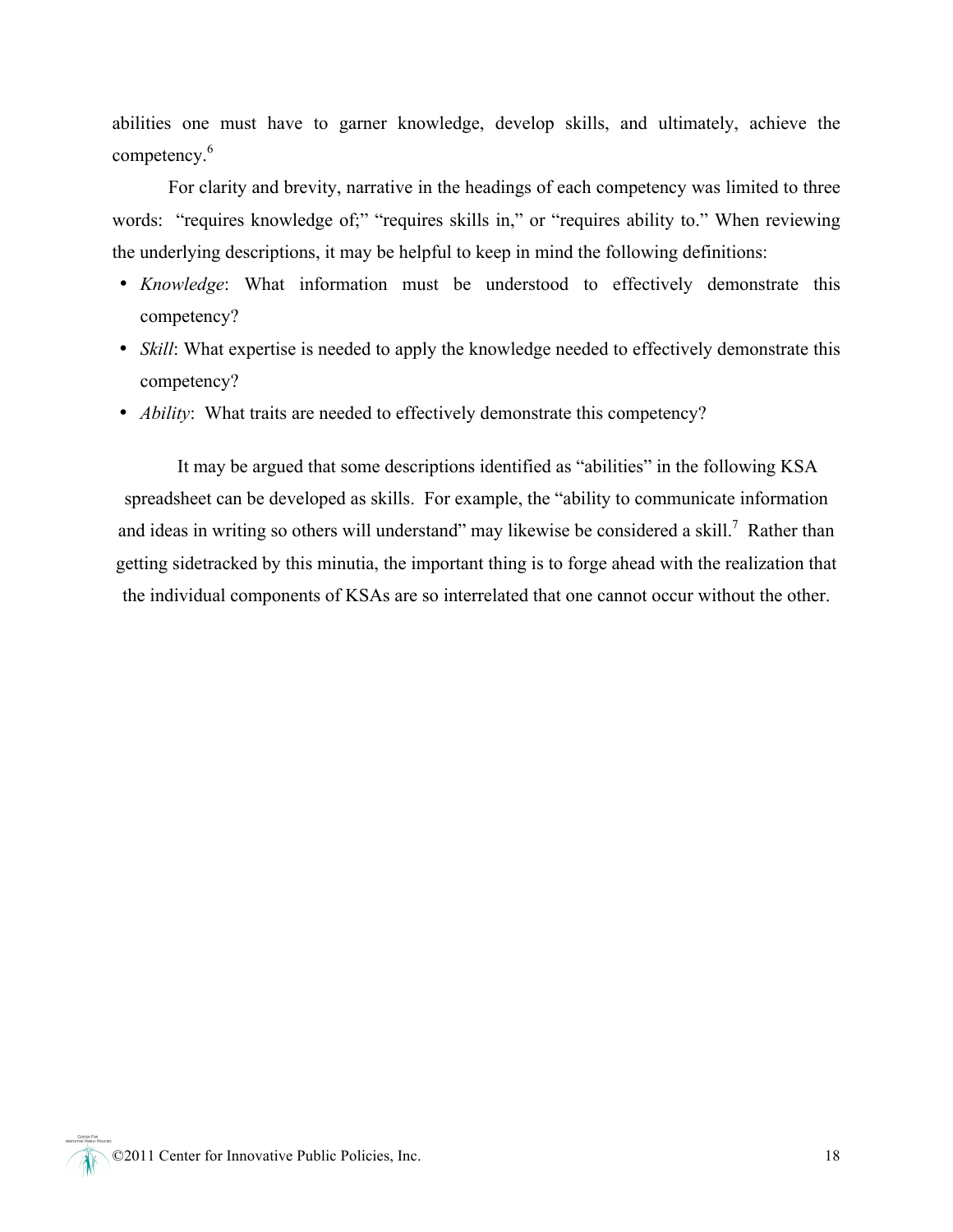abilities one must have to garner knowledge, develop skills, and ultimately, achieve the competency.[6]

For clarity and brevity, narrative in the headings of each competency was limited to three words: "requires knowledge of;" "requires skills in," or "requires ability to." When reviewing the underlying descriptions, it may be helpful to keep in mind the following definitions:

- *Knowledge*: What information must be understood to effectively demonstrate this competency?
- *Skill*: What expertise is needed to apply the knowledge needed to effectively demonstrate this competency?
- *Ability*: What traits are needed to effectively demonstrate this competency?

It may be argued that some descriptions identified as "abilities" in the following KSA spreadsheet can be developed as skills. For example, the "ability to communicate information and ideas in writing so others will understand" may likewise be considered a skill.[7] Rather than getting sidetracked by this minutia, the important thing is to forge ahead with the realization that the individual components of KSAs are so interrelated that one cannot occur without the other.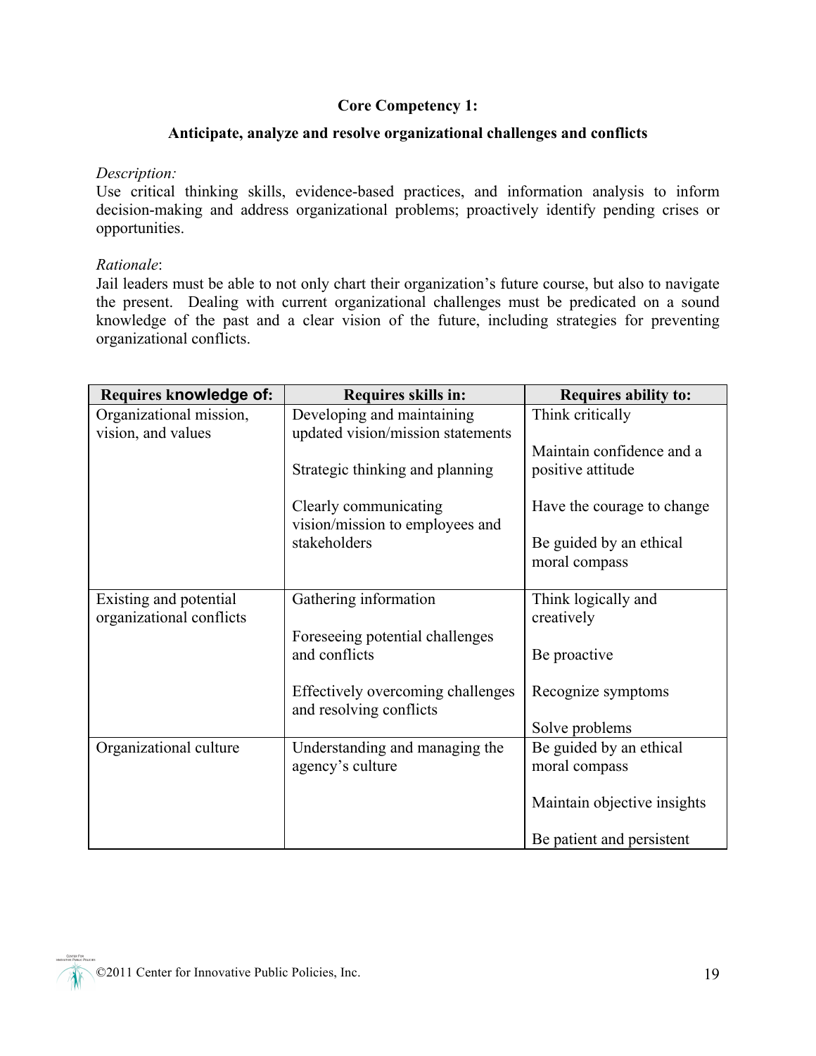## Core Competency 1:

### Anticipate, analyze and resolve organizational challenges and conflicts

*Description:*
Use critical thinking skills, evidence-based practices, and information analysis to inform decision-making and address organizational problems; proactively identify pending crises or opportunities.

*Rationale*:
Jail leaders must be able to not only chart their organization's future course, but also to navigate the present. Dealing with current organizational challenges must be predicated on a sound knowledge of the past and a clear vision of the future, including strategies for preventing organizational conflicts.

| Requires knowledge of: | Requires skills in: | Requires ability to: |
|---|---|---|
| Organizational mission, vision, and values | Developing and maintaining updated vision/mission statements<br><br>Strategic thinking and planning<br><br>Clearly communicating vision/mission to employees and stakeholders | Think critically<br><br>Maintain confidence and a positive attitude<br><br>Have the courage to change<br><br>Be guided by an ethical moral compass |
| Existing and potential organizational conflicts | Gathering information<br><br>Foreseeing potential challenges and conflicts<br><br>Effectively overcoming challenges and resolving conflicts | Think logically and creatively<br><br>Be proactive<br><br>Recognize symptoms<br><br>Solve problems |
| Organizational culture | Understanding and managing the agency's culture | Be guided by an ethical moral compass<br><br>Maintain objective insights<br><br>Be patient and persistent |

©2011 Center for Innovative Public Policies, Inc.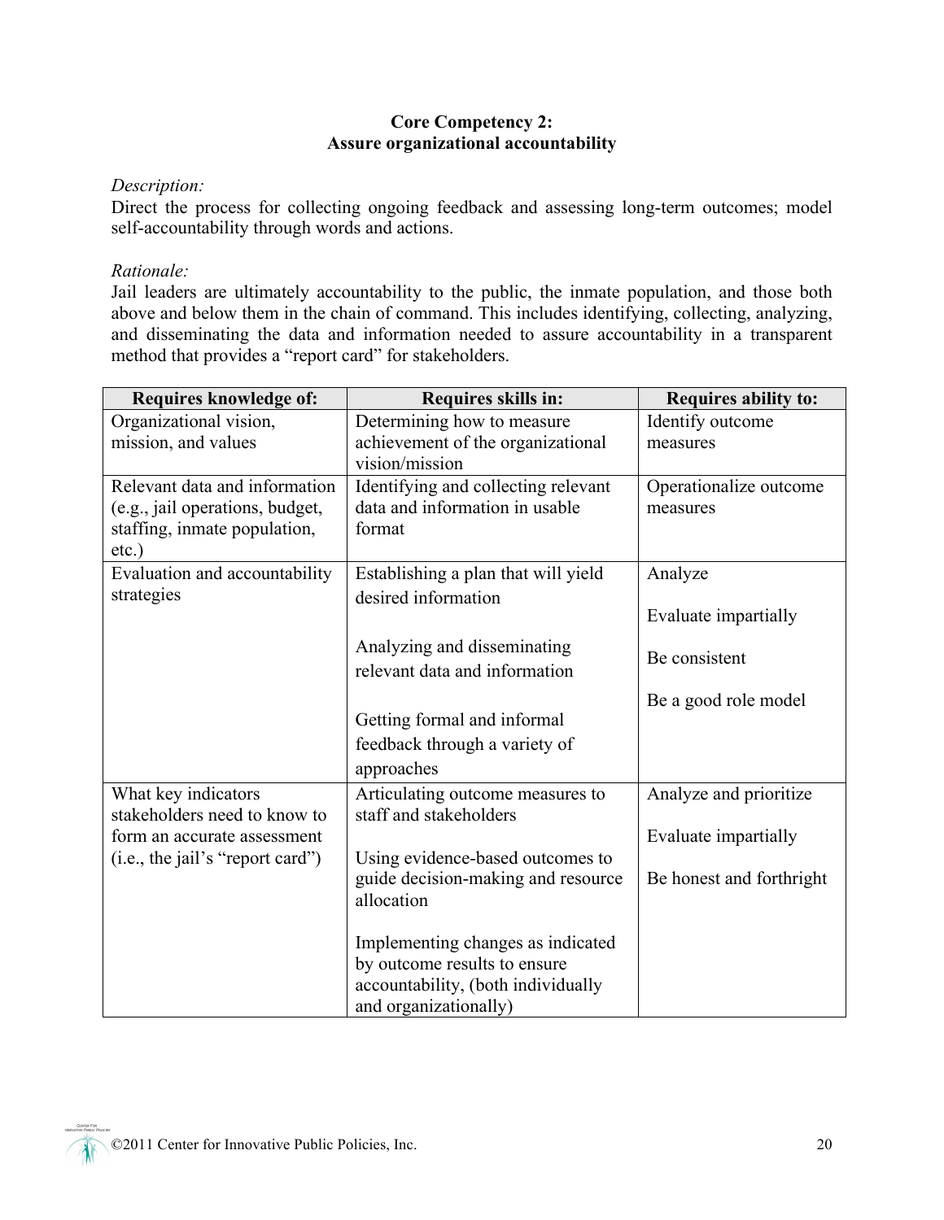## Core Competency 2:
## Assure organizational accountability

*Description:*
Direct the process for collecting ongoing feedback and assessing long-term outcomes; model self-accountability through words and actions.

*Rationale:*
Jail leaders are ultimately accountability to the public, the inmate population, and those both above and below them in the chain of command. This includes identifying, collecting, analyzing, and disseminating the data and information needed to assure accountability in a transparent method that provides a "report card" for stakeholders.

| Requires knowledge of: | Requires skills in: | Requires ability to: |
|---|---|---|
| Organizational vision, mission, and values | Determining how to measure achievement of the organizational vision/mission | Identify outcome measures |
| Relevant data and information (e.g., jail operations, budget, staffing, inmate population, etc.) | Identifying and collecting relevant data and information in usable format | Operationalize outcome measures |
| Evaluation and accountability strategies | Establishing a plan that will yield desired information<br><br>Analyzing and disseminating relevant data and information<br><br>Getting formal and informal feedback through a variety of approaches | Analyze<br><br>Evaluate impartially<br><br>Be consistent<br><br>Be a good role model |
| What key indicators stakeholders need to know to form an accurate assessment (i.e., the jail's "report card") | Articulating outcome measures to staff and stakeholders<br><br>Using evidence-based outcomes to guide decision-making and resource allocation<br><br>Implementing changes as indicated by outcome results to ensure accountability, (both individually and organizationally) | Analyze and prioritize<br><br>Evaluate impartially<br><br>Be honest and forthright |

©2011 Center for Innovative Public Policies, Inc.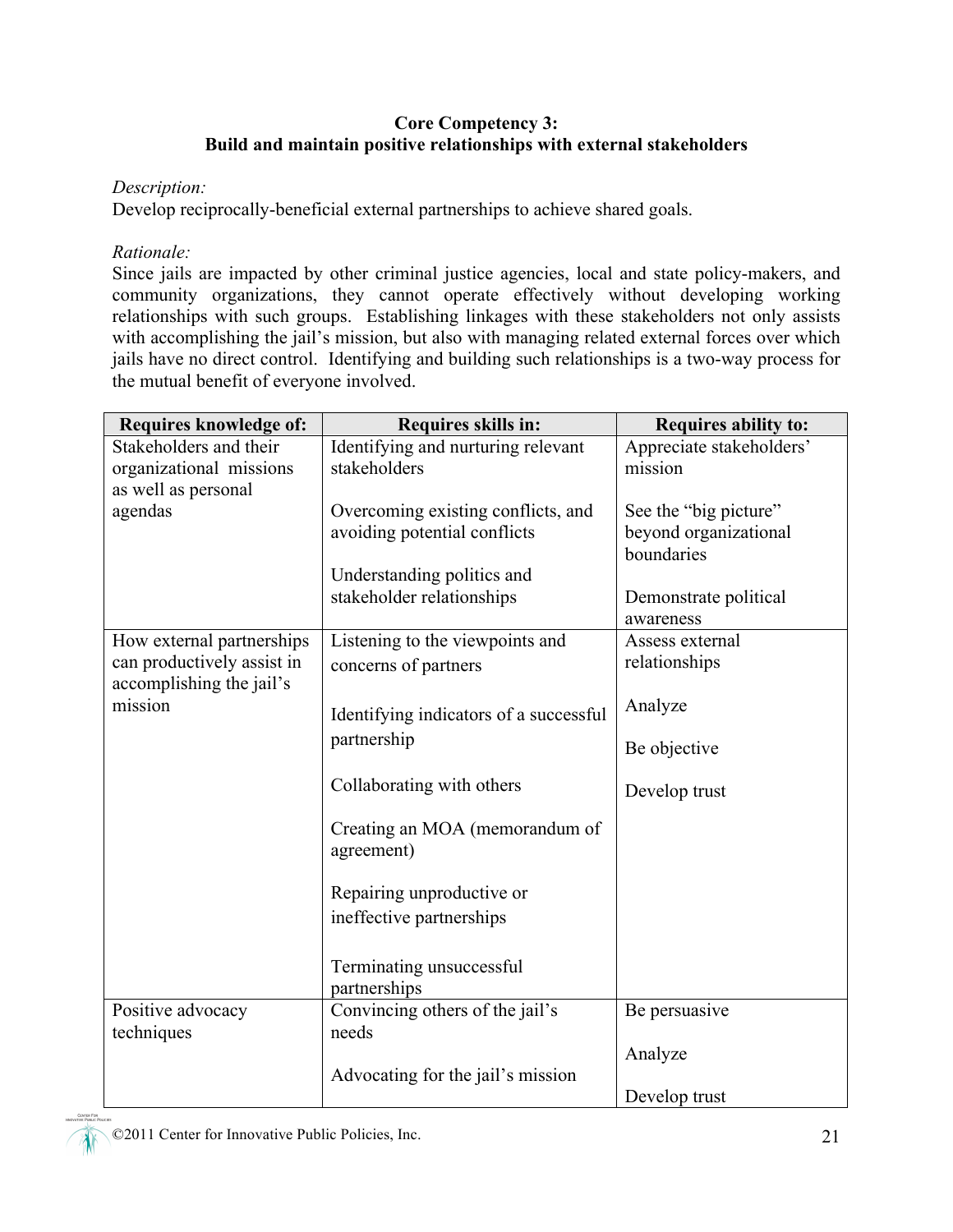### Core Competency 3:
### Build and maintain positive relationships with external stakeholders

*Description:*
Develop reciprocally-beneficial external partnerships to achieve shared goals.

*Rationale:*
Since jails are impacted by other criminal justice agencies, local and state policy-makers, and community organizations, they cannot operate effectively without developing working relationships with such groups. Establishing linkages with these stakeholders not only assists with accomplishing the jail's mission, but also with managing related external forces over which jails have no direct control. Identifying and building such relationships is a two-way process for the mutual benefit of everyone involved.

| Requires knowledge of: | Requires skills in: | Requires ability to: |
|---|---|---|
| Stakeholders and their organizational missions as well as personal agendas | Identifying and nurturing relevant stakeholders<br><br>Overcoming existing conflicts, and avoiding potential conflicts<br><br>Understanding politics and stakeholder relationships | Appreciate stakeholders' mission<br><br>See the "big picture" beyond organizational boundaries<br><br>Demonstrate political awareness |
| How external partnerships can productively assist in accomplishing the jail's mission | Listening to the viewpoints and concerns of partners<br><br>Identifying indicators of a successful partnership<br><br>Collaborating with others<br><br>Creating an MOA (memorandum of agreement)<br><br>Repairing unproductive or ineffective partnerships<br><br>Terminating unsuccessful partnerships | Assess external relationships<br><br>Analyze<br><br>Be objective<br><br>Develop trust |
| Positive advocacy techniques | Convincing others of the jail's needs<br><br>Advocating for the jail's mission | Be persuasive<br><br>Analyze<br><br>Develop trust |

©2011 Center for Innovative Public Policies, Inc.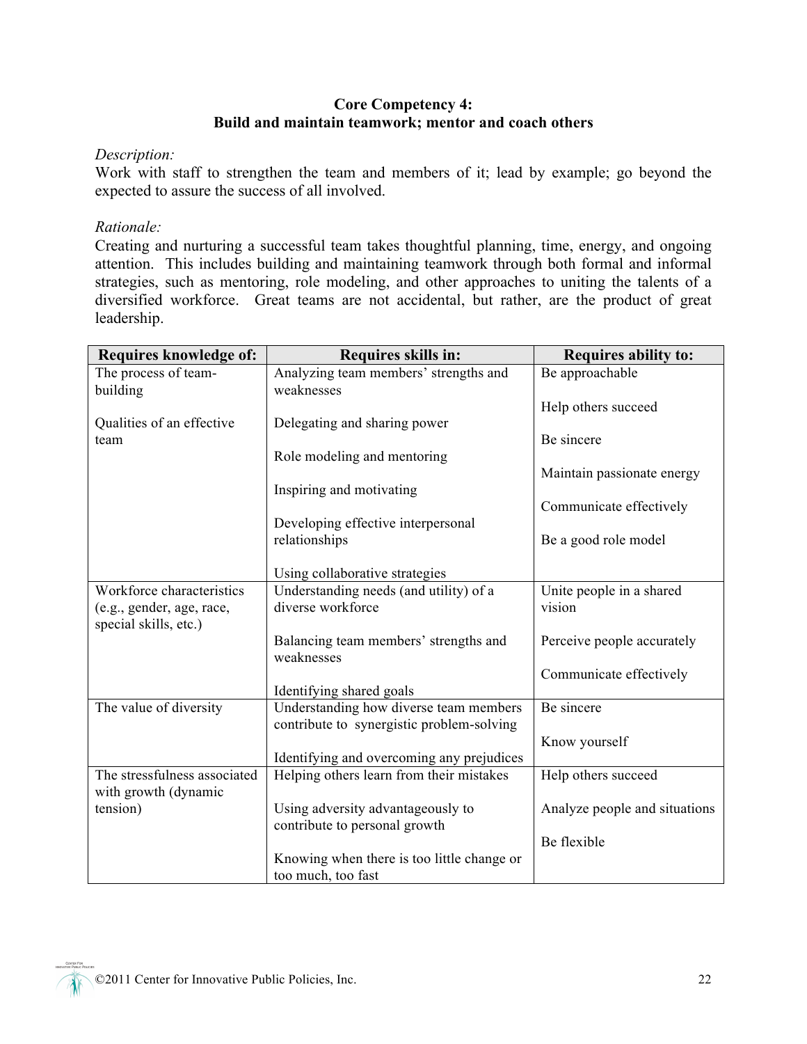## Core Competency 4:
## Build and maintain teamwork; mentor and coach others

*Description:*
Work with staff to strengthen the team and members of it; lead by example; go beyond the expected to assure the success of all involved.

*Rationale:*
Creating and nurturing a successful team takes thoughtful planning, time, energy, and ongoing attention. This includes building and maintaining teamwork through both formal and informal strategies, such as mentoring, role modeling, and other approaches to uniting the talents of a diversified workforce. Great teams are not accidental, but rather, are the product of great leadership.

| Requires knowledge of: | Requires skills in: | Requires ability to: |
|---|---|---|
| The process of team-building<br><br>Qualities of an effective team | Analyzing team members' strengths and weaknesses<br><br>Delegating and sharing power<br><br>Role modeling and mentoring<br><br>Inspiring and motivating<br><br>Developing effective interpersonal relationships<br><br>Using collaborative strategies | Be approachable<br><br>Help others succeed<br><br>Be sincere<br><br>Maintain passionate energy<br><br>Communicate effectively<br><br>Be a good role model |
| Workforce characteristics (e.g., gender, age, race, special skills, etc.) | Understanding needs (and utility) of a diverse workforce<br><br>Balancing team members' strengths and weaknesses<br><br>Identifying shared goals | Unite people in a shared vision<br><br>Perceive people accurately<br><br>Communicate effectively |
| The value of diversity | Understanding how diverse team members contribute to synergistic problem-solving<br><br>Identifying and overcoming any prejudices | Be sincere<br><br>Know yourself |
| The stressfulness associated with growth (dynamic tension) | Helping others learn from their mistakes<br><br>Using adversity advantageously to contribute to personal growth<br><br>Knowing when there is too little change or too much, too fast | Help others succeed<br><br>Analyze people and situations<br><br>Be flexible |

©2011 Center for Innovative Public Policies, Inc.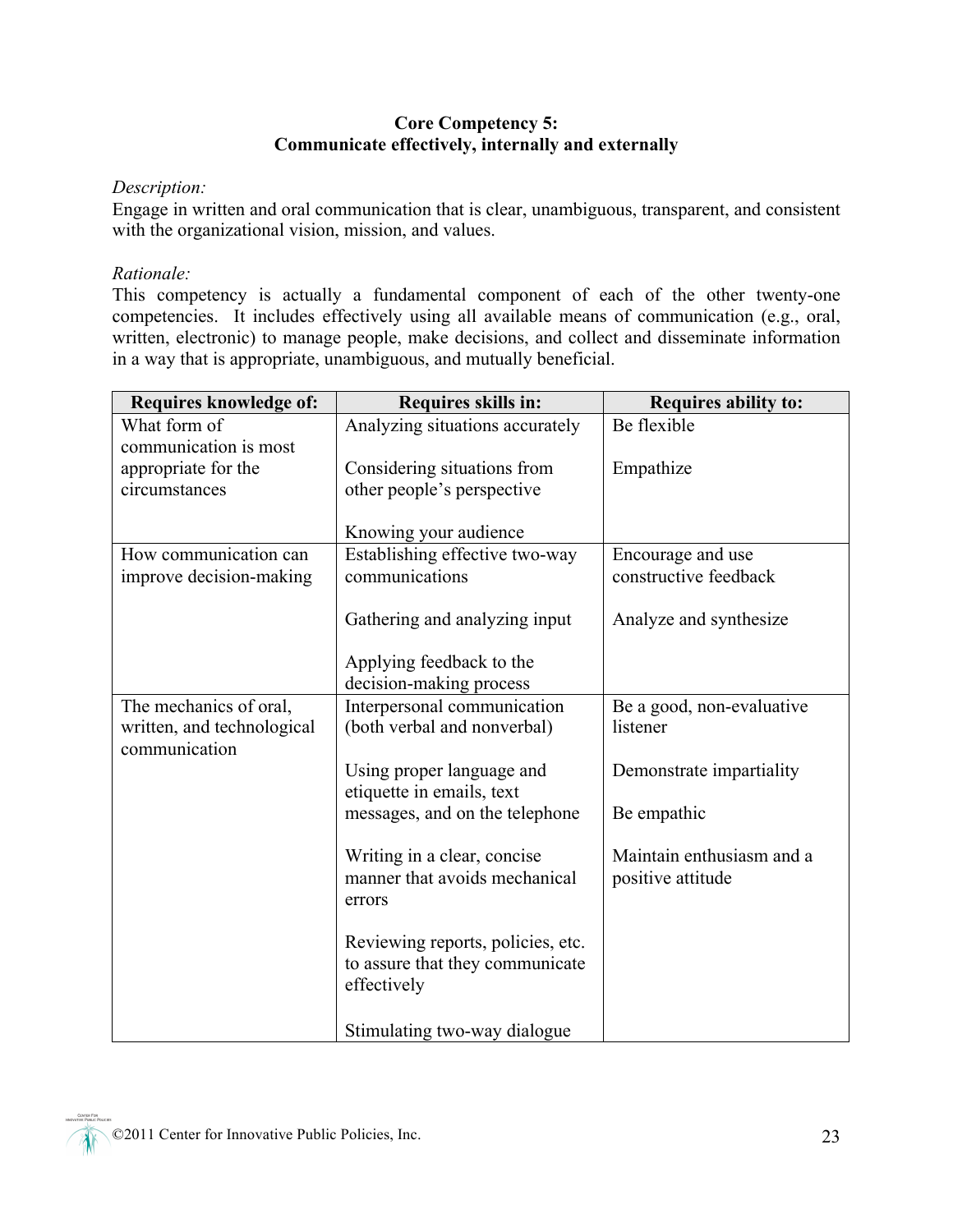## Core Competency 5:
## Communicate effectively, internally and externally

*Description:*
Engage in written and oral communication that is clear, unambiguous, transparent, and consistent with the organizational vision, mission, and values.

*Rationale:*
This competency is actually a fundamental component of each of the other twenty-one competencies. It includes effectively using all available means of communication (e.g., oral, written, electronic) to manage people, make decisions, and collect and disseminate information in a way that is appropriate, unambiguous, and mutually beneficial.

| Requires knowledge of: | Requires skills in: | Requires ability to: |
|---|---|---|
| What form of communication is most appropriate for the circumstances | Analyzing situations accurately<br><br>Considering situations from other people's perspective<br><br>Knowing your audience | Be flexible<br><br>Empathize |
| How communication can improve decision-making | Establishing effective two-way communications<br><br>Gathering and analyzing input<br><br>Applying feedback to the decision-making process | Encourage and use constructive feedback<br><br>Analyze and synthesize |
| The mechanics of oral, written, and technological communication | Interpersonal communication (both verbal and nonverbal)<br><br>Using proper language and etiquette in emails, text messages, and on the telephone<br><br>Writing in a clear, concise manner that avoids mechanical errors<br><br>Reviewing reports, policies, etc. to assure that they communicate effectively<br><br>Stimulating two-way dialogue | Be a good, non-evaluative listener<br><br>Demonstrate impartiality<br><br>Be empathic<br><br>Maintain enthusiasm and a positive attitude |

©2011 Center for Innovative Public Policies, Inc.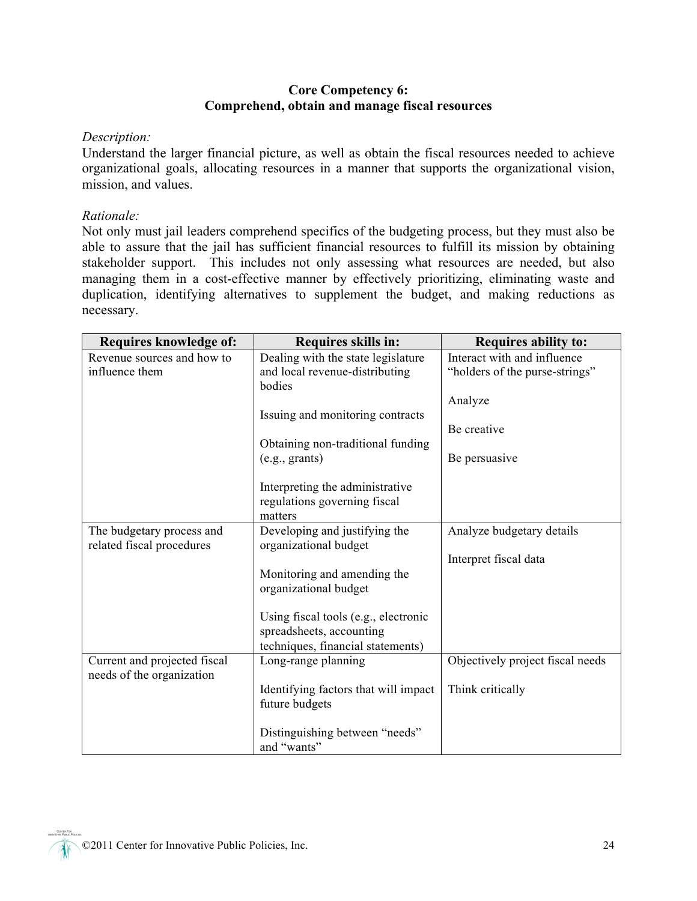## Core Competency 6: Comprehend, obtain and manage fiscal resources

*Description:*
Understand the larger financial picture, as well as obtain the fiscal resources needed to achieve organizational goals, allocating resources in a manner that supports the organizational vision, mission, and values.

*Rationale:*
Not only must jail leaders comprehend specifics of the budgeting process, but they must also be able to assure that the jail has sufficient financial resources to fulfill its mission by obtaining stakeholder support. This includes not only assessing what resources are needed, but also managing them in a cost-effective manner by effectively prioritizing, eliminating waste and duplication, identifying alternatives to supplement the budget, and making reductions as necessary.

| Requires knowledge of: | Requires skills in: | Requires ability to: |
| --- | --- | --- |
| Revenue sources and how to influence them | Dealing with the state legislature and local revenue-distributing bodies<br><br>Issuing and monitoring contracts<br><br>Obtaining non-traditional funding (e.g., grants)<br><br>Interpreting the administrative regulations governing fiscal matters | Interact with and influence "holders of the purse-strings"<br><br>Analyze<br><br>Be creative<br><br>Be persuasive |
| The budgetary process and related fiscal procedures | Developing and justifying the organizational budget<br><br>Monitoring and amending the organizational budget<br><br>Using fiscal tools (e.g., electronic spreadsheets, accounting techniques, financial statements) | Analyze budgetary details<br><br>Interpret fiscal data |
| Current and projected fiscal needs of the organization | Long-range planning<br><br>Identifying factors that will impact future budgets<br><br>Distinguishing between "needs" and "wants" | Objectively project fiscal needs<br><br>Think critically |

©2011 Center for Innovative Public Policies, Inc.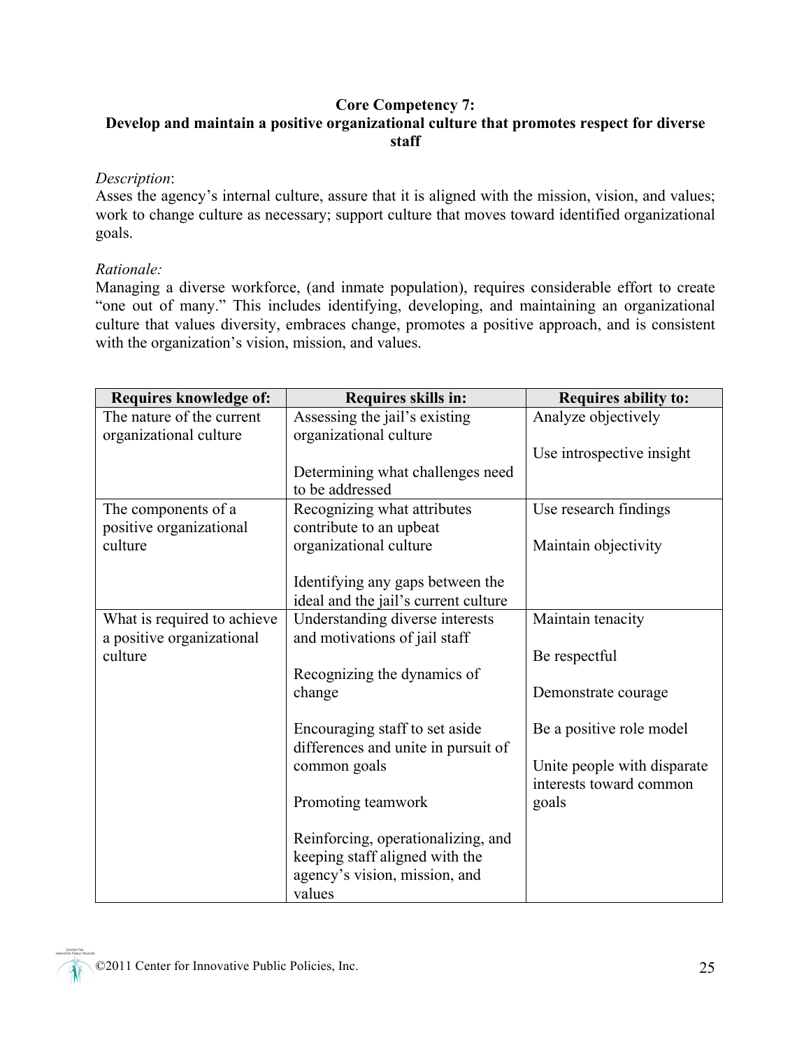## Core Competency 7: Develop and maintain a positive organizational culture that promotes respect for diverse staff

*Description*:
Asses the agency's internal culture, assure that it is aligned with the mission, vision, and values; work to change culture as necessary; support culture that moves toward identified organizational goals.

*Rationale:*
Managing a diverse workforce, (and inmate population), requires considerable effort to create "one out of many." This includes identifying, developing, and maintaining an organizational culture that values diversity, embraces change, promotes a positive approach, and is consistent with the organization's vision, mission, and values.

| Requires knowledge of: | Requires skills in: | Requires ability to: |
|---|---|---|
| The nature of the current organizational culture | Assessing the jail's existing organizational culture<br><br>Determining what challenges need to be addressed | Analyze objectively<br><br>Use introspective insight |
| The components of a positive organizational culture | Recognizing what attributes contribute to an upbeat organizational culture<br><br>Identifying any gaps between the ideal and the jail's current culture | Use research findings<br><br>Maintain objectivity |
| What is required to achieve a positive organizational culture | Understanding diverse interests and motivations of jail staff<br><br>Recognizing the dynamics of change<br><br>Encouraging staff to set aside differences and unite in pursuit of common goals<br><br>Promoting teamwork<br><br>Reinforcing, operationalizing, and keeping staff aligned with the agency's vision, mission, and values | Maintain tenacity<br><br>Be respectful<br><br>Demonstrate courage<br><br>Be a positive role model<br><br>Unite people with disparate interests toward common goals |

©2011 Center for Innovative Public Policies, Inc.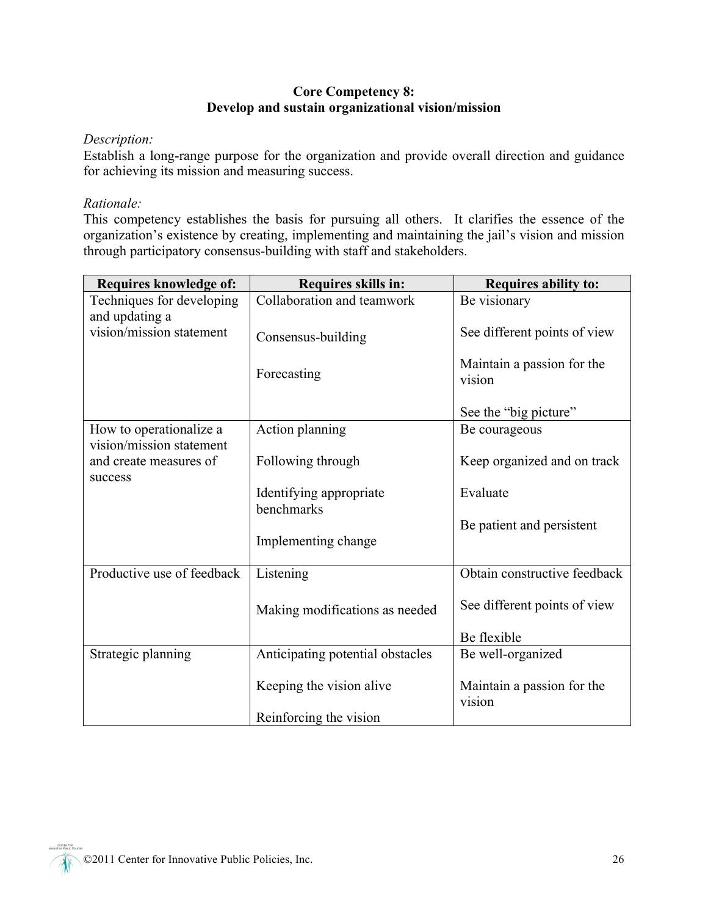**Core Competency 8:**
**Develop and sustain organizational vision/mission**

*Description:*
Establish a long-range purpose for the organization and provide overall direction and guidance for achieving its mission and measuring success.

*Rationale:*
This competency establishes the basis for pursuing all others. It clarifies the essence of the organization's existence by creating, implementing and maintaining the jail's vision and mission through participatory consensus-building with staff and stakeholders.

| Requires knowledge of: | Requires skills in: | Requires ability to: |
|---|---|---|
| Techniques for developing and updating a vision/mission statement | Collaboration and teamwork<br><br>Consensus-building<br><br>Forecasting | Be visionary<br><br>See different points of view<br><br>Maintain a passion for the vision<br><br>See the "big picture" |
| How to operationalize a vision/mission statement and create measures of success | Action planning<br><br>Following through<br><br>Identifying appropriate benchmarks<br><br>Implementing change | Be courageous<br><br>Keep organized and on track<br><br>Evaluate<br><br>Be patient and persistent |
| Productive use of feedback | Listening<br><br>Making modifications as needed | Obtain constructive feedback<br><br>See different points of view<br><br>Be flexible |
| Strategic planning | Anticipating potential obstacles<br><br>Keeping the vision alive<br><br>Reinforcing the vision | Be well-organized<br><br>Maintain a passion for the vision |

©2011 Center for Innovative Public Policies, Inc.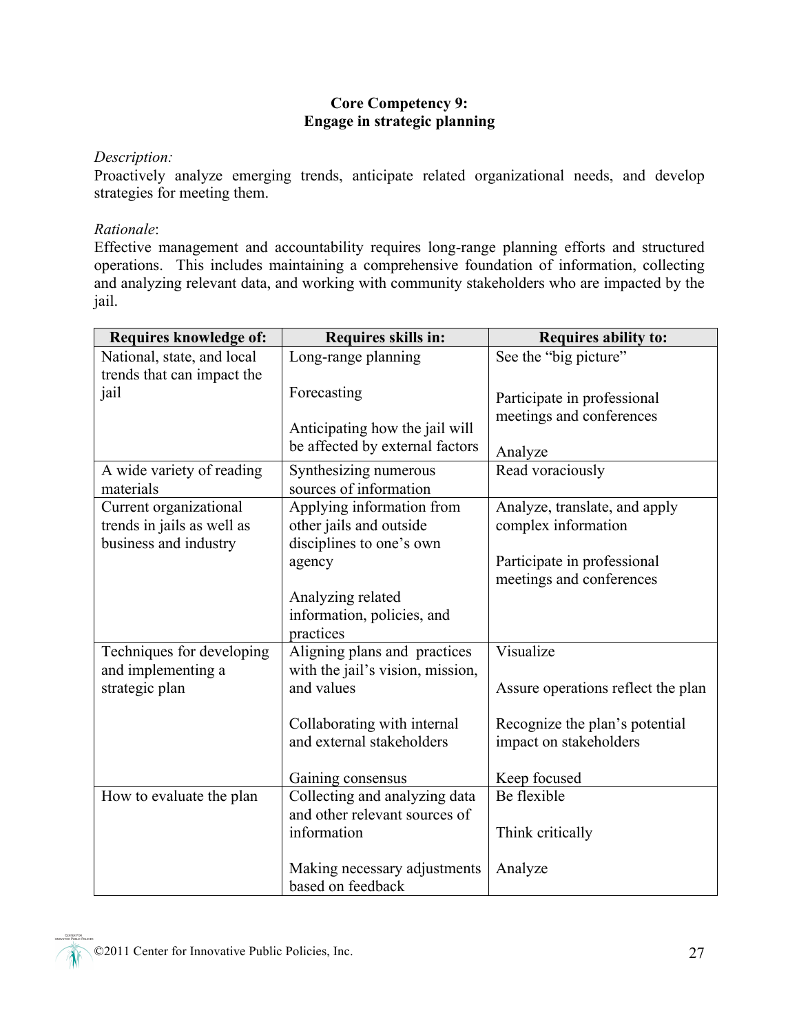**Core Competency 9:**
**Engage in strategic planning**

*Description:*
Proactively analyze emerging trends, anticipate related organizational needs, and develop strategies for meeting them.

*Rationale*:
Effective management and accountability requires long-range planning efforts and structured operations. This includes maintaining a comprehensive foundation of information, collecting and analyzing relevant data, and working with community stakeholders who are impacted by the jail.

| Requires knowledge of: | Requires skills in: | Requires ability to: |
|---|---|---|
| National, state, and local trends that can impact the jail | Long-range planning<br><br>Forecasting<br><br>Anticipating how the jail will be affected by external factors | See the "big picture"<br><br>Participate in professional meetings and conferences<br><br>Analyze |
| A wide variety of reading materials | Synthesizing numerous sources of information | Read voraciously |
| Current organizational trends in jails as well as business and industry | Applying information from other jails and outside disciplines to one's own agency<br><br>Analyzing related information, policies, and practices | Analyze, translate, and apply complex information<br><br>Participate in professional meetings and conferences |
| Techniques for developing and implementing a strategic plan | Aligning plans and practices with the jail's vision, mission, and values<br><br>Collaborating with internal and external stakeholders<br><br>Gaining consensus | Visualize<br><br>Assure operations reflect the plan<br><br>Recognize the plan's potential impact on stakeholders<br><br>Keep focused |
| How to evaluate the plan | Collecting and analyzing data and other relevant sources of information<br><br>Making necessary adjustments based on feedback | Be flexible<br><br>Think critically<br><br>Analyze |

©2011 Center for Innovative Public Policies, Inc.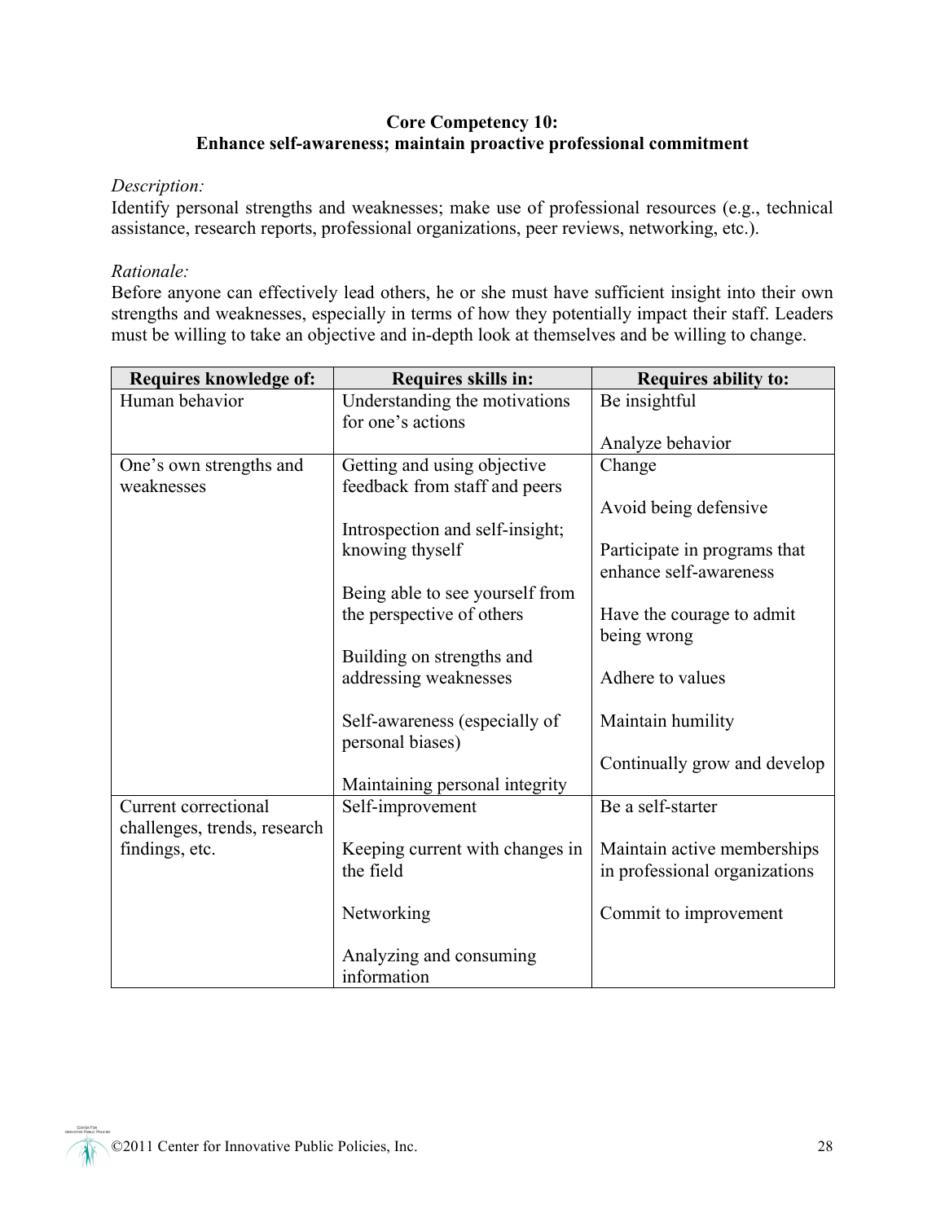**Core Competency 10:**
**Enhance self-awareness; maintain proactive professional commitment**

*Description:*
Identify personal strengths and weaknesses; make use of professional resources (e.g., technical assistance, research reports, professional organizations, peer reviews, networking, etc.).

*Rationale:*
Before anyone can effectively lead others, he or she must have sufficient insight into their own strengths and weaknesses, especially in terms of how they potentially impact their staff. Leaders must be willing to take an objective and in-depth look at themselves and be willing to change.

| Requires knowledge of: | Requires skills in: | Requires ability to: |
|---|---|---|
| Human behavior | Understanding the motivations for one's actions | Be insightful<br><br>Analyze behavior |
| One's own strengths and weaknesses | Getting and using objective feedback from staff and peers<br><br>Introspection and self-insight; knowing thyself<br><br>Being able to see yourself from the perspective of others<br><br>Building on strengths and addressing weaknesses<br><br>Self-awareness (especially of personal biases)<br><br>Maintaining personal integrity | Change<br><br>Avoid being defensive<br><br>Participate in programs that enhance self-awareness<br><br>Have the courage to admit being wrong<br><br>Adhere to values<br><br>Maintain humility<br><br>Continually grow and develop |
| Current correctional challenges, trends, research findings, etc. | Self-improvement<br><br>Keeping current with changes in the field<br><br>Networking<br><br>Analyzing and consuming information | Be a self-starter<br><br>Maintain active memberships in professional organizations<br><br>Commit to improvement |

©2011 Center for Innovative Public Policies, Inc.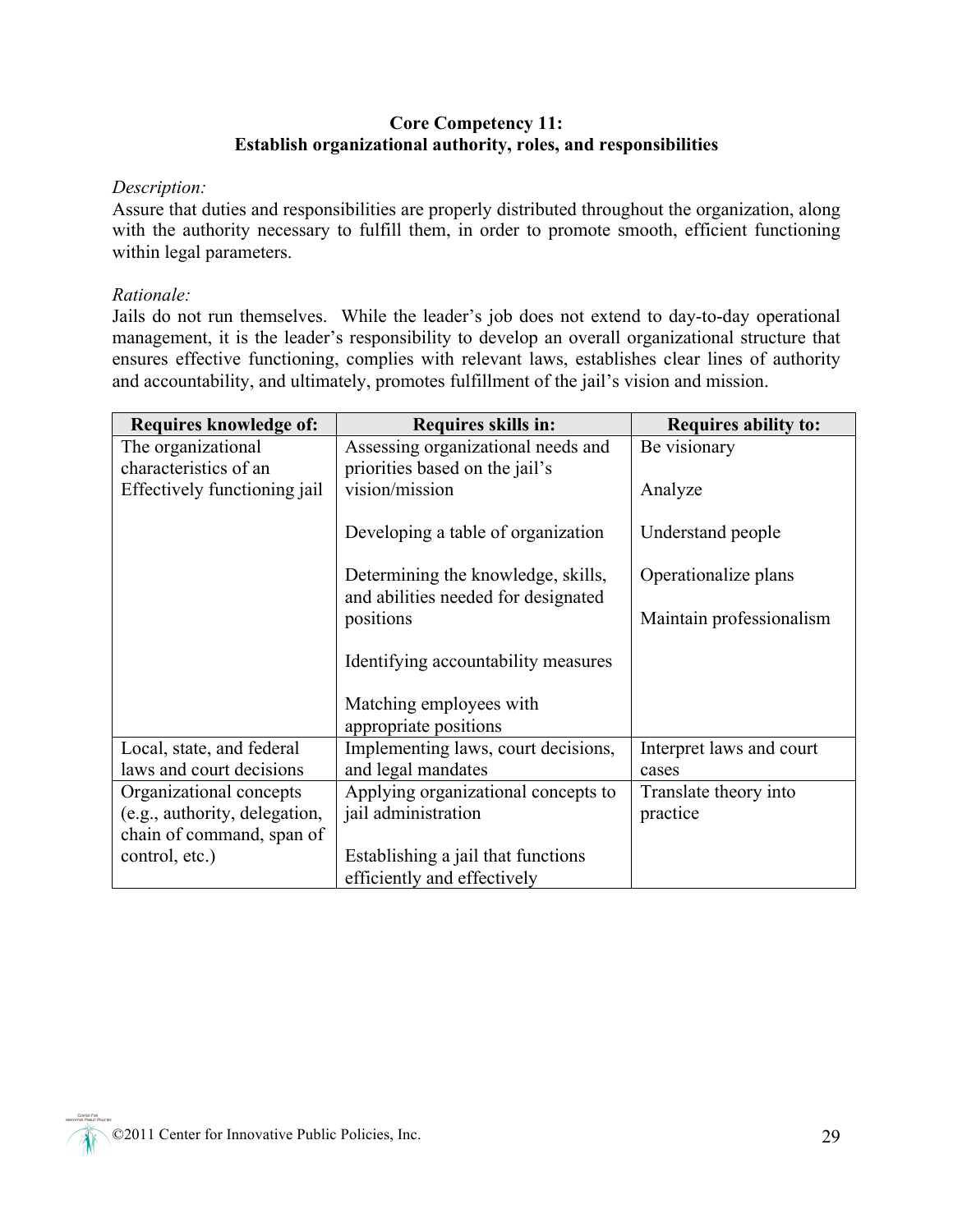**Core Competency 11:**
**Establish organizational authority, roles, and responsibilities**

*Description:*
Assure that duties and responsibilities are properly distributed throughout the organization, along with the authority necessary to fulfill them, in order to promote smooth, efficient functioning within legal parameters.

*Rationale:*
Jails do not run themselves. While the leader's job does not extend to day-to-day operational management, it is the leader's responsibility to develop an overall organizational structure that ensures effective functioning, complies with relevant laws, establishes clear lines of authority and accountability, and ultimately, promotes fulfillment of the jail's vision and mission.

| Requires knowledge of: | Requires skills in: | Requires ability to: |
|---|---|---|
| The organizational characteristics of an Effectively functioning jail | Assessing organizational needs and priorities based on the jail's vision/mission<br><br>Developing a table of organization<br><br>Determining the knowledge, skills, and abilities needed for designated positions<br><br>Identifying accountability measures<br><br>Matching employees with appropriate positions | Be visionary<br><br>Analyze<br><br>Understand people<br><br>Operationalize plans<br><br>Maintain professionalism |
| Local, state, and federal laws and court decisions | Implementing laws, court decisions, and legal mandates | Interpret laws and court cases |
| Organizational concepts (e.g., authority, delegation, chain of command, span of control, etc.) | Applying organizational concepts to jail administration<br><br>Establishing a jail that functions efficiently and effectively | Translate theory into practice |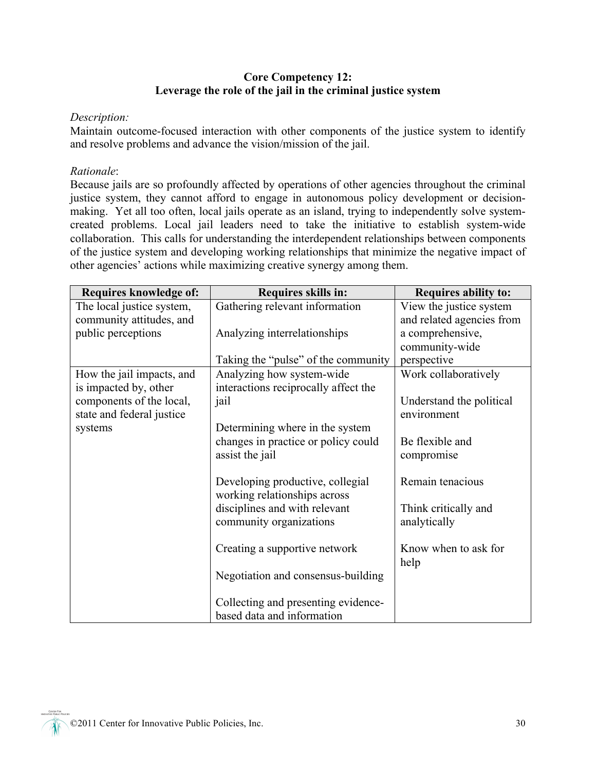**Core Competency 12:**
**Leverage the role of the jail in the criminal justice system**

*Description:*
Maintain outcome-focused interaction with other components of the justice system to identify and resolve problems and advance the vision/mission of the jail.

*Rationale*:
Because jails are so profoundly affected by operations of other agencies throughout the criminal justice system, they cannot afford to engage in autonomous policy development or decision-making. Yet all too often, local jails operate as an island, trying to independently solve system-created problems. Local jail leaders need to take the initiative to establish system-wide collaboration. This calls for understanding the interdependent relationships between components of the justice system and developing working relationships that minimize the negative impact of other agencies' actions while maximizing creative synergy among them.

| Requires knowledge of: | Requires skills in: | Requires ability to: |
|---|---|---|
| The local justice system, community attitudes, and public perceptions | Gathering relevant information<br><br>Analyzing interrelationships<br><br>Taking the "pulse" of the community | View the justice system and related agencies from a comprehensive, community-wide perspective |
| How the jail impacts, and is impacted by, other components of the local, state and federal justice systems | Analyzing how system-wide interactions reciprocally affect the jail<br><br>Determining where in the system changes in practice or policy could assist the jail<br><br>Developing productive, collegial working relationships across disciplines and with relevant community organizations<br><br>Creating a supportive network<br><br>Negotiation and consensus-building<br><br>Collecting and presenting evidence-based data and information | Work collaboratively<br><br>Understand the political environment<br><br>Be flexible and compromise<br><br>Remain tenacious<br><br>Think critically and analytically<br><br>Know when to ask for help |

©2011 Center for Innovative Public Policies, Inc.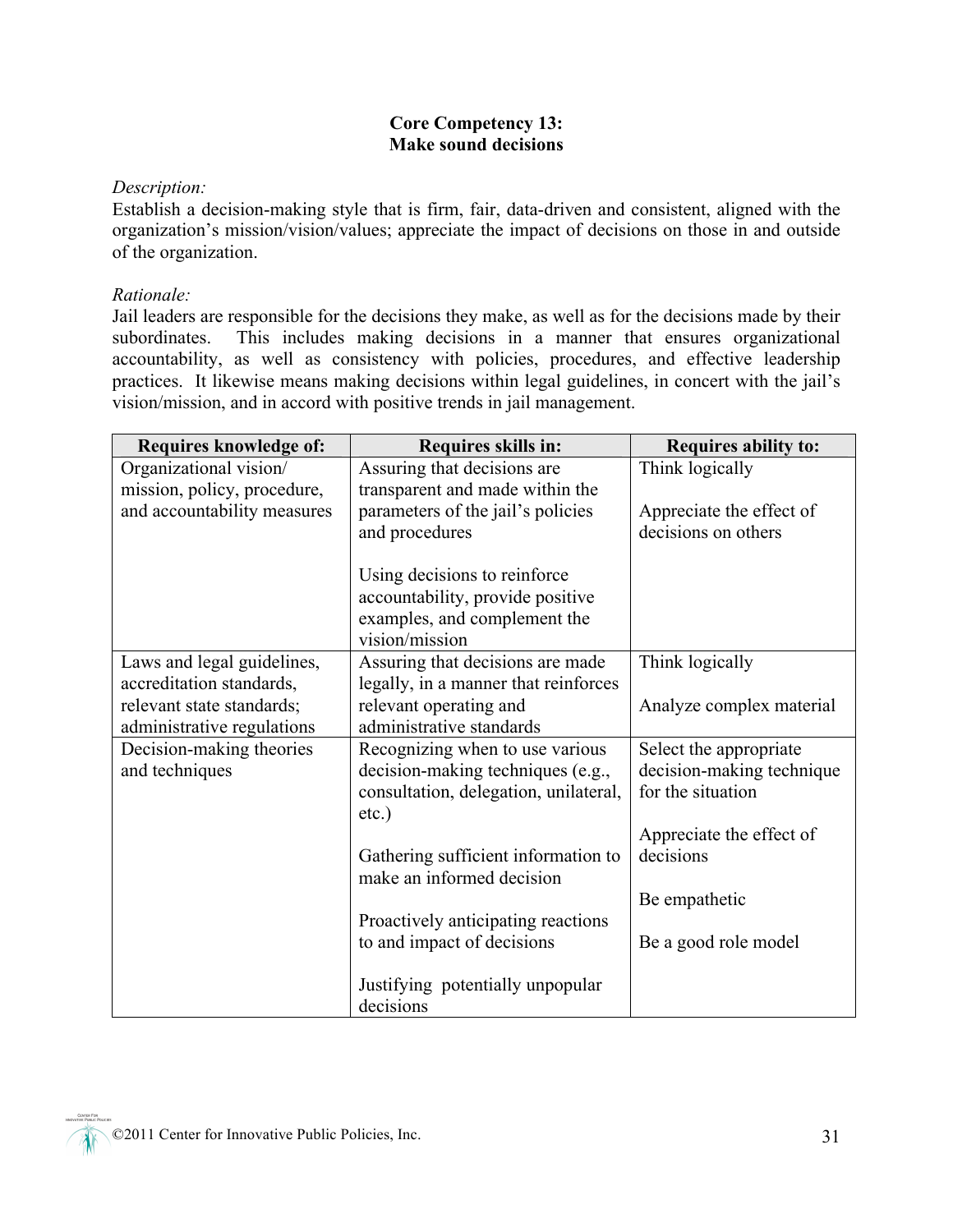## Core Competency 13:
## Make sound decisions

*Description:*
Establish a decision-making style that is firm, fair, data-driven and consistent, aligned with the organization's mission/vision/values; appreciate the impact of decisions on those in and outside of the organization.

*Rationale:*
Jail leaders are responsible for the decisions they make, as well as for the decisions made by their subordinates. This includes making decisions in a manner that ensures organizational accountability, as well as consistency with policies, procedures, and effective leadership practices. It likewise means making decisions within legal guidelines, in concert with the jail's vision/mission, and in accord with positive trends in jail management.

| Requires knowledge of: | Requires skills in: | Requires ability to: |
|---|---|---|
| Organizational vision/ mission, policy, procedure, and accountability measures | Assuring that decisions are transparent and made within the parameters of the jail's policies and procedures<br><br>Using decisions to reinforce accountability, provide positive examples, and complement the vision/mission | Think logically<br><br>Appreciate the effect of decisions on others |
| Laws and legal guidelines, accreditation standards, relevant state standards; administrative regulations | Assuring that decisions are made legally, in a manner that reinforces relevant operating and administrative standards | Think logically<br><br>Analyze complex material |
| Decision-making theories and techniques | Recognizing when to use various decision-making techniques (e.g., consultation, delegation, unilateral, etc.)<br><br>Gathering sufficient information to make an informed decision<br><br>Proactively anticipating reactions to and impact of decisions<br><br>Justifying potentially unpopular decisions | Select the appropriate decision-making technique for the situation<br><br>Appreciate the effect of decisions<br><br>Be empathetic<br><br>Be a good role model |

©2011 Center for Innovative Public Policies, Inc.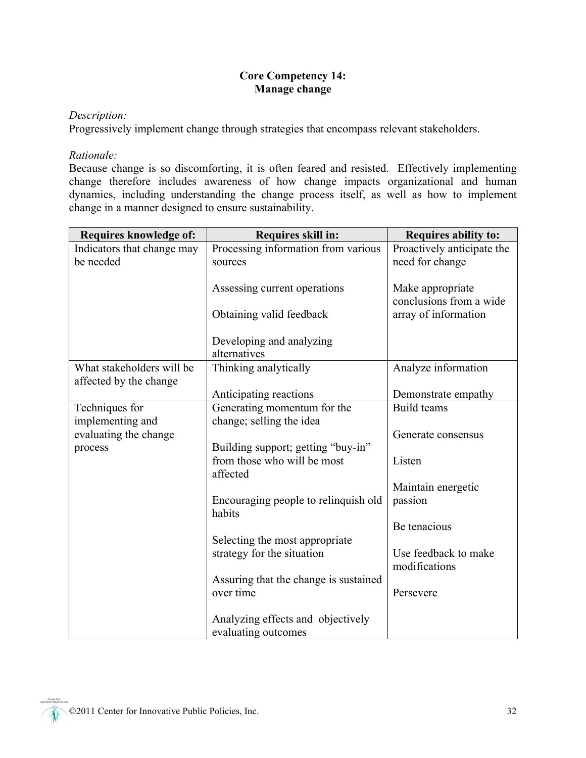## Core Competency 14:
## Manage change

*Description:*
Progressively implement change through strategies that encompass relevant stakeholders.

*Rationale:*
Because change is so discomforting, it is often feared and resisted. Effectively implementing change therefore includes awareness of how change impacts organizational and human dynamics, including understanding the change process itself, as well as how to implement change in a manner designed to ensure sustainability.

| Requires knowledge of: | Requires skill in: | Requires ability to: |
|---|---|---|
| Indicators that change may be needed | Processing information from various sources<br><br>Assessing current operations<br><br>Obtaining valid feedback<br><br>Developing and analyzing alternatives | Proactively anticipate the need for change<br><br>Make appropriate conclusions from a wide array of information |
| What stakeholders will be affected by the change | Thinking analytically<br><br>Anticipating reactions | Analyze information<br><br>Demonstrate empathy |
| Techniques for implementing and evaluating the change process | Generating momentum for the change; selling the idea<br><br>Building support; getting "buy-in" from those who will be most affected<br><br>Encouraging people to relinquish old habits<br><br>Selecting the most appropriate strategy for the situation<br><br>Assuring that the change is sustained over time<br><br>Analyzing effects and objectively evaluating outcomes | Build teams<br><br>Generate consensus<br><br>Listen<br><br>Maintain energetic passion<br><br>Be tenacious<br><br>Use feedback to make modifications<br><br>Persevere |

©2011 Center for Innovative Public Policies, Inc.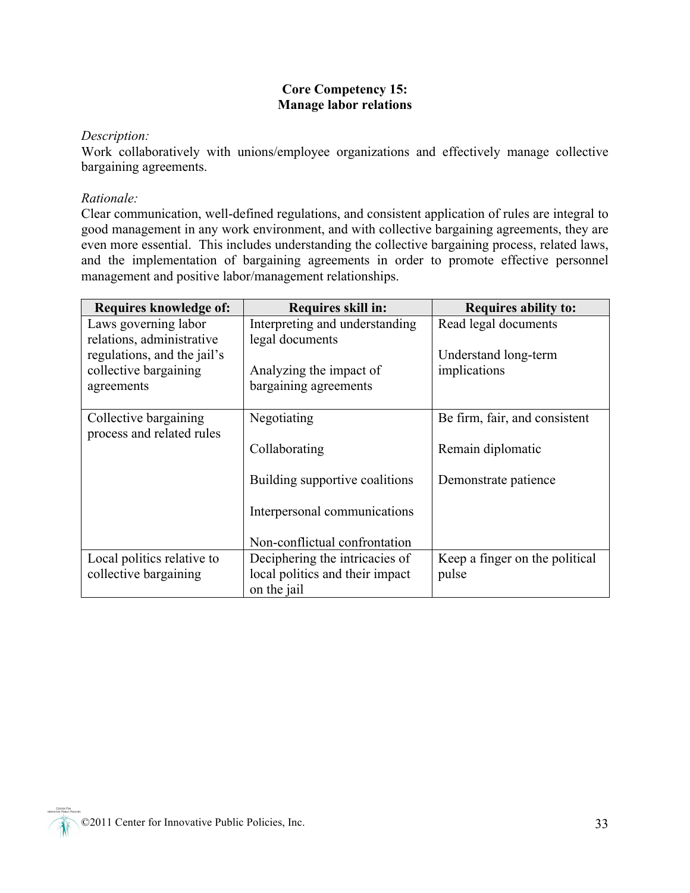## Core Competency 15:
## Manage labor relations

*Description:*
Work collaboratively with unions/employee organizations and effectively manage collective bargaining agreements.

*Rationale:*
Clear communication, well-defined regulations, and consistent application of rules are integral to good management in any work environment, and with collective bargaining agreements, they are even more essential. This includes understanding the collective bargaining process, related laws, and the implementation of bargaining agreements in order to promote effective personnel management and positive labor/management relationships.

| Requires knowledge of: | Requires skill in: | Requires ability to: |
|---|---|---|
| Laws governing labor relations, administrative regulations, and the jail's collective bargaining agreements | Interpreting and understanding legal documents<br><br>Analyzing the impact of bargaining agreements | Read legal documents<br><br>Understand long-term implications |
| Collective bargaining process and related rules | Negotiating<br><br>Collaborating<br><br>Building supportive coalitions<br><br>Interpersonal communications<br><br>Non-conflictual confrontation | Be firm, fair, and consistent<br><br>Remain diplomatic<br><br>Demonstrate patience |
| Local politics relative to collective bargaining | Deciphering the intricacies of local politics and their impact on the jail | Keep a finger on the political pulse |

©2011 Center for Innovative Public Policies, Inc.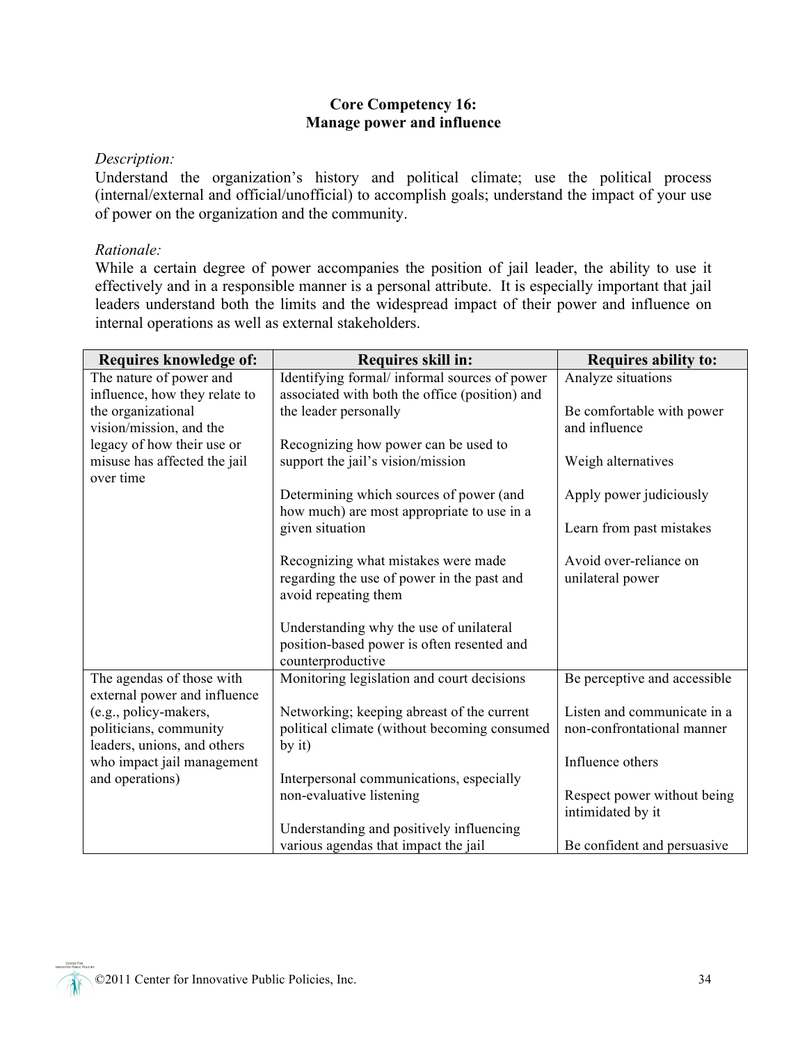**Core Competency 16:**
**Manage power and influence**

*Description:*
Understand the organization's history and political climate; use the political process (internal/external and official/unofficial) to accomplish goals; understand the impact of your use of power on the organization and the community.

*Rationale:*
While a certain degree of power accompanies the position of jail leader, the ability to use it effectively and in a responsible manner is a personal attribute. It is especially important that jail leaders understand both the limits and the widespread impact of their power and influence on internal operations as well as external stakeholders.

| Requires knowledge of: | Requires skill in: | Requires ability to: |
|---|---|---|
| The nature of power and influence, how they relate to the organizational vision/mission, and the legacy of how their use or misuse has affected the jail over time | Identifying formal/ informal sources of power associated with both the office (position) and the leader personally<br><br>Recognizing how power can be used to support the jail's vision/mission<br><br>Determining which sources of power (and how much) are most appropriate to use in a given situation<br><br>Recognizing what mistakes were made regarding the use of power in the past and avoid repeating them<br><br>Understanding why the use of unilateral position-based power is often resented and counterproductive | Analyze situations<br><br>Be comfortable with power and influence<br><br>Weigh alternatives<br><br>Apply power judiciously<br><br>Learn from past mistakes<br><br>Avoid over-reliance on unilateral power |
| The agendas of those with external power and influence (e.g., policy-makers, politicians, community leaders, unions, and others who impact jail management and operations) | Monitoring legislation and court decisions<br><br>Networking; keeping abreast of the current political climate (without becoming consumed by it)<br><br>Interpersonal communications, especially non-evaluative listening<br><br>Understanding and positively influencing various agendas that impact the jail | Be perceptive and accessible<br><br>Listen and communicate in a non-confrontational manner<br><br>Influence others<br><br>Respect power without being intimidated by it<br><br>Be confident and persuasive |

©2011 Center for Innovative Public Policies, Inc.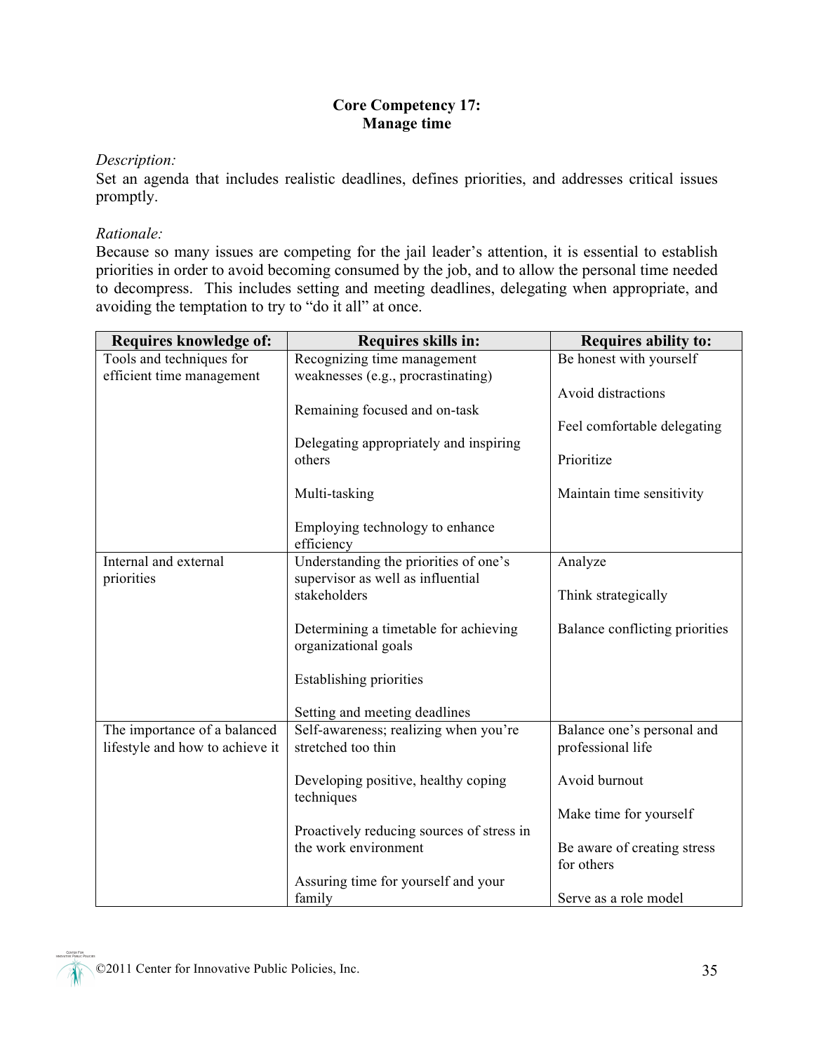## Core Competency 17:
## Manage time

*Description:*
Set an agenda that includes realistic deadlines, defines priorities, and addresses critical issues promptly.

*Rationale:*
Because so many issues are competing for the jail leader's attention, it is essential to establish priorities in order to avoid becoming consumed by the job, and to allow the personal time needed to decompress. This includes setting and meeting deadlines, delegating when appropriate, and avoiding the temptation to try to "do it all" at once.

| Requires knowledge of: | Requires skills in: | Requires ability to: |
|---|---|---|
| Tools and techniques for efficient time management | Recognizing time management weaknesses (e.g., procrastinating)<br><br>Remaining focused and on-task<br><br>Delegating appropriately and inspiring others<br><br>Multi-tasking<br><br>Employing technology to enhance efficiency | Be honest with yourself<br><br>Avoid distractions<br><br>Feel comfortable delegating<br><br>Prioritize<br><br>Maintain time sensitivity |
| Internal and external priorities | Understanding the priorities of one's supervisor as well as influential stakeholders<br><br>Determining a timetable for achieving organizational goals<br><br>Establishing priorities<br><br>Setting and meeting deadlines | Analyze<br><br>Think strategically<br><br>Balance conflicting priorities |
| The importance of a balanced lifestyle and how to achieve it | Self-awareness; realizing when you're stretched too thin<br><br>Developing positive, healthy coping techniques<br><br>Proactively reducing sources of stress in the work environment<br><br>Assuring time for yourself and your family | Balance one's personal and professional life<br><br>Avoid burnout<br><br>Make time for yourself<br><br>Be aware of creating stress for others<br><br>Serve as a role model |

©2011 Center for Innovative Public Policies, Inc.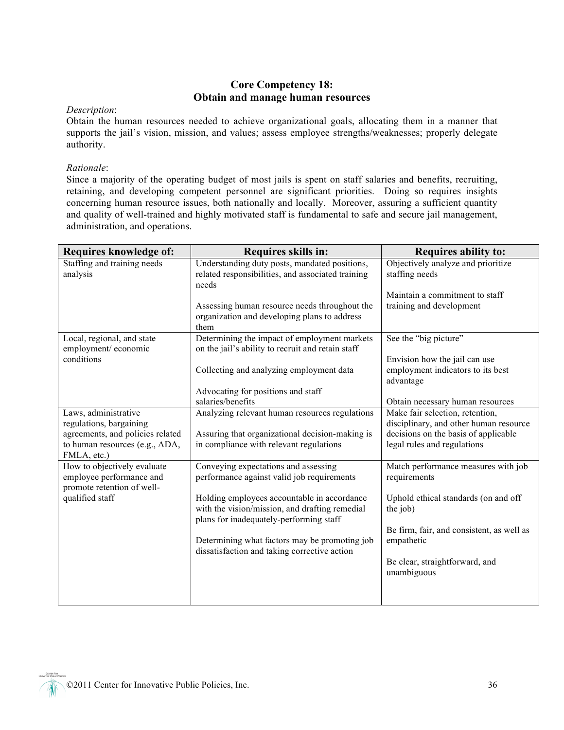# Core Competency 18:
# Obtain and manage human resources

*Description*:
Obtain the human resources needed to achieve organizational goals, allocating them in a manner that supports the jail's vision, mission, and values; assess employee strengths/weaknesses; properly delegate authority.

*Rationale*:
Since a majority of the operating budget of most jails is spent on staff salaries and benefits, recruiting, retaining, and developing competent personnel are significant priorities. Doing so requires insights concerning human resource issues, both nationally and locally. Moreover, assuring a sufficient quantity and quality of well-trained and highly motivated staff is fundamental to safe and secure jail management, administration, and operations.

| Requires knowledge of: | Requires skills in: | Requires ability to: |
|---|---|---|
| Staffing and training needs analysis | Understanding duty posts, mandated positions, related responsibilities, and associated training needs<br><br>Assessing human resource needs throughout the organization and developing plans to address them | Objectively analyze and prioritize staffing needs<br><br>Maintain a commitment to staff training and development |
| Local, regional, and state employment/ economic conditions | Determining the impact of employment markets on the jail's ability to recruit and retain staff<br><br>Collecting and analyzing employment data<br><br>Advocating for positions and staff salaries/benefits | See the "big picture"<br><br>Envision how the jail can use employment indicators to its best advantage<br><br>Obtain necessary human resources |
| Laws, administrative regulations, bargaining agreements, and policies related to human resources (e.g., ADA, FMLA, etc.) | Analyzing relevant human resources regulations<br><br>Assuring that organizational decision-making is in compliance with relevant regulations | Make fair selection, retention, disciplinary, and other human resource decisions on the basis of applicable legal rules and regulations |
| How to objectively evaluate employee performance and promote retention of well-qualified staff | Conveying expectations and assessing performance against valid job requirements<br><br>Holding employees accountable in accordance with the vision/mission, and drafting remedial plans for inadequately-performing staff<br><br>Determining what factors may be promoting job dissatisfaction and taking corrective action | Match performance measures with job requirements<br><br>Uphold ethical standards (on and off the job)<br><br>Be firm, fair, and consistent, as well as empathetic<br><br>Be clear, straightforward, and unambiguous |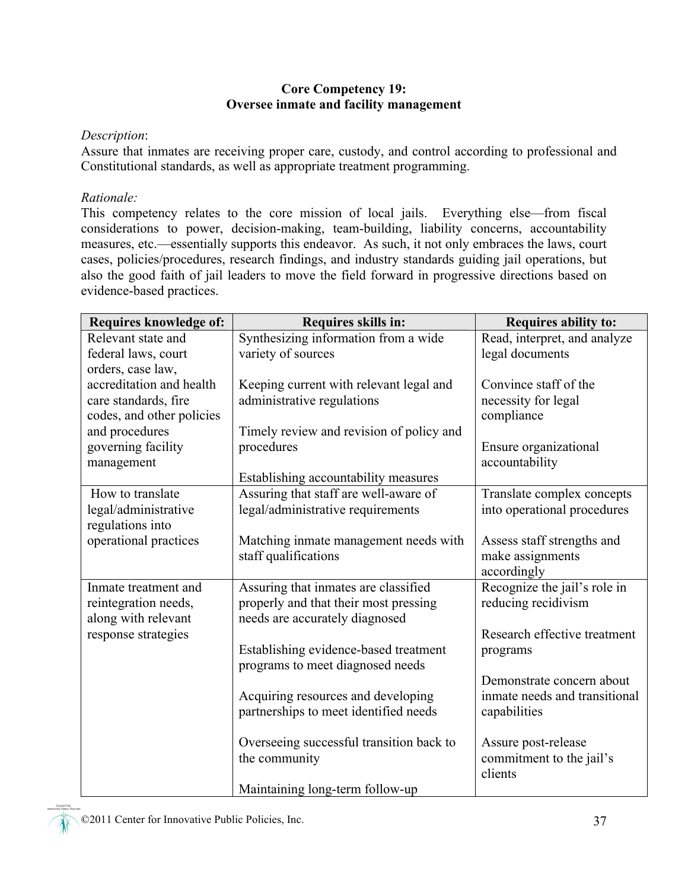**Core Competency 19:**
**Oversee inmate and facility management**

*Description*:
Assure that inmates are receiving proper care, custody, and control according to professional and Constitutional standards, as well as appropriate treatment programming.

*Rationale:*
This competency relates to the core mission of local jails. Everything else—from fiscal considerations to power, decision-making, team-building, liability concerns, accountability measures, etc.—essentially supports this endeavor. As such, it not only embraces the laws, court cases, policies/procedures, research findings, and industry standards guiding jail operations, but also the good faith of jail leaders to move the field forward in progressive directions based on evidence-based practices.

| Requires knowledge of: | Requires skills in: | Requires ability to: |
|---|---|---|
| Relevant state and federal laws, court orders, case law, accreditation and health care standards, fire codes, and other policies and procedures governing facility management | Synthesizing information from a wide variety of sources<br><br>Keeping current with relevant legal and administrative regulations<br><br>Timely review and revision of policy and procedures<br><br>Establishing accountability measures | Read, interpret, and analyze legal documents<br><br>Convince staff of the necessity for legal compliance<br><br>Ensure organizational accountability |
| How to translate legal/administrative regulations into operational practices | Assuring that staff are well-aware of legal/administrative requirements<br><br>Matching inmate management needs with staff qualifications | Translate complex concepts into operational procedures<br><br>Assess staff strengths and make assignments accordingly |
| Inmate treatment and reintegration needs, along with relevant response strategies | Assuring that inmates are classified properly and that their most pressing needs are accurately diagnosed<br><br>Establishing evidence-based treatment programs to meet diagnosed needs<br><br>Acquiring resources and developing partnerships to meet identified needs<br><br>Overseeing successful transition back to the community<br><br>Maintaining long-term follow-up | Recognize the jail's role in reducing recidivism<br><br>Research effective treatment programs<br><br>Demonstrate concern about inmate needs and transitional capabilities<br><br>Assure post-release commitment to the jail's clients |

©2011 Center for Innovative Public Policies, Inc.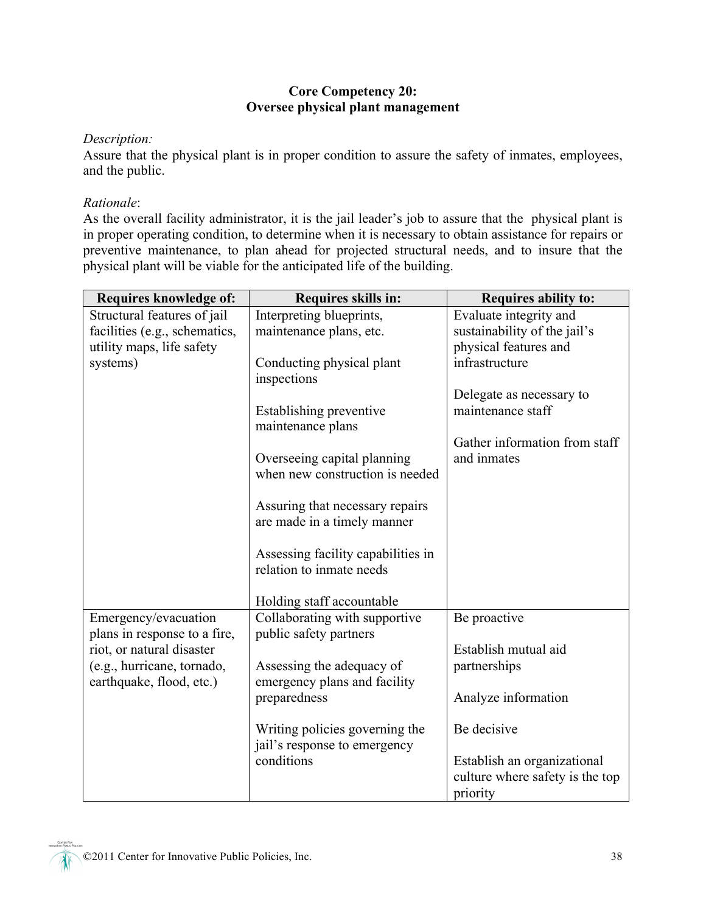**Core Competency 20:**
**Oversee physical plant management**

*Description:*
Assure that the physical plant is in proper condition to assure the safety of inmates, employees, and the public.

*Rationale*:
As the overall facility administrator, it is the jail leader's job to assure that the physical plant is in proper operating condition, to determine when it is necessary to obtain assistance for repairs or preventive maintenance, to plan ahead for projected structural needs, and to insure that the physical plant will be viable for the anticipated life of the building.

| Requires knowledge of: | Requires skills in: | Requires ability to: |
|---|---|---|
| Structural features of jail facilities (e.g., schematics, utility maps, life safety systems) | Interpreting blueprints, maintenance plans, etc.<br><br>Conducting physical plant inspections<br><br>Establishing preventive maintenance plans<br><br>Overseeing capital planning when new construction is needed<br><br>Assuring that necessary repairs are made in a timely manner<br><br>Assessing facility capabilities in relation to inmate needs<br><br>Holding staff accountable | Evaluate integrity and sustainability of the jail's physical features and infrastructure<br><br>Delegate as necessary to maintenance staff<br><br>Gather information from staff and inmates |
| Emergency/evacuation plans in response to a fire, riot, or natural disaster (e.g., hurricane, tornado, earthquake, flood, etc.) | Collaborating with supportive public safety partners<br><br>Assessing the adequacy of emergency plans and facility preparedness<br><br>Writing policies governing the jail's response to emergency conditions | Be proactive<br><br>Establish mutual aid partnerships<br><br>Analyze information<br><br>Be decisive<br><br>Establish an organizational culture where safety is the top priority |

©2011 Center for Innovative Public Policies, Inc.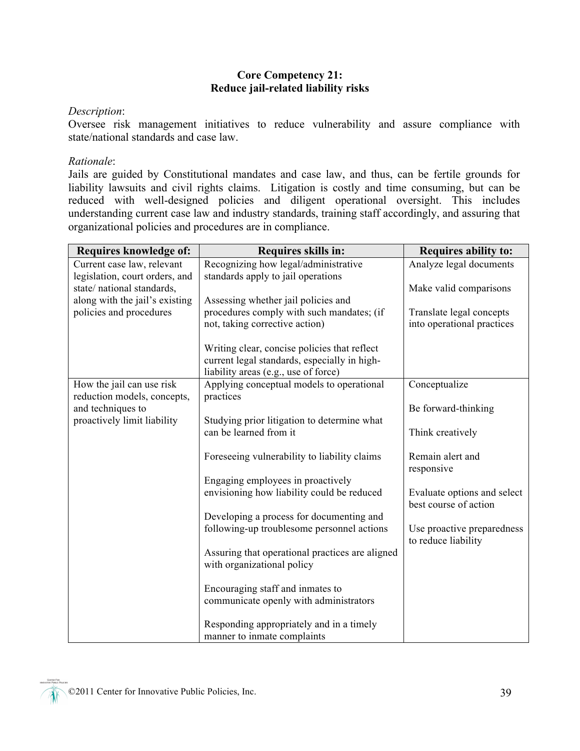**Core Competency 21:**
**Reduce jail-related liability risks**

*Description*:
Oversee risk management initiatives to reduce vulnerability and assure compliance with state/national standards and case law.

*Rationale*:
Jails are guided by Constitutional mandates and case law, and thus, can be fertile grounds for liability lawsuits and civil rights claims. Litigation is costly and time consuming, but can be reduced with well-designed policies and diligent operational oversight. This includes understanding current case law and industry standards, training staff accordingly, and assuring that organizational policies and procedures are in compliance.

| Requires knowledge of: | Requires skills in: | Requires ability to: |
|---|---|---|
| Current case law, relevant legislation, court orders, and state/ national standards, along with the jail's existing policies and procedures | Recognizing how legal/administrative standards apply to jail operations<br><br>Assessing whether jail policies and procedures comply with such mandates; (if not, taking corrective action)<br><br>Writing clear, concise policies that reflect current legal standards, especially in high-liability areas (e.g., use of force) | Analyze legal documents<br><br>Make valid comparisons<br><br>Translate legal concepts into operational practices |
| How the jail can use risk reduction models, concepts, and techniques to proactively limit liability | Applying conceptual models to operational practices<br><br>Studying prior litigation to determine what can be learned from it<br><br>Foreseeing vulnerability to liability claims<br><br>Engaging employees in proactively envisioning how liability could be reduced<br><br>Developing a process for documenting and following-up troublesome personnel actions<br><br>Assuring that operational practices are aligned with organizational policy<br><br>Encouraging staff and inmates to communicate openly with administrators<br><br>Responding appropriately and in a timely manner to inmate complaints | Conceptualize<br><br>Be forward-thinking<br><br>Think creatively<br><br>Remain alert and responsive<br><br>Evaluate options and select best course of action<br><br>Use proactive preparedness to reduce liability |

©2011 Center for Innovative Public Policies, Inc.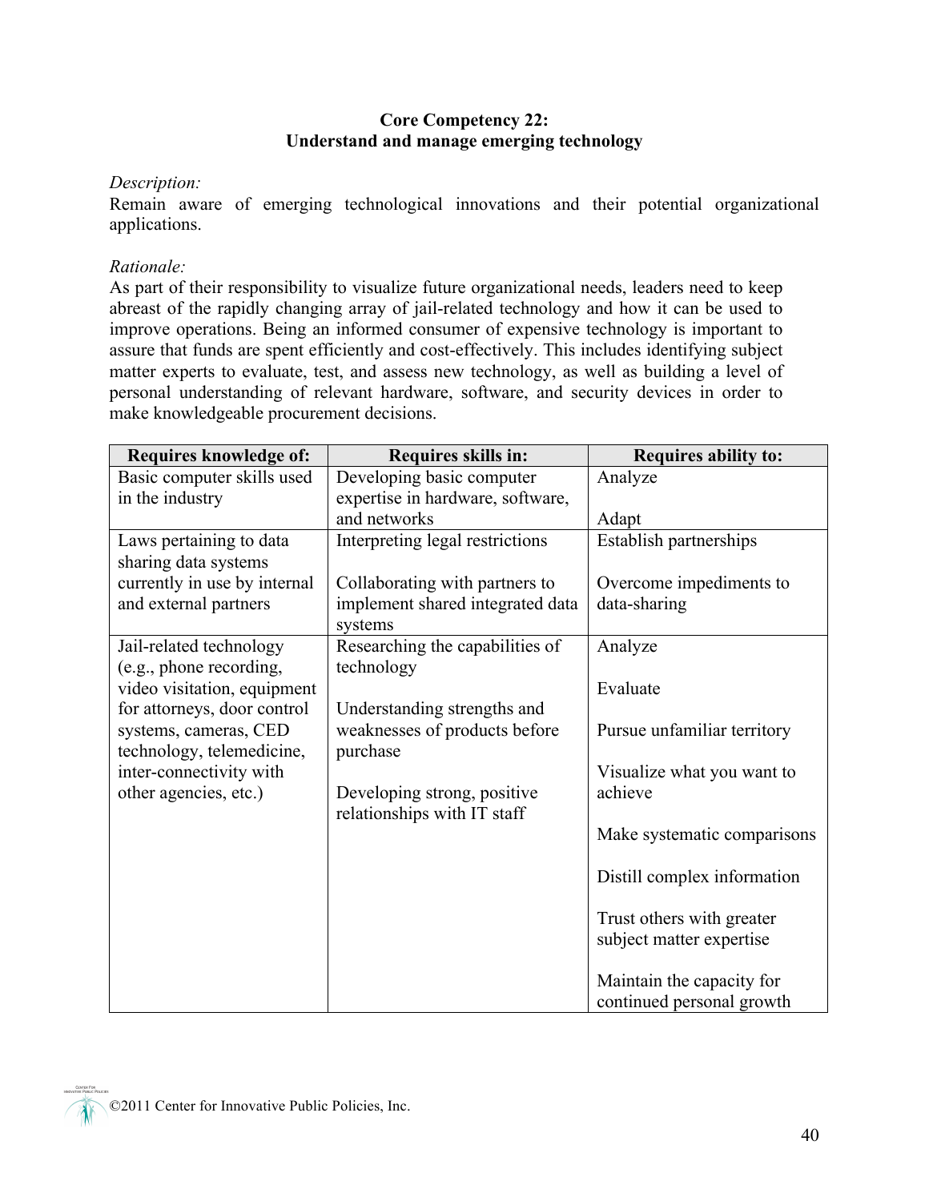**Core Competency 22:**
**Understand and manage emerging technology**

*Description:*
Remain aware of emerging technological innovations and their potential organizational applications.

*Rationale:*
As part of their responsibility to visualize future organizational needs, leaders need to keep abreast of the rapidly changing array of jail-related technology and how it can be used to improve operations. Being an informed consumer of expensive technology is important to assure that funds are spent efficiently and cost-effectively. This includes identifying subject matter experts to evaluate, test, and assess new technology, as well as building a level of personal understanding of relevant hardware, software, and security devices in order to make knowledgeable procurement decisions.

| Requires knowledge of: | Requires skills in: | Requires ability to: |
|---|---|---|
| Basic computer skills used in the industry | Developing basic computer expertise in hardware, software, and networks | Analyze<br><br>Adapt |
| Laws pertaining to data sharing data systems currently in use by internal and external partners | Interpreting legal restrictions<br><br>Collaborating with partners to implement shared integrated data systems | Establish partnerships<br><br>Overcome impediments to data-sharing |
| Jail-related technology (e.g., phone recording, video visitation, equipment for attorneys, door control systems, cameras, CED technology, telemedicine, inter-connectivity with other agencies, etc.) | Researching the capabilities of technology<br><br>Understanding strengths and weaknesses of products before purchase<br><br>Developing strong, positive relationships with IT staff | Analyze<br><br>Evaluate<br><br>Pursue unfamiliar territory<br><br>Visualize what you want to achieve<br><br>Make systematic comparisons<br><br>Distill complex information<br><br>Trust others with greater subject matter expertise<br><br>Maintain the capacity for continued personal growth |

©2011 Center for Innovative Public Policies, Inc.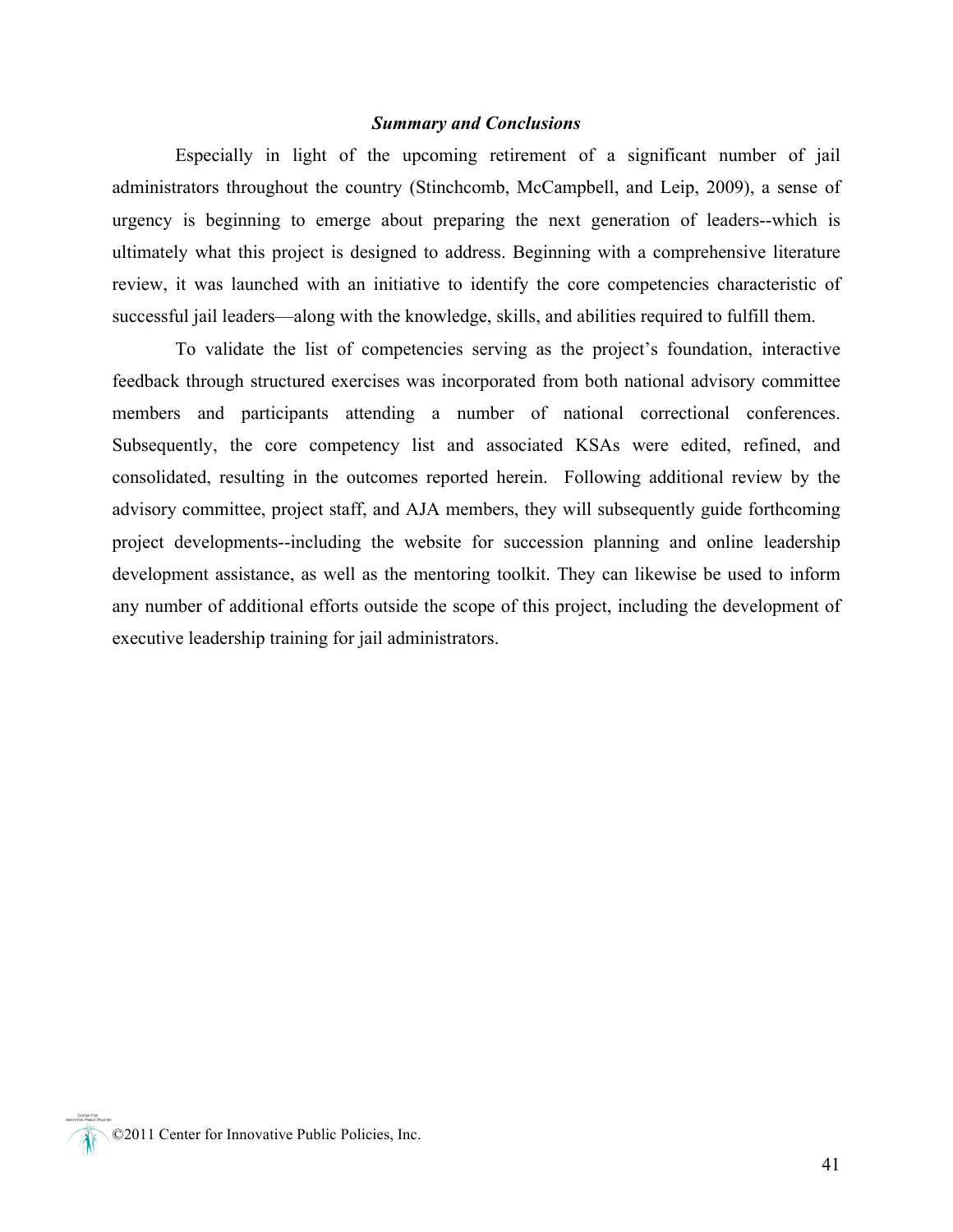### *Summary and Conclusions*

Especially in light of the upcoming retirement of a significant number of jail administrators throughout the country (Stinchcomb, McCampbell, and Leip, 2009), a sense of urgency is beginning to emerge about preparing the next generation of leaders--which is ultimately what this project is designed to address. Beginning with a comprehensive literature review, it was launched with an initiative to identify the core competencies characteristic of successful jail leaders—along with the knowledge, skills, and abilities required to fulfill them.

To validate the list of competencies serving as the project's foundation, interactive feedback through structured exercises was incorporated from both national advisory committee members and participants attending a number of national correctional conferences. Subsequently, the core competency list and associated KSAs were edited, refined, and consolidated, resulting in the outcomes reported herein. Following additional review by the advisory committee, project staff, and AJA members, they will subsequently guide forthcoming project developments--including the website for succession planning and online leadership development assistance, as well as the mentoring toolkit. They can likewise be used to inform any number of additional efforts outside the scope of this project, including the development of executive leadership training for jail administrators.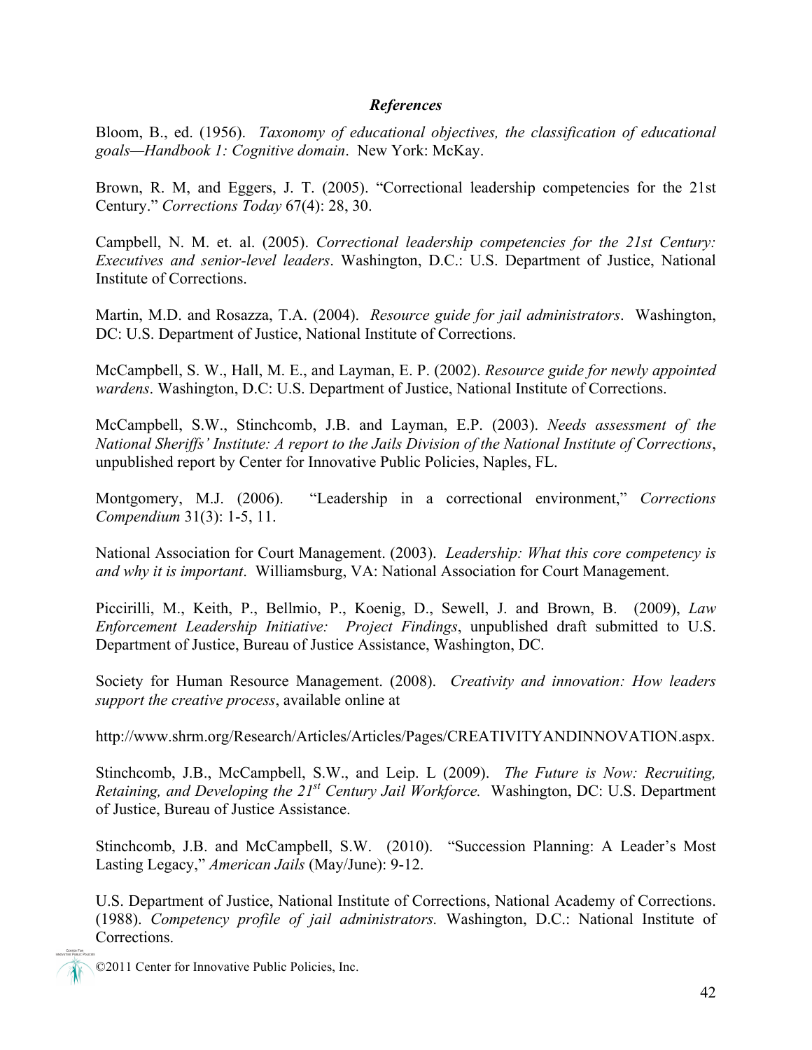***References***

Bloom, B., ed. (1956). *Taxonomy of educational objectives, the classification of educational goals—Handbook 1: Cognitive domain*. New York: McKay.

Brown, R. M, and Eggers, J. T. (2005). "Correctional leadership competencies for the 21st Century." *Corrections Today* 67(4): 28, 30.

Campbell, N. M. et. al. (2005). *Correctional leadership competencies for the 21st Century: Executives and senior-level leaders*. Washington, D.C.: U.S. Department of Justice, National Institute of Corrections.

Martin, M.D. and Rosazza, T.A. (2004). *Resource guide for jail administrators*. Washington, DC: U.S. Department of Justice, National Institute of Corrections.

McCampbell, S. W., Hall, M. E., and Layman, E. P. (2002). *Resource guide for newly appointed wardens*. Washington, D.C: U.S. Department of Justice, National Institute of Corrections.

McCampbell, S.W., Stinchcomb, J.B. and Layman, E.P. (2003). *Needs assessment of the National Sheriffs' Institute: A report to the Jails Division of the National Institute of Corrections*, unpublished report by Center for Innovative Public Policies, Naples, FL.

Montgomery, M.J. (2006). "Leadership in a correctional environment," *Corrections Compendium* 31(3): 1-5, 11.

National Association for Court Management. (2003). *Leadership: What this core competency is and why it is important*. Williamsburg, VA: National Association for Court Management.

Piccirilli, M., Keith, P., Bellmio, P., Koenig, D., Sewell, J. and Brown, B. (2009), *Law Enforcement Leadership Initiative: Project Findings*, unpublished draft submitted to U.S. Department of Justice, Bureau of Justice Assistance, Washington, DC.

Society for Human Resource Management. (2008). *Creativity and innovation: How leaders support the creative process*, available online at

http://www.shrm.org/Research/Articles/Articles/Pages/CREATIVITYANDINNOVATION.aspx.

Stinchcomb, J.B., McCampbell, S.W., and Leip. L (2009). *The Future is Now: Recruiting, Retaining, and Developing the 21st Century Jail Workforce.* Washington, DC: U.S. Department of Justice, Bureau of Justice Assistance.

Stinchcomb, J.B. and McCampbell, S.W. (2010). "Succession Planning: A Leader's Most Lasting Legacy," *American Jails* (May/June): 9-12.

U.S. Department of Justice, National Institute of Corrections, National Academy of Corrections. (1988). *Competency profile of jail administrators.* Washington, D.C.: National Institute of Corrections.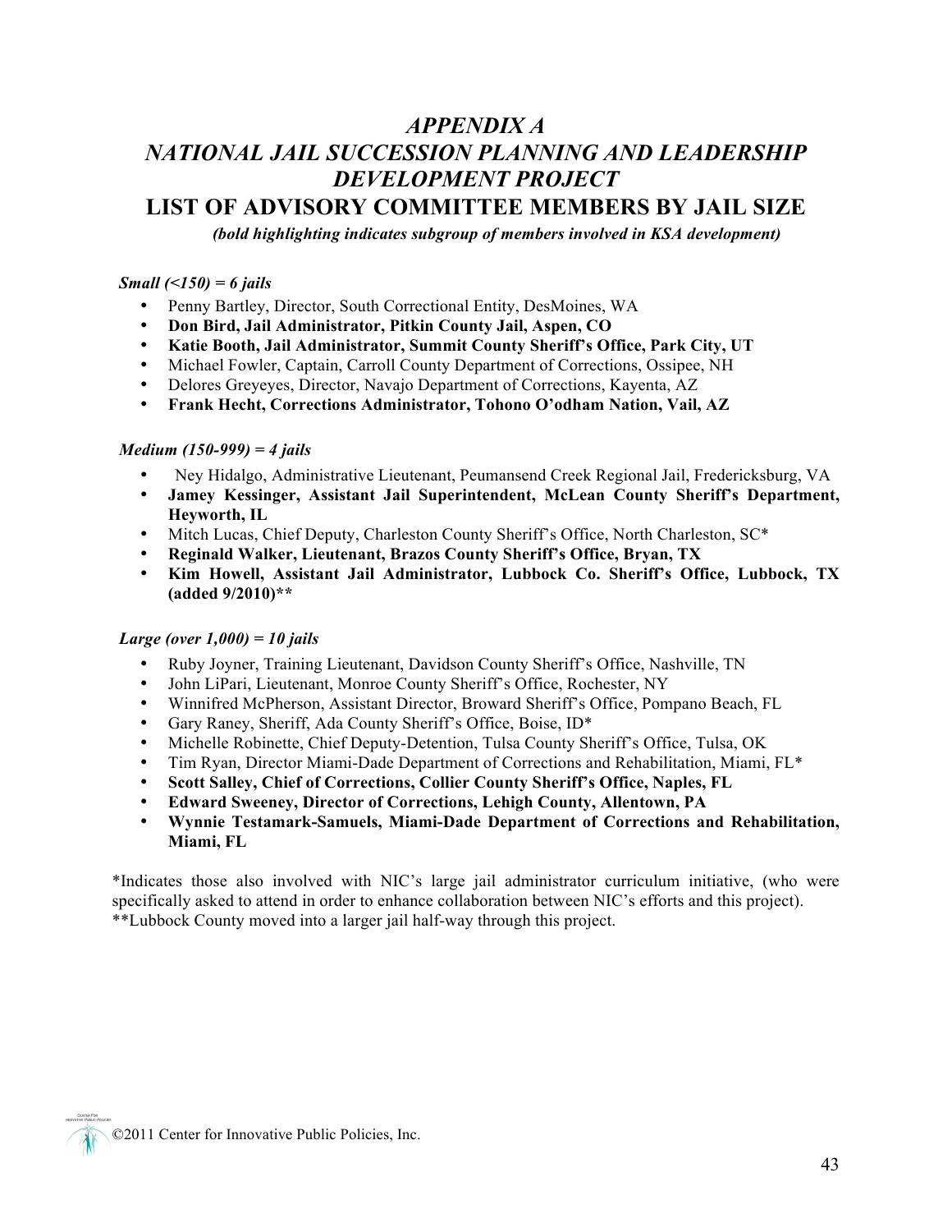# *APPENDIX A*

# *NATIONAL JAIL SUCCESSION PLANNING AND LEADERSHIP DEVELOPMENT PROJECT*

## LIST OF ADVISORY COMMITTEE MEMBERS BY JAIL SIZE

***(bold highlighting indicates subgroup of members involved in KSA development)***

***Small (<150) = 6 jails***

- Penny Bartley, Director, South Correctional Entity, DesMoines, WA
- **Don Bird, Jail Administrator, Pitkin County Jail, Aspen, CO**
- **Katie Booth, Jail Administrator, Summit County Sheriff's Office, Park City, UT**
- Michael Fowler, Captain, Carroll County Department of Corrections, Ossipee, NH
- Delores Greyeyes, Director, Navajo Department of Corrections, Kayenta, AZ
- **Frank Hecht, Corrections Administrator, Tohono O'odham Nation, Vail, AZ**

***Medium (150-999) = 4 jails***

- Ney Hidalgo, Administrative Lieutenant, Peumansend Creek Regional Jail, Fredericksburg, VA
- **Jamey Kessinger, Assistant Jail Superintendent, McLean County Sheriff's Department, Heyworth, IL**
- Mitch Lucas, Chief Deputy, Charleston County Sheriff's Office, North Charleston, SC*
- **Reginald Walker, Lieutenant, Brazos County Sheriff's Office, Bryan, TX**
- **Kim Howell, Assistant Jail Administrator, Lubbock Co. Sheriff's Office, Lubbock, TX (added 9/2010)****

***Large (over 1,000) = 10 jails***

- Ruby Joyner, Training Lieutenant, Davidson County Sheriff's Office, Nashville, TN
- John LiPari, Lieutenant, Monroe County Sheriff's Office, Rochester, NY
- Winnifred McPherson, Assistant Director, Broward Sheriff's Office, Pompano Beach, FL
- Gary Raney, Sheriff, Ada County Sheriff's Office, Boise, ID*
- Michelle Robinette, Chief Deputy-Detention, Tulsa County Sheriff's Office, Tulsa, OK
- Tim Ryan, Director Miami-Dade Department of Corrections and Rehabilitation, Miami, FL*
- **Scott Salley, Chief of Corrections, Collier County Sheriff's Office, Naples, FL**
- **Edward Sweeney, Director of Corrections, Lehigh County, Allentown, PA**
- **Wynnie Testamark-Samuels, Miami-Dade Department of Corrections and Rehabilitation, Miami, FL**

*Indicates those also involved with NIC's large jail administrator curriculum initiative, (who were specifically asked to attend in order to enhance collaboration between NIC's efforts and this project).
**Lubbock County moved into a larger jail half-way through this project.

©2011 Center for Innovative Public Policies, Inc.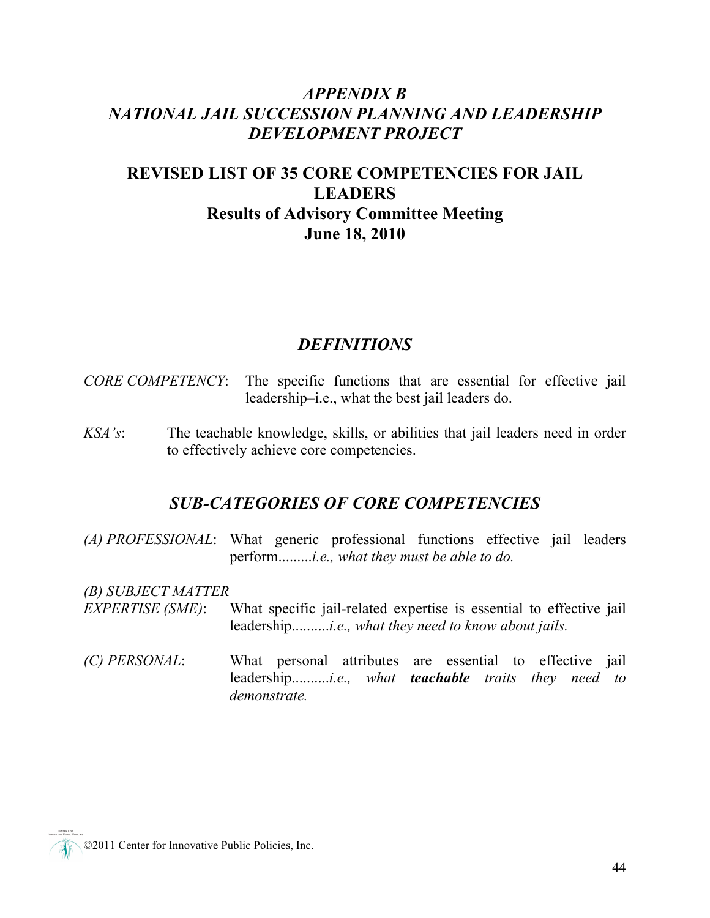# *APPENDIX B*
# *NATIONAL JAIL SUCCESSION PLANNING AND LEADERSHIP DEVELOPMENT PROJECT*

## REVISED LIST OF 35 CORE COMPETENCIES FOR JAIL LEADERS
## Results of Advisory Committee Meeting
## June 18, 2010

## *DEFINITIONS*

*CORE COMPETENCY*: The specific functions that are essential for effective jail leadership–i.e., what the best jail leaders do.

*KSA's*: The teachable knowledge, skills, or abilities that jail leaders need in order to effectively achieve core competencies.

## *SUB-CATEGORIES OF CORE COMPETENCIES*

*(A) PROFESSIONAL*: What generic professional functions effective jail leaders perform.........*i.e., what they must be able to do.*

*(B) SUBJECT MATTER EXPERTISE (SME)*: What specific jail-related expertise is essential to effective jail leadership..........*i.e., what they need to know about jails.*

*(C) PERSONAL*: What personal attributes are essential to effective jail leadership..........*i.e., what* ***teachable*** *traits they need to demonstrate.*

©2011 Center for Innovative Public Policies, Inc.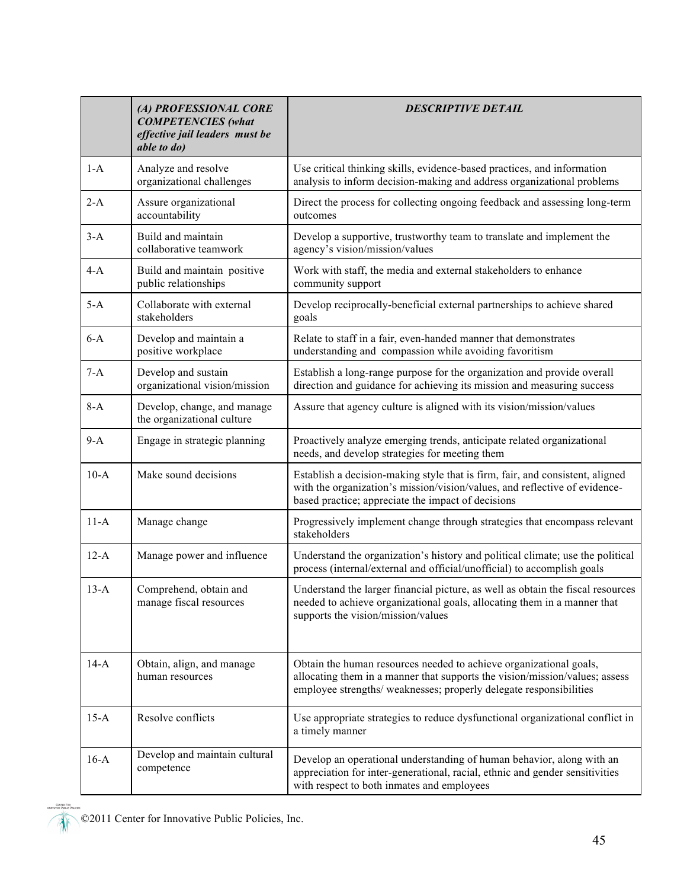| | *(A) PROFESSIONAL CORE COMPETENCIES (what effective jail leaders must be able to do)* | *DESCRIPTIVE DETAIL* |
|---|---|---|
| 1-A | Analyze and resolve organizational challenges | Use critical thinking skills, evidence-based practices, and information analysis to inform decision-making and address organizational problems |
| 2-A | Assure organizational accountability | Direct the process for collecting ongoing feedback and assessing long-term outcomes |
| 3-A | Build and maintain collaborative teamwork | Develop a supportive, trustworthy team to translate and implement the agency's vision/mission/values |
| 4-A | Build and maintain positive public relationships | Work with staff, the media and external stakeholders to enhance community support |
| 5-A | Collaborate with external stakeholders | Develop reciprocally-beneficial external partnerships to achieve shared goals |
| 6-A | Develop and maintain a positive workplace | Relate to staff in a fair, even-handed manner that demonstrates understanding and compassion while avoiding favoritism |
| 7-A | Develop and sustain organizational vision/mission | Establish a long-range purpose for the organization and provide overall direction and guidance for achieving its mission and measuring success |
| 8-A | Develop, change, and manage the organizational culture | Assure that agency culture is aligned with its vision/mission/values |
| 9-A | Engage in strategic planning | Proactively analyze emerging trends, anticipate related organizational needs, and develop strategies for meeting them |
| 10-A | Make sound decisions | Establish a decision-making style that is firm, fair, and consistent, aligned with the organization's mission/vision/values, and reflective of evidence-based practice; appreciate the impact of decisions |
| 11-A | Manage change | Progressively implement change through strategies that encompass relevant stakeholders |
| 12-A | Manage power and influence | Understand the organization's history and political climate; use the political process (internal/external and official/unofficial) to accomplish goals |
| 13-A | Comprehend, obtain and manage fiscal resources | Understand the larger financial picture, as well as obtain the fiscal resources needed to achieve organizational goals, allocating them in a manner that supports the vision/mission/values |
| 14-A | Obtain, align, and manage human resources | Obtain the human resources needed to achieve organizational goals, allocating them in a manner that supports the vision/mission/values; assess employee strengths/ weaknesses; properly delegate responsibilities |
| 15-A | Resolve conflicts | Use appropriate strategies to reduce dysfunctional organizational conflict in a timely manner |
| 16-A | Develop and maintain cultural competence | Develop an operational understanding of human behavior, along with an appreciation for inter-generational, racial, ethnic and gender sensitivities with respect to both inmates and employees |

©2011 Center for Innovative Public Policies, Inc.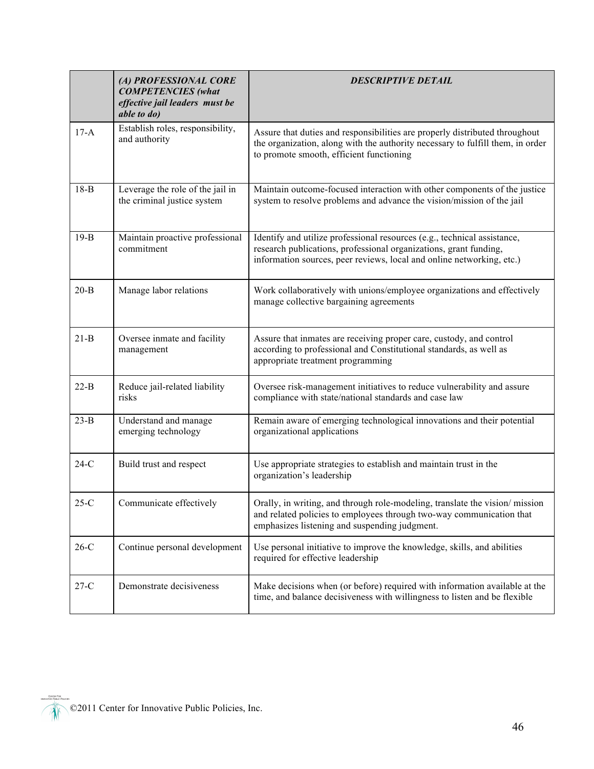| | *(A) PROFESSIONAL CORE COMPETENCIES (what effective jail leaders must be able to do)* | *DESCRIPTIVE DETAIL* |
|---|---|---|
| 17-A | Establish roles, responsibility, and authority | Assure that duties and responsibilities are properly distributed throughout the organization, along with the authority necessary to fulfill them, in order to promote smooth, efficient functioning |
| 18-B | Leverage the role of the jail in the criminal justice system | Maintain outcome-focused interaction with other components of the justice system to resolve problems and advance the vision/mission of the jail |
| 19-B | Maintain proactive professional commitment | Identify and utilize professional resources (e.g., technical assistance, research publications, professional organizations, grant funding, information sources, peer reviews, local and online networking, etc.) |
| 20-B | Manage labor relations | Work collaboratively with unions/employee organizations and effectively manage collective bargaining agreements |
| 21-B | Oversee inmate and facility management | Assure that inmates are receiving proper care, custody, and control according to professional and Constitutional standards, as well as appropriate treatment programming |
| 22-B | Reduce jail-related liability risks | Oversee risk-management initiatives to reduce vulnerability and assure compliance with state/national standards and case law |
| 23-B | Understand and manage emerging technology | Remain aware of emerging technological innovations and their potential organizational applications |
| 24-C | Build trust and respect | Use appropriate strategies to establish and maintain trust in the organization's leadership |
| 25-C | Communicate effectively | Orally, in writing, and through role-modeling, translate the vision/ mission and related policies to employees through two-way communication that emphasizes listening and suspending judgment. |
| 26-C | Continue personal development | Use personal initiative to improve the knowledge, skills, and abilities required for effective leadership |
| 27-C | Demonstrate decisiveness | Make decisions when (or before) required with information available at the time, and balance decisiveness with willingness to listen and be flexible |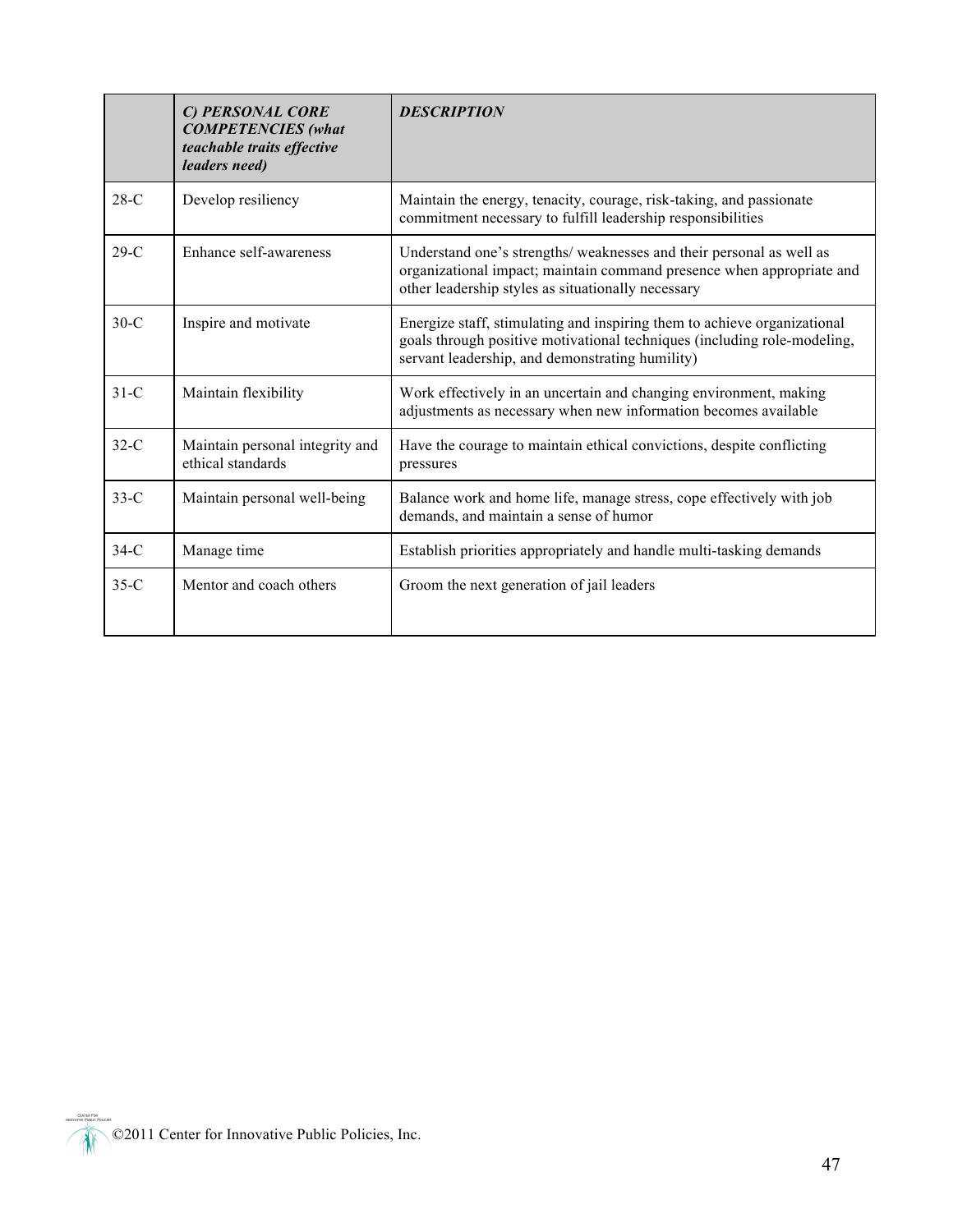| | ***C) PERSONAL CORE COMPETENCIES (what teachable traits effective leaders need)*** | ***DESCRIPTION*** |
|---|---|---|
| 28-C | Develop resiliency | Maintain the energy, tenacity, courage, risk-taking, and passionate commitment necessary to fulfill leadership responsibilities |
| 29-C | Enhance self-awareness | Understand one's strengths/ weaknesses and their personal as well as organizational impact; maintain command presence when appropriate and other leadership styles as situationally necessary |
| 30-C | Inspire and motivate | Energize staff, stimulating and inspiring them to achieve organizational goals through positive motivational techniques (including role-modeling, servant leadership, and demonstrating humility) |
| 31-C | Maintain flexibility | Work effectively in an uncertain and changing environment, making adjustments as necessary when new information becomes available |
| 32-C | Maintain personal integrity and ethical standards | Have the courage to maintain ethical convictions, despite conflicting pressures |
| 33-C | Maintain personal well-being | Balance work and home life, manage stress, cope effectively with job demands, and maintain a sense of humor |
| 34-C | Manage time | Establish priorities appropriately and handle multi-tasking demands |
| 35-C | Mentor and coach others | Groom the next generation of jail leaders |

©2011 Center for Innovative Public Policies, Inc.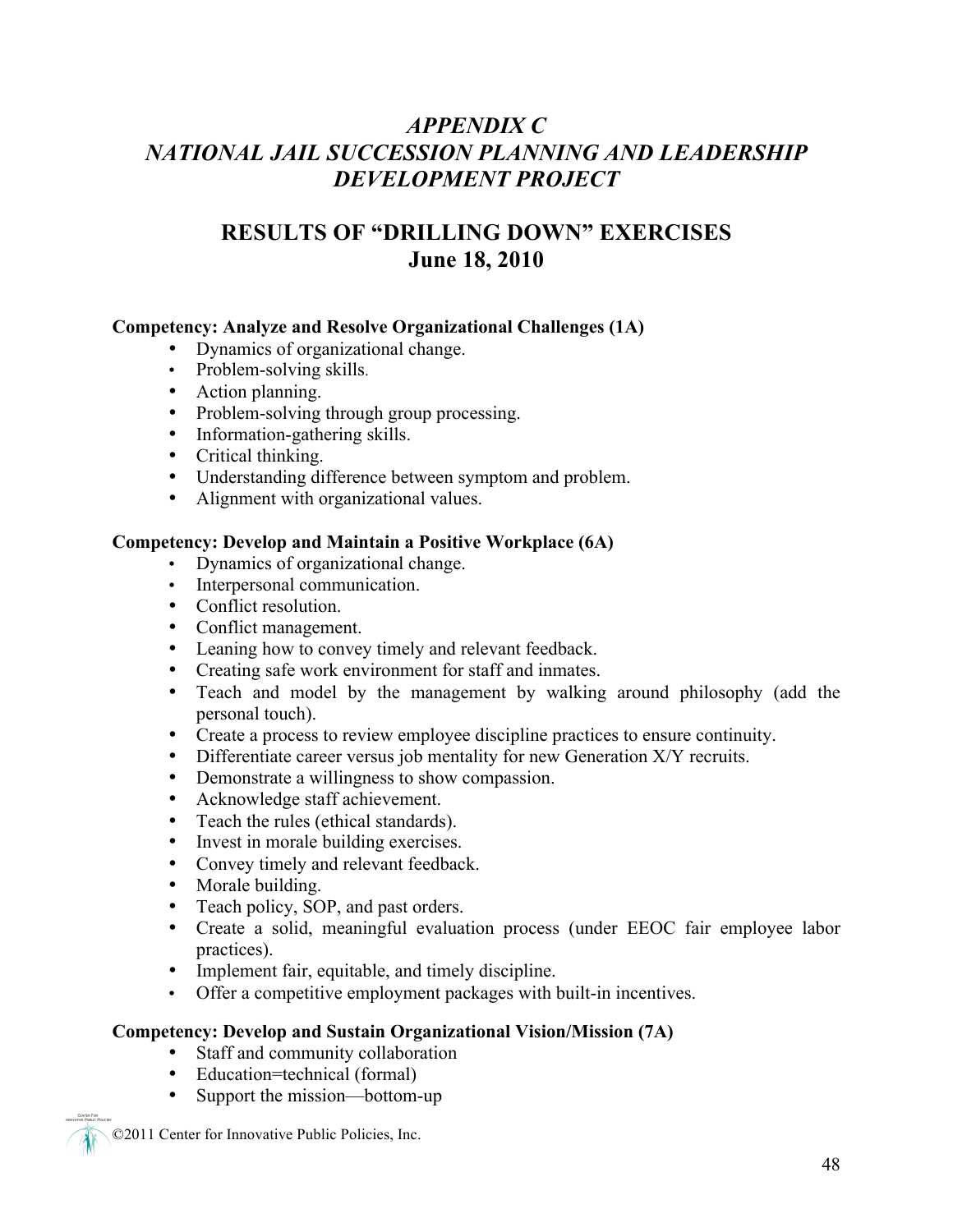# *APPENDIX C*
# *NATIONAL JAIL SUCCESSION PLANNING AND LEADERSHIP DEVELOPMENT PROJECT*

## RESULTS OF "DRILLING DOWN" EXERCISES
## June 18, 2010

**Competency: Analyze and Resolve Organizational Challenges (1A)**

- Dynamics of organizational change.
- Problem-solving skills.
- Action planning.
- Problem-solving through group processing.
- Information-gathering skills.
- Critical thinking.
- Understanding difference between symptom and problem.
- Alignment with organizational values.

**Competency: Develop and Maintain a Positive Workplace (6A)**

- Dynamics of organizational change.
- Interpersonal communication.
- Conflict resolution.
- Conflict management.
- Leaning how to convey timely and relevant feedback.
- Creating safe work environment for staff and inmates.
- Teach and model by the management by walking around philosophy (add the personal touch).
- Create a process to review employee discipline practices to ensure continuity.
- Differentiate career versus job mentality for new Generation X/Y recruits.
- Demonstrate a willingness to show compassion.
- Acknowledge staff achievement.
- Teach the rules (ethical standards).
- Invest in morale building exercises.
- Convey timely and relevant feedback.
- Morale building.
- Teach policy, SOP, and past orders.
- Create a solid, meaningful evaluation process (under EEOC fair employee labor practices).
- Implement fair, equitable, and timely discipline.
- Offer a competitive employment packages with built-in incentives.

**Competency: Develop and Sustain Organizational Vision/Mission (7A)**

- Staff and community collaboration
- Education=technical (formal)
- Support the mission—bottom-up

©2011 Center for Innovative Public Policies, Inc.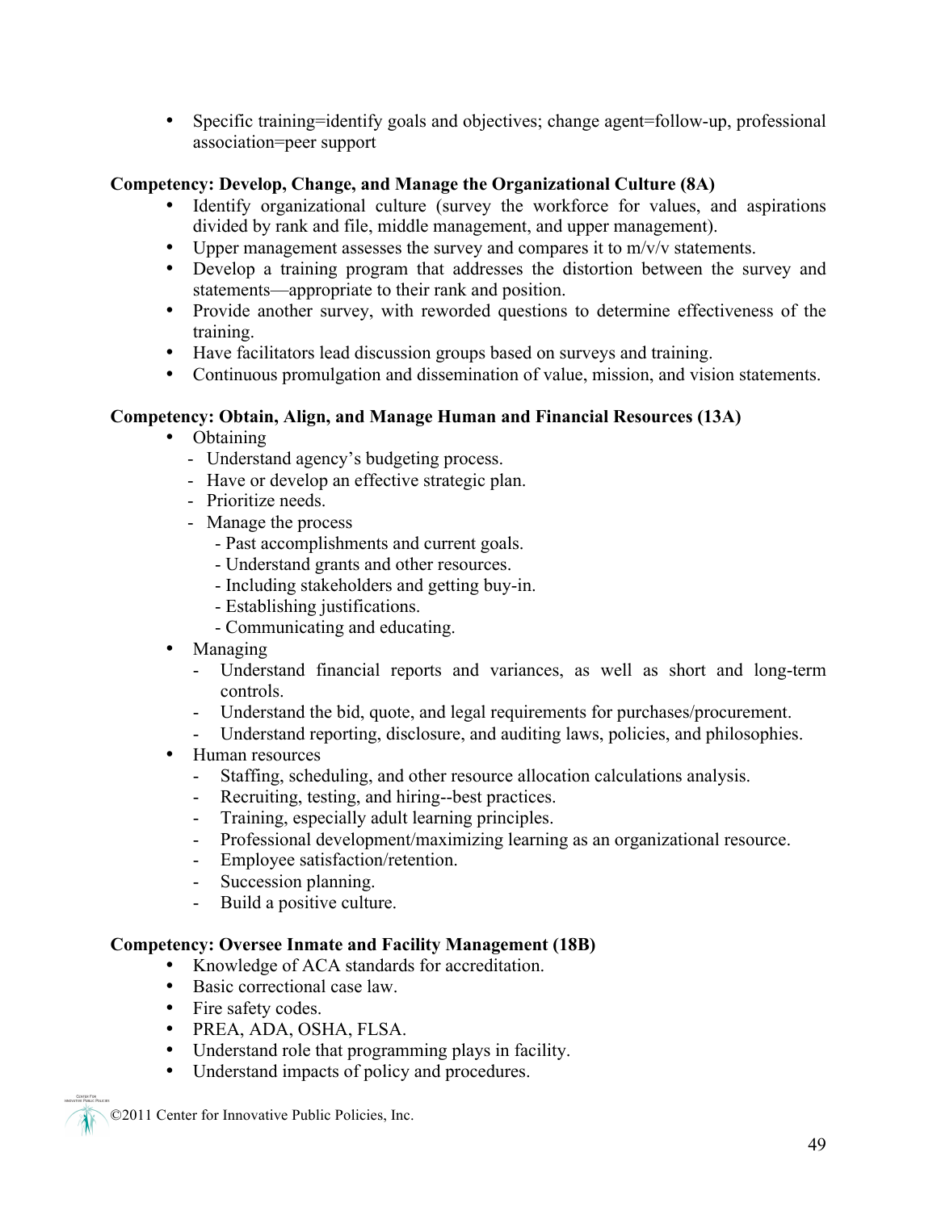- Specific training=identify goals and objectives; change agent=follow-up, professional association=peer support

**Competency: Develop, Change, and Manage the Organizational Culture (8A)**

- Identify organizational culture (survey the workforce for values, and aspirations divided by rank and file, middle management, and upper management).
- Upper management assesses the survey and compares it to m/v/v statements.
- Develop a training program that addresses the distortion between the survey and statements—appropriate to their rank and position.
- Provide another survey, with reworded questions to determine effectiveness of the training.
- Have facilitators lead discussion groups based on surveys and training.
- Continuous promulgation and dissemination of value, mission, and vision statements.

**Competency: Obtain, Align, and Manage Human and Financial Resources (13A)**

- Obtaining
  - Understand agency's budgeting process.
  - Have or develop an effective strategic plan.
  - Prioritize needs.
  - Manage the process
    - Past accomplishments and current goals.
    - Understand grants and other resources.
    - Including stakeholders and getting buy-in.
    - Establishing justifications.
    - Communicating and educating.
- Managing
  - Understand financial reports and variances, as well as short and long-term controls.
  - Understand the bid, quote, and legal requirements for purchases/procurement.
  - Understand reporting, disclosure, and auditing laws, policies, and philosophies.
- Human resources
  - Staffing, scheduling, and other resource allocation calculations analysis.
  - Recruiting, testing, and hiring--best practices.
  - Training, especially adult learning principles.
  - Professional development/maximizing learning as an organizational resource.
  - Employee satisfaction/retention.
  - Succession planning.
  - Build a positive culture.

**Competency: Oversee Inmate and Facility Management (18B)**

- Knowledge of ACA standards for accreditation.
- Basic correctional case law.
- Fire safety codes.
- PREA, ADA, OSHA, FLSA.
- Understand role that programming plays in facility.
- Understand impacts of policy and procedures.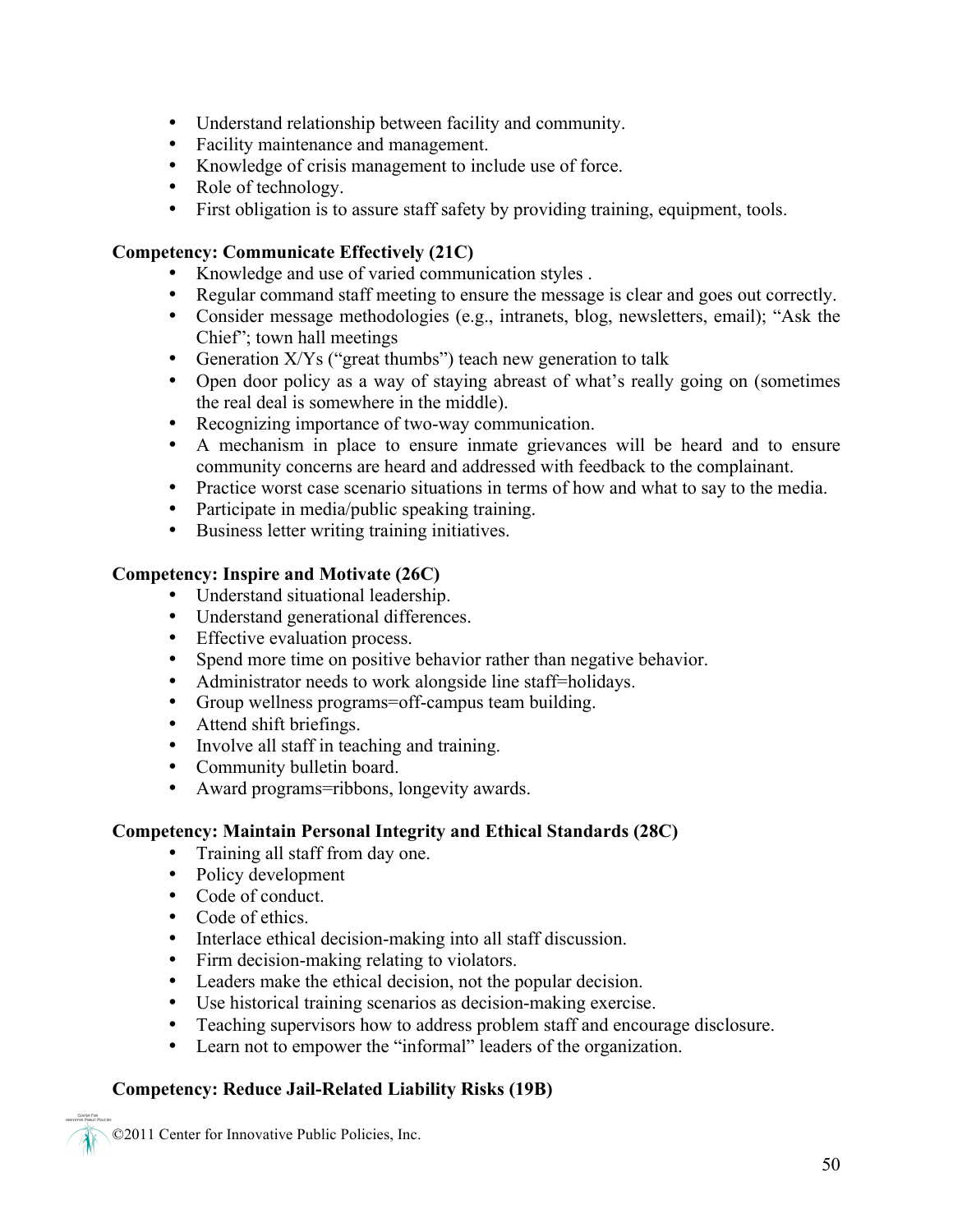- Understand relationship between facility and community.
- Facility maintenance and management.
- Knowledge of crisis management to include use of force.
- Role of technology.
- First obligation is to assure staff safety by providing training, equipment, tools.

**Competency: Communicate Effectively (21C)**

- Knowledge and use of varied communication styles .
- Regular command staff meeting to ensure the message is clear and goes out correctly.
- Consider message methodologies (e.g., intranets, blog, newsletters, email); “Ask the Chief”; town hall meetings
- Generation X/Ys (“great thumbs”) teach new generation to talk
- Open door policy as a way of staying abreast of what’s really going on (sometimes the real deal is somewhere in the middle).
- Recognizing importance of two-way communication.
- A mechanism in place to ensure inmate grievances will be heard and to ensure community concerns are heard and addressed with feedback to the complainant.
- Practice worst case scenario situations in terms of how and what to say to the media.
- Participate in media/public speaking training.
- Business letter writing training initiatives.

**Competency: Inspire and Motivate (26C)**

- Understand situational leadership.
- Understand generational differences.
- Effective evaluation process.
- Spend more time on positive behavior rather than negative behavior.
- Administrator needs to work alongside line staff=holidays.
- Group wellness programs=off-campus team building.
- Attend shift briefings.
- Involve all staff in teaching and training.
- Community bulletin board.
- Award programs=ribbons, longevity awards.

**Competency: Maintain Personal Integrity and Ethical Standards (28C)**

- Training all staff from day one.
- Policy development
- Code of conduct.
- Code of ethics.
- Interlace ethical decision-making into all staff discussion.
- Firm decision-making relating to violators.
- Leaders make the ethical decision, not the popular decision.
- Use historical training scenarios as decision-making exercise.
- Teaching supervisors how to address problem staff and encourage disclosure.
- Learn not to empower the “informal” leaders of the organization.

**Competency: Reduce Jail-Related Liability Risks (19B)**

©2011 Center for Innovative Public Policies, Inc.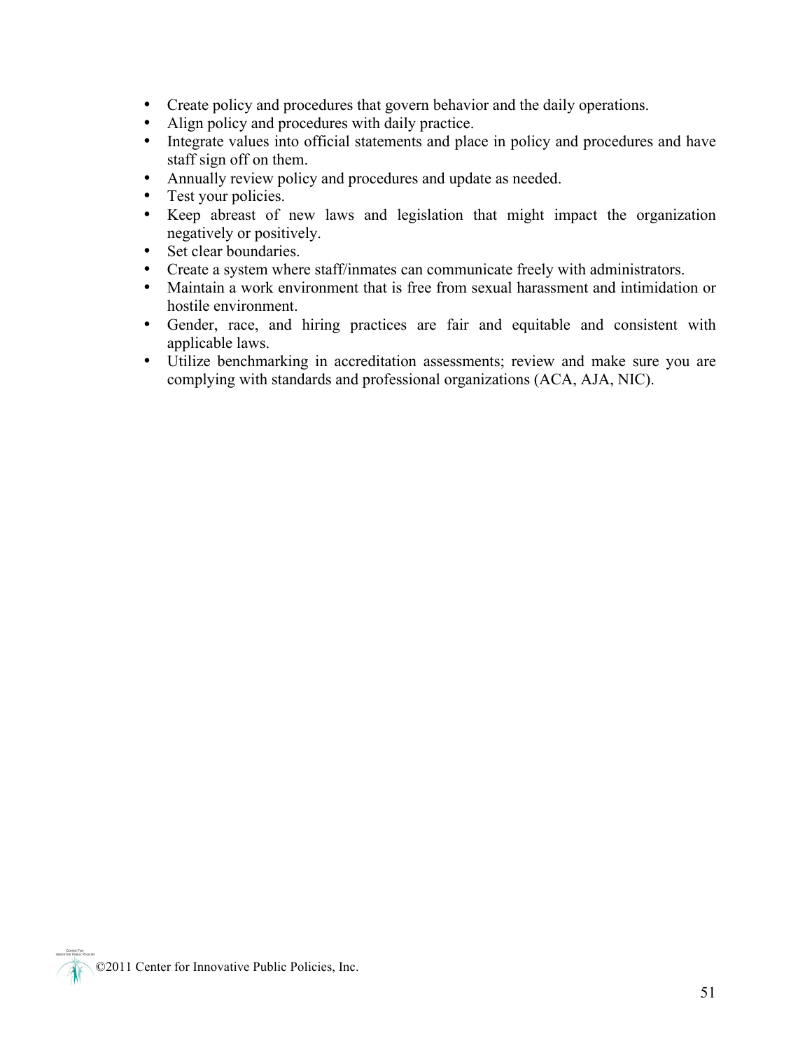- Create policy and procedures that govern behavior and the daily operations.
- Align policy and procedures with daily practice.
- Integrate values into official statements and place in policy and procedures and have staff sign off on them.
- Annually review policy and procedures and update as needed.
- Test your policies.
- Keep abreast of new laws and legislation that might impact the organization negatively or positively.
- Set clear boundaries.
- Create a system where staff/inmates can communicate freely with administrators.
- Maintain a work environment that is free from sexual harassment and intimidation or hostile environment.
- Gender, race, and hiring practices are fair and equitable and consistent with applicable laws.
- Utilize benchmarking in accreditation assessments; review and make sure you are complying with standards and professional organizations (ACA, AJA, NIC).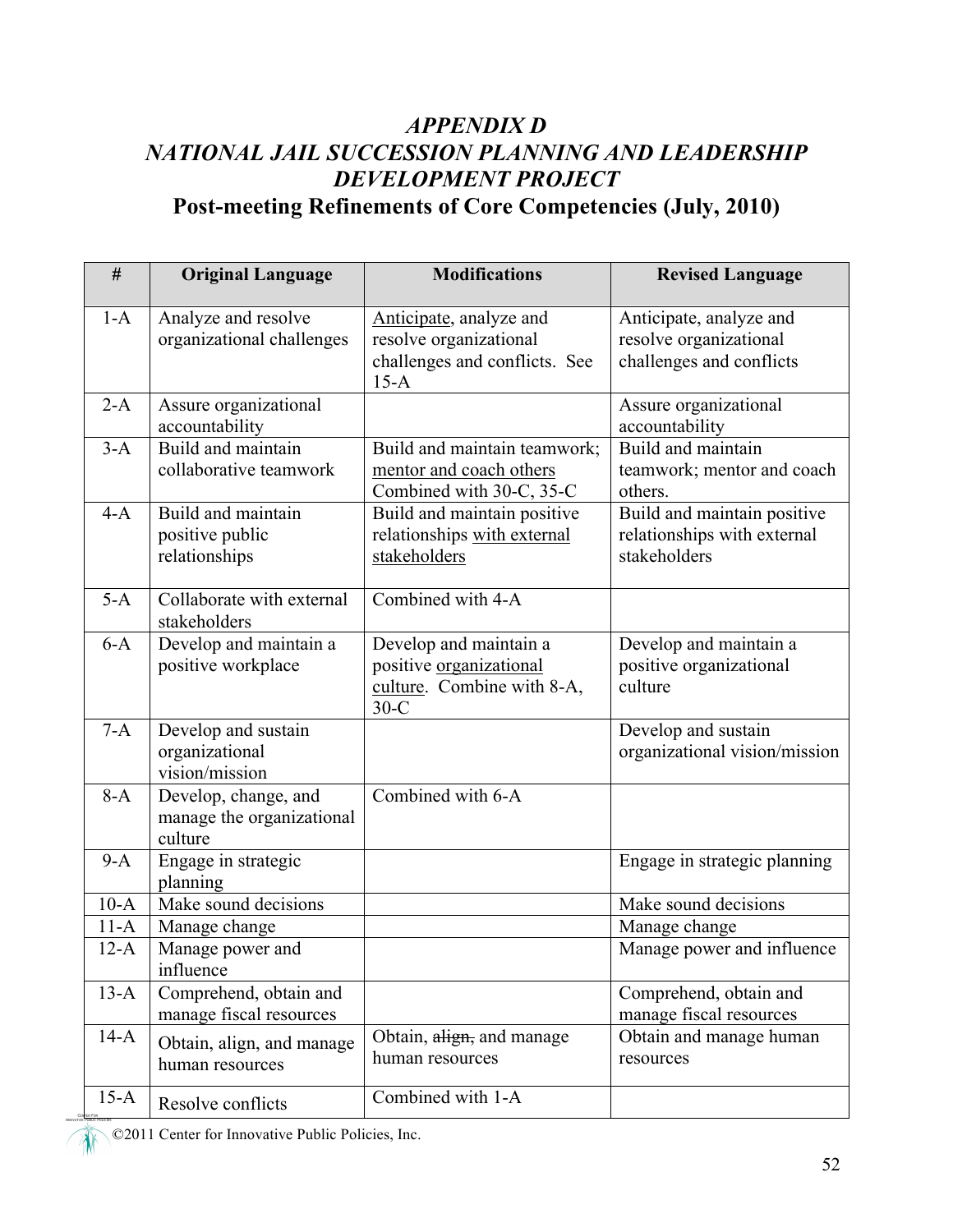# *APPENDIX D*
# *NATIONAL JAIL SUCCESSION PLANNING AND LEADERSHIP DEVELOPMENT PROJECT*
## Post-meeting Refinements of Core Competencies (July, 2010)

| # | Original Language | Modifications | Revised Language |
|---|---|---|---|
| 1-A | Analyze and resolve organizational challenges | <u>Anticipate</u>, analyze and resolve organizational challenges and conflicts. See 15-A | Anticipate, analyze and resolve organizational challenges and conflicts |
| 2-A | Assure organizational accountability | | Assure organizational accountability |
| 3-A | Build and maintain collaborative teamwork | Build and maintain teamwork; <u>mentor and coach others</u> Combined with 30-C, 35-C | Build and maintain teamwork; mentor and coach others. |
| 4-A | Build and maintain positive public relationships | Build and maintain positive relationships <u>with external stakeholders</u> | Build and maintain positive relationships with external stakeholders |
| 5-A | Collaborate with external stakeholders | Combined with 4-A | |
| 6-A | Develop and maintain a positive workplace | Develop and maintain a positive <u>organizational culture</u>. Combine with 8-A, 30-C | Develop and maintain a positive organizational culture |
| 7-A | Develop and sustain organizational vision/mission | | Develop and sustain organizational vision/mission |
| 8-A | Develop, change, and manage the organizational culture | Combined with 6-A | |
| 9-A | Engage in strategic planning | | Engage in strategic planning |
| 10-A | Make sound decisions | | Make sound decisions |
| 11-A | Manage change | | Manage change |
| 12-A | Manage power and influence | | Manage power and influence |
| 13-A | Comprehend, obtain and manage fiscal resources | | Comprehend, obtain and manage fiscal resources |
| 14-A | Obtain, align, and manage human resources | Obtain, ~~align,~~ and manage human resources | Obtain and manage human resources |
| 15-A | Resolve conflicts | Combined with 1-A | |

©2011 Center for Innovative Public Policies, Inc.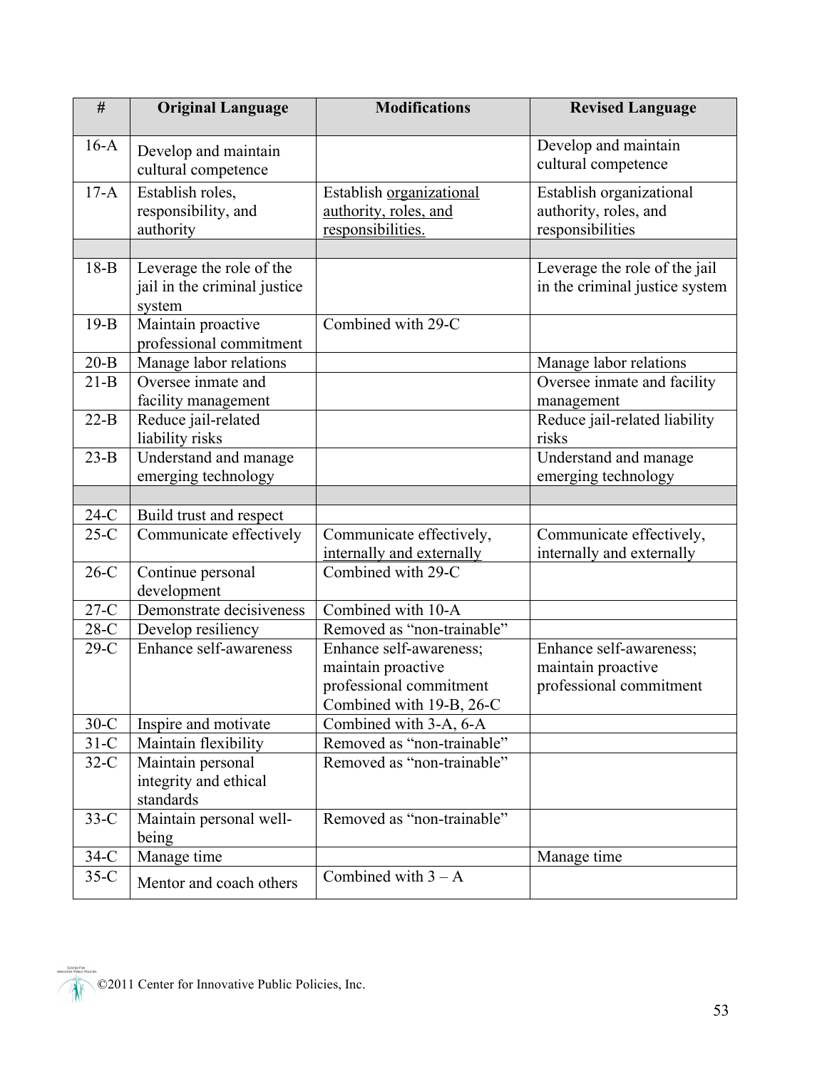| # | Original Language | Modifications | Revised Language |
|---|---|---|---|
| 16-A | Develop and maintain cultural competence | | Develop and maintain cultural competence |
| 17-A | Establish roles, responsibility, and authority | Establish organizational authority, roles, and responsibilities. | Establish organizational authority, roles, and responsibilities |
| | | | |
| 18-B | Leverage the role of the jail in the criminal justice system | | Leverage the role of the jail in the criminal justice system |
| 19-B | Maintain proactive professional commitment | Combined with 29-C | |
| 20-B | Manage labor relations | | Manage labor relations |
| 21-B | Oversee inmate and facility management | | Oversee inmate and facility management |
| 22-B | Reduce jail-related liability risks | | Reduce jail-related liability risks |
| 23-B | Understand and manage emerging technology | | Understand and manage emerging technology |
| | | | |
| 24-C | Build trust and respect | | |
| 25-C | Communicate effectively | Communicate effectively, internally and externally | Communicate effectively, internally and externally |
| 26-C | Continue personal development | Combined with 29-C | |
| 27-C | Demonstrate decisiveness | Combined with 10-A | |
| 28-C | Develop resiliency | Removed as "non-trainable" | |
| 29-C | Enhance self-awareness | Enhance self-awareness; maintain proactive professional commitment Combined with 19-B, 26-C | Enhance self-awareness; maintain proactive professional commitment |
| 30-C | Inspire and motivate | Combined with 3-A, 6-A | |
| 31-C | Maintain flexibility | Removed as "non-trainable" | |
| 32-C | Maintain personal integrity and ethical standards | Removed as "non-trainable" | |
| 33-C | Maintain personal well-being | Removed as "non-trainable" | |
| 34-C | Manage time | | Manage time |
| 35-C | Mentor and coach others | Combined with 3 – A | |

©2011 Center for Innovative Public Policies, Inc.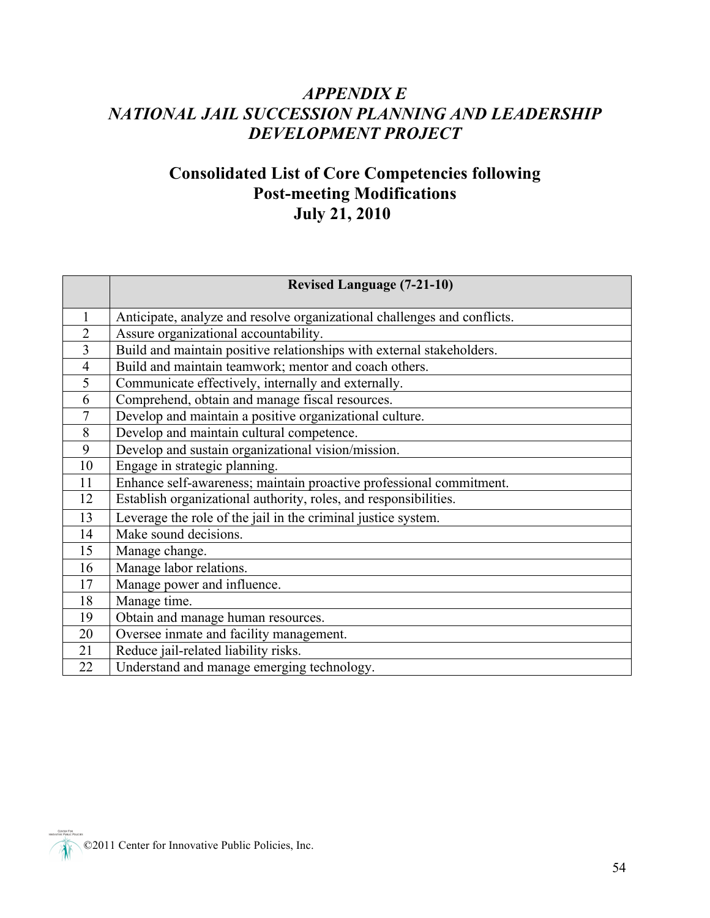# *APPENDIX E*
# *NATIONAL JAIL SUCCESSION PLANNING AND LEADERSHIP DEVELOPMENT PROJECT*

## Consolidated List of Core Competencies following Post-meeting Modifications July 21, 2010

| | Revised Language (7-21-10) |
|---|---|
| 1 | Anticipate, analyze and resolve organizational challenges and conflicts. |
| 2 | Assure organizational accountability. |
| 3 | Build and maintain positive relationships with external stakeholders. |
| 4 | Build and maintain teamwork; mentor and coach others. |
| 5 | Communicate effectively, internally and externally. |
| 6 | Comprehend, obtain and manage fiscal resources. |
| 7 | Develop and maintain a positive organizational culture. |
| 8 | Develop and maintain cultural competence. |
| 9 | Develop and sustain organizational vision/mission. |
| 10 | Engage in strategic planning. |
| 11 | Enhance self-awareness; maintain proactive professional commitment. |
| 12 | Establish organizational authority, roles, and responsibilities. |
| 13 | Leverage the role of the jail in the criminal justice system. |
| 14 | Make sound decisions. |
| 15 | Manage change. |
| 16 | Manage labor relations. |
| 17 | Manage power and influence. |
| 18 | Manage time. |
| 19 | Obtain and manage human resources. |
| 20 | Oversee inmate and facility management. |
| 21 | Reduce jail-related liability risks. |
| 22 | Understand and manage emerging technology. |

©2011 Center for Innovative Public Policies, Inc.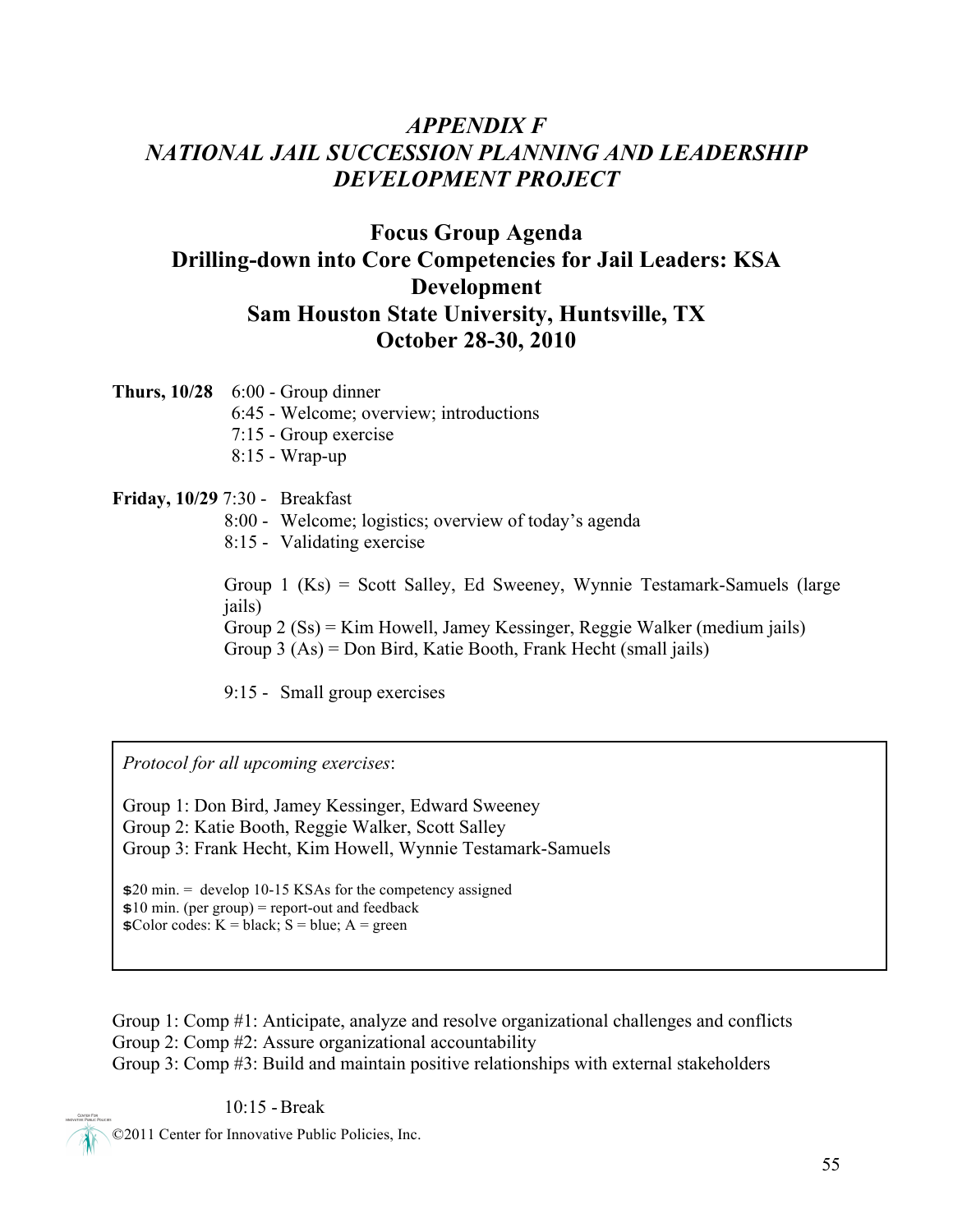## *APPENDIX F*
## *NATIONAL JAIL SUCCESSION PLANNING AND LEADERSHIP DEVELOPMENT PROJECT*

### Focus Group Agenda
### Drilling-down into Core Competencies for Jail Leaders: KSA Development
### Sam Houston State University, Huntsville, TX
### October 28-30, 2010

**Thurs, 10/28** 6:00 - Group dinner
6:45 - Welcome; overview; introductions
7:15 - Group exercise
8:15 - Wrap-up

**Friday, 10/29** 7:30 - Breakfast
8:00 - Welcome; logistics; overview of today's agenda
8:15 - Validating exercise

Group 1 (Ks) = Scott Salley, Ed Sweeney, Wynnie Testamark-Samuels (large jails)
Group 2 (Ss) = Kim Howell, Jamey Kessinger, Reggie Walker (medium jails)
Group 3 (As) = Don Bird, Katie Booth, Frank Hecht (small jails)

9:15 - Small group exercises

*Protocol for all upcoming exercises*:

Group 1: Don Bird, Jamey Kessinger, Edward Sweeney
Group 2: Katie Booth, Reggie Walker, Scott Salley
Group 3: Frank Hecht, Kim Howell, Wynnie Testamark-Samuels

- 20 min. = develop 10-15 KSAs for the competency assigned
- 10 min. (per group) = report-out and feedback
- Color codes: K = black; S = blue; A = green

Group 1: Comp #1: Anticipate, analyze and resolve organizational challenges and conflicts
Group 2: Comp #2: Assure organizational accountability
Group 3: Comp #3: Build and maintain positive relationships with external stakeholders

10:15 - Break

©2011 Center for Innovative Public Policies, Inc.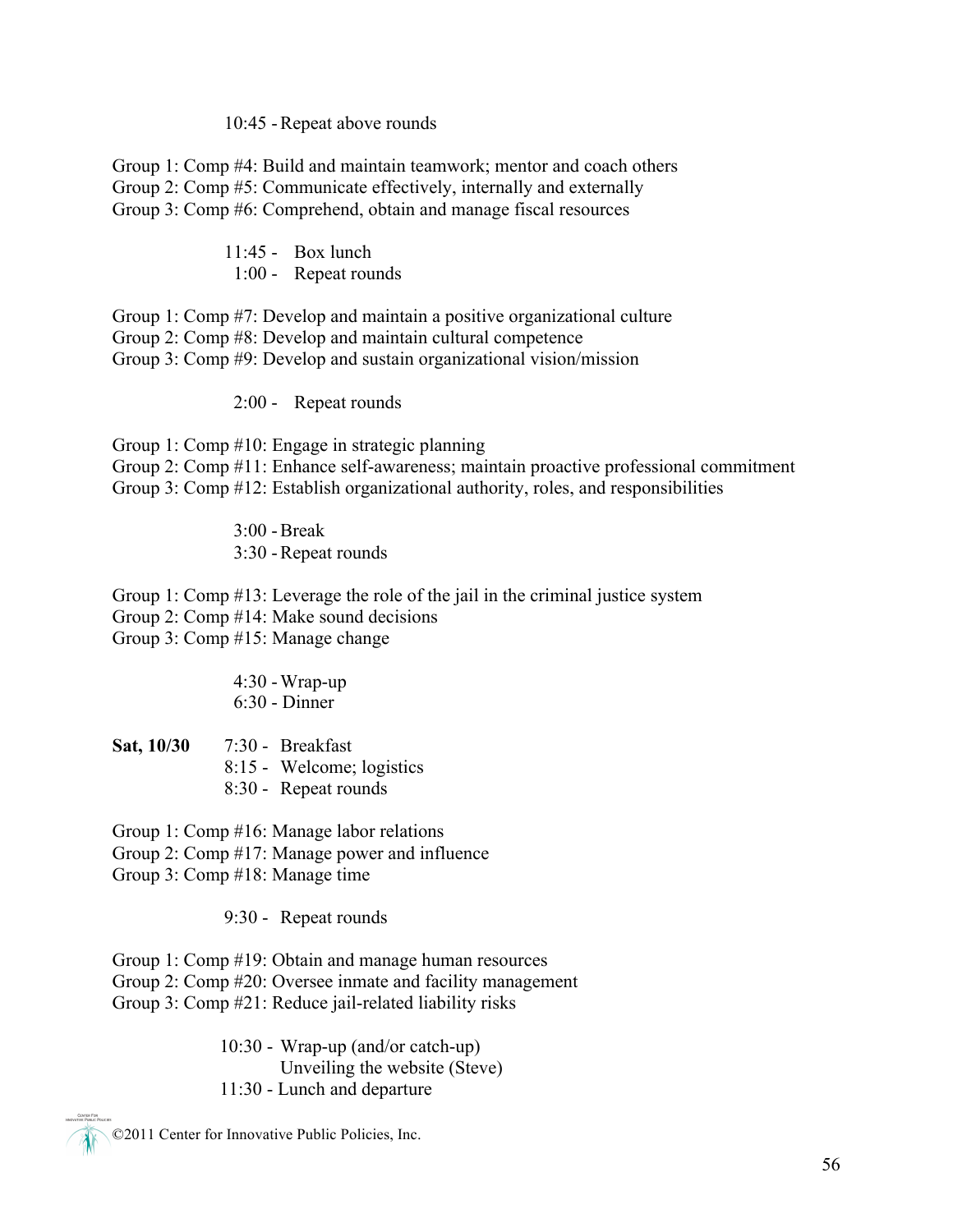10:45 - Repeat above rounds

Group 1: Comp #4: Build and maintain teamwork; mentor and coach others
Group 2: Comp #5: Communicate effectively, internally and externally
Group 3: Comp #6: Comprehend, obtain and manage fiscal resources

11:45 - Box lunch
1:00 - Repeat rounds

Group 1: Comp #7: Develop and maintain a positive organizational culture
Group 2: Comp #8: Develop and maintain cultural competence
Group 3: Comp #9: Develop and sustain organizational vision/mission

2:00 - Repeat rounds

Group 1: Comp #10: Engage in strategic planning
Group 2: Comp #11: Enhance self-awareness; maintain proactive professional commitment
Group 3: Comp #12: Establish organizational authority, roles, and responsibilities

3:00 - Break
3:30 - Repeat rounds

Group 1: Comp #13: Leverage the role of the jail in the criminal justice system
Group 2: Comp #14: Make sound decisions
Group 3: Comp #15: Manage change

4:30 - Wrap-up
6:30 - Dinner

**Sat, 10/30** 7:30 - Breakfast
8:15 - Welcome; logistics
8:30 - Repeat rounds

Group 1: Comp #16: Manage labor relations
Group 2: Comp #17: Manage power and influence
Group 3: Comp #18: Manage time

9:30 - Repeat rounds

Group 1: Comp #19: Obtain and manage human resources
Group 2: Comp #20: Oversee inmate and facility management
Group 3: Comp #21: Reduce jail-related liability risks

10:30 - Wrap-up (and/or catch-up)
Unveiling the website (Steve)
11:30 - Lunch and departure

©2011 Center for Innovative Public Policies, Inc.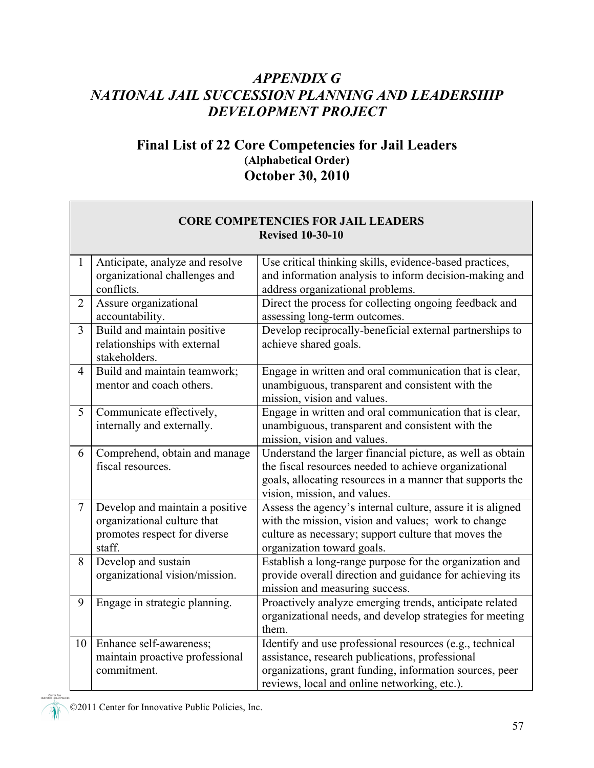# *APPENDIX G*
# *NATIONAL JAIL SUCCESSION PLANNING AND LEADERSHIP DEVELOPMENT PROJECT*

## Final List of 22 Core Competencies for Jail Leaders
**(Alphabetical Order)**
**October 30, 2010**

| **CORE COMPETENCIES FOR JAIL LEADERS**<br>**Revised 10-30-10** | | |
|---|---|---|
| 1 | Anticipate, analyze and resolve organizational challenges and conflicts. | Use critical thinking skills, evidence-based practices, and information analysis to inform decision-making and address organizational problems. |
| 2 | Assure organizational accountability. | Direct the process for collecting ongoing feedback and assessing long-term outcomes. |
| 3 | Build and maintain positive relationships with external stakeholders. | Develop reciprocally-beneficial external partnerships to achieve shared goals. |
| 4 | Build and maintain teamwork; mentor and coach others. | Engage in written and oral communication that is clear, unambiguous, transparent and consistent with the mission, vision and values. |
| 5 | Communicate effectively, internally and externally. | Engage in written and oral communication that is clear, unambiguous, transparent and consistent with the mission, vision and values. |
| 6 | Comprehend, obtain and manage fiscal resources. | Understand the larger financial picture, as well as obtain the fiscal resources needed to achieve organizational goals, allocating resources in a manner that supports the vision, mission, and values. |
| 7 | Develop and maintain a positive organizational culture that promotes respect for diverse staff. | Assess the agency's internal culture, assure it is aligned with the mission, vision and values; work to change culture as necessary; support culture that moves the organization toward goals. |
| 8 | Develop and sustain organizational vision/mission. | Establish a long-range purpose for the organization and provide overall direction and guidance for achieving its mission and measuring success. |
| 9 | Engage in strategic planning. | Proactively analyze emerging trends, anticipate related organizational needs, and develop strategies for meeting them. |
| 10 | Enhance self-awareness; maintain proactive professional commitment. | Identify and use professional resources (e.g., technical assistance, research publications, professional organizations, grant funding, information sources, peer reviews, local and online networking, etc.). |

©2011 Center for Innovative Public Policies, Inc.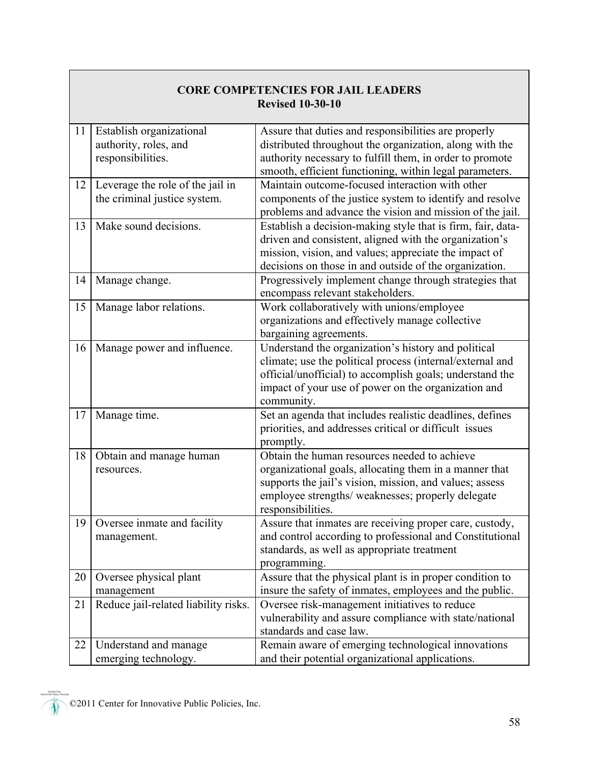| | CORE COMPETENCIES FOR JAIL LEADERS<br>Revised 10-30-10 | |
|---|---|---|
| 11 | Establish organizational authority, roles, and responsibilities. | Assure that duties and responsibilities are properly distributed throughout the organization, along with the authority necessary to fulfill them, in order to promote smooth, efficient functioning, within legal parameters. |
| 12 | Leverage the role of the jail in the criminal justice system. | Maintain outcome-focused interaction with other components of the justice system to identify and resolve problems and advance the vision and mission of the jail. |
| 13 | Make sound decisions. | Establish a decision-making style that is firm, fair, data-driven and consistent, aligned with the organization's mission, vision, and values; appreciate the impact of decisions on those in and outside of the organization. |
| 14 | Manage change. | Progressively implement change through strategies that encompass relevant stakeholders. |
| 15 | Manage labor relations. | Work collaboratively with unions/employee organizations and effectively manage collective bargaining agreements. |
| 16 | Manage power and influence. | Understand the organization's history and political climate; use the political process (internal/external and official/unofficial) to accomplish goals; understand the impact of your use of power on the organization and community. |
| 17 | Manage time. | Set an agenda that includes realistic deadlines, defines priorities, and addresses critical or difficult issues promptly. |
| 18 | Obtain and manage human resources. | Obtain the human resources needed to achieve organizational goals, allocating them in a manner that supports the jail's vision, mission, and values; assess employee strengths/ weaknesses; properly delegate responsibilities. |
| 19 | Oversee inmate and facility management. | Assure that inmates are receiving proper care, custody, and control according to professional and Constitutional standards, as well as appropriate treatment programming. |
| 20 | Oversee physical plant management | Assure that the physical plant is in proper condition to insure the safety of inmates, employees and the public. |
| 21 | Reduce jail-related liability risks. | Oversee risk-management initiatives to reduce vulnerability and assure compliance with state/national standards and case law. |
| 22 | Understand and manage emerging technology. | Remain aware of emerging technological innovations and their potential organizational applications. |

©2011 Center for Innovative Public Policies, Inc.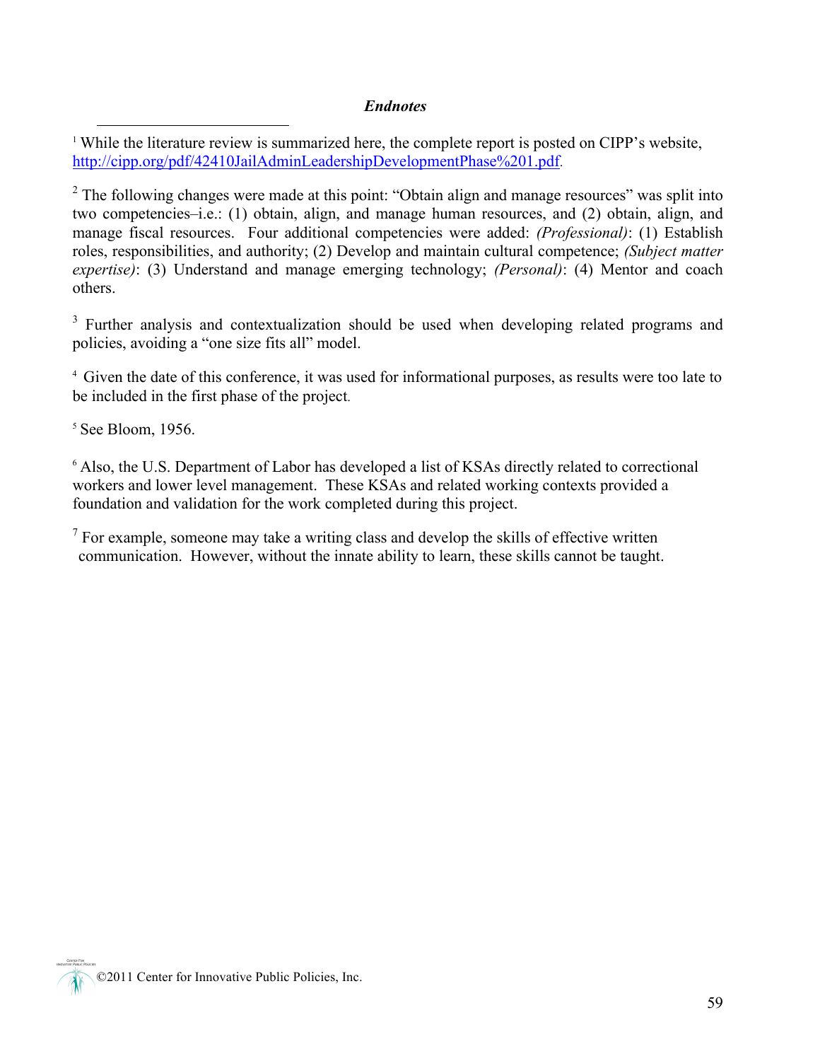***Endnotes***

[1] While the literature review is summarized here, the complete report is posted on CIPP's website, [http://cipp.org/pdf/42410JailAdminLeadershipDevelopmentPhase%201.pdf](http://cipp.org/pdf/42410JailAdminLeadershipDevelopmentPhase%201.pdf).

[2] The following changes were made at this point: "Obtain align and manage resources" was split into two competencies–i.e.: (1) obtain, align, and manage human resources, and (2) obtain, align, and manage fiscal resources. Four additional competencies were added: *(Professional)*: (1) Establish roles, responsibilities, and authority; (2) Develop and maintain cultural competence; *(Subject matter expertise)*: (3) Understand and manage emerging technology; *(Personal)*: (4) Mentor and coach others.

[3] Further analysis and contextualization should be used when developing related programs and policies, avoiding a "one size fits all" model.

[4] Given the date of this conference, it was used for informational purposes, as results were too late to be included in the first phase of the project.

[5] See Bloom, 1956.

[6] Also, the U.S. Department of Labor has developed a list of KSAs directly related to correctional workers and lower level management. These KSAs and related working contexts provided a foundation and validation for the work completed during this project.

[7] For example, someone may take a writing class and develop the skills of effective written communication. However, without the innate ability to learn, these skills cannot be taught.